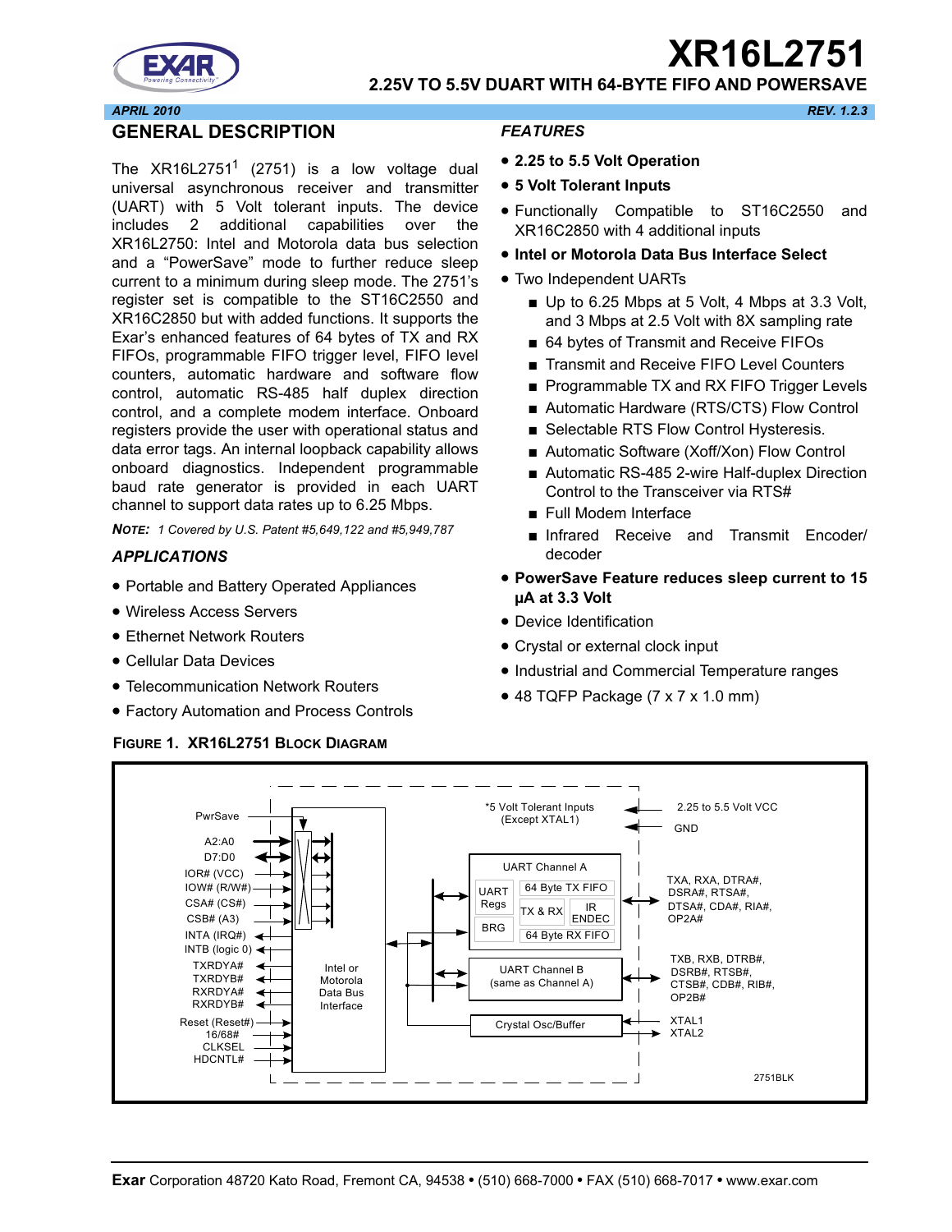# XR16L2751

## 2.25V TO 5.5V DUART WITH 64-BYTE FIFO AND POWERSAVE

*APRIL 2010* *REV. 1.2.3*

## GENERAL DESCRIPTION

The XR16L2751[1] (2751) is a low voltage dual universal asynchronous receiver and transmitter (UART) with 5 Volt tolerant inputs. The device includes 2 additional capabilities over the XR16L2750: Intel and Motorola data bus selection and a "PowerSave" mode to further reduce sleep current to a minimum during sleep mode. The 2751's register set is compatible to the ST16C2550 and XR16C2850 but with added functions. It supports the Exar's enhanced features of 64 bytes of TX and RX FIFOs, programmable FIFO trigger level, FIFO level counters, automatic hardware and software flow control, automatic RS-485 half duplex direction control, and a complete modem interface. Onboard registers provide the user with operational status and data error tags. An internal loopback capability allows onboard diagnostics. Independent programmable baud rate generator is provided in each UART channel to support data rates up to 6.25 Mbps.

***NOTE:*** *1 Covered by U.S. Patent #5,649,122 and #5,949,787*

### APPLICATIONS

- Portable and Battery Operated Appliances
- Wireless Access Servers
- Ethernet Network Routers
- Cellular Data Devices
- Telecommunication Network Routers
- Factory Automation and Process Controls

### FEATURES

- **2.25 to 5.5 Volt Operation**
- **5 Volt Tolerant Inputs**
- Functionally Compatible to ST16C2550 and XR16C2850 with 4 additional inputs
- **Intel or Motorola Data Bus Interface Select**
- Two Independent UARTs
  - Up to 6.25 Mbps at 5 Volt, 4 Mbps at 3.3 Volt, and 3 Mbps at 2.5 Volt with 8X sampling rate
  - 64 bytes of Transmit and Receive FIFOs
  - Transmit and Receive FIFO Level Counters
  - Programmable TX and RX FIFO Trigger Levels
  - Automatic Hardware (RTS/CTS) Flow Control
  - Selectable RTS Flow Control Hysteresis.
  - Automatic Software (Xoff/Xon) Flow Control
  - Automatic RS-485 2-wire Half-duplex Direction Control to the Transceiver via RTS#
  - Full Modem Interface
  - Infrared Receive and Transmit Encoder/decoder
- **PowerSave Feature reduces sleep current to 15 μA at 3.3 Volt**
- Device Identification
- Crystal or external clock input
- Industrial and Commercial Temperature ranges
- 48 TQFP Package (7 x 7 x 1.0 mm)

**FIGURE 1. XR16L2751 BLOCK DIAGRAM**

PwrSave, A2:A0, D7:D0, IOR# (VCC), IOW# (R/W#), CSA# (CS#), CSB# (A3), INTA (IRQ#), INTB (logic 0), TXRDYA#, TXRDYB#, RXRDYA#, RXRDYB#, Reset (Reset#), 16/68#, CLKSEL, HDCNTL#

Intel or Motorola Data Bus Interface

*5 Volt Tolerant Inputs (Except XTAL1)

2.25 to 5.5 Volt VCC, GND

UART Channel A: UART Regs, BRG, 64 Byte TX FIFO, TX & RX, IR ENDEC, 64 Byte RX FIFO

TXA, RXA, DTRA#, DSRA#, RTSA#, DTSA#, CDA#, RIA#, OP2A#

UART Channel B (same as Channel A)

TXB, RXB, DTRB#, DSRB#, RTSB#, CTSB#, CDB#, RIB#, OP2B#

Crystal Osc/Buffer: XTAL1, XTAL2

2751BLK

**Exar** Corporation 48720 Kato Road, Fremont CA, 94538 • (510) 668-7000 • FAX (510) 668-7017 • www.exar.com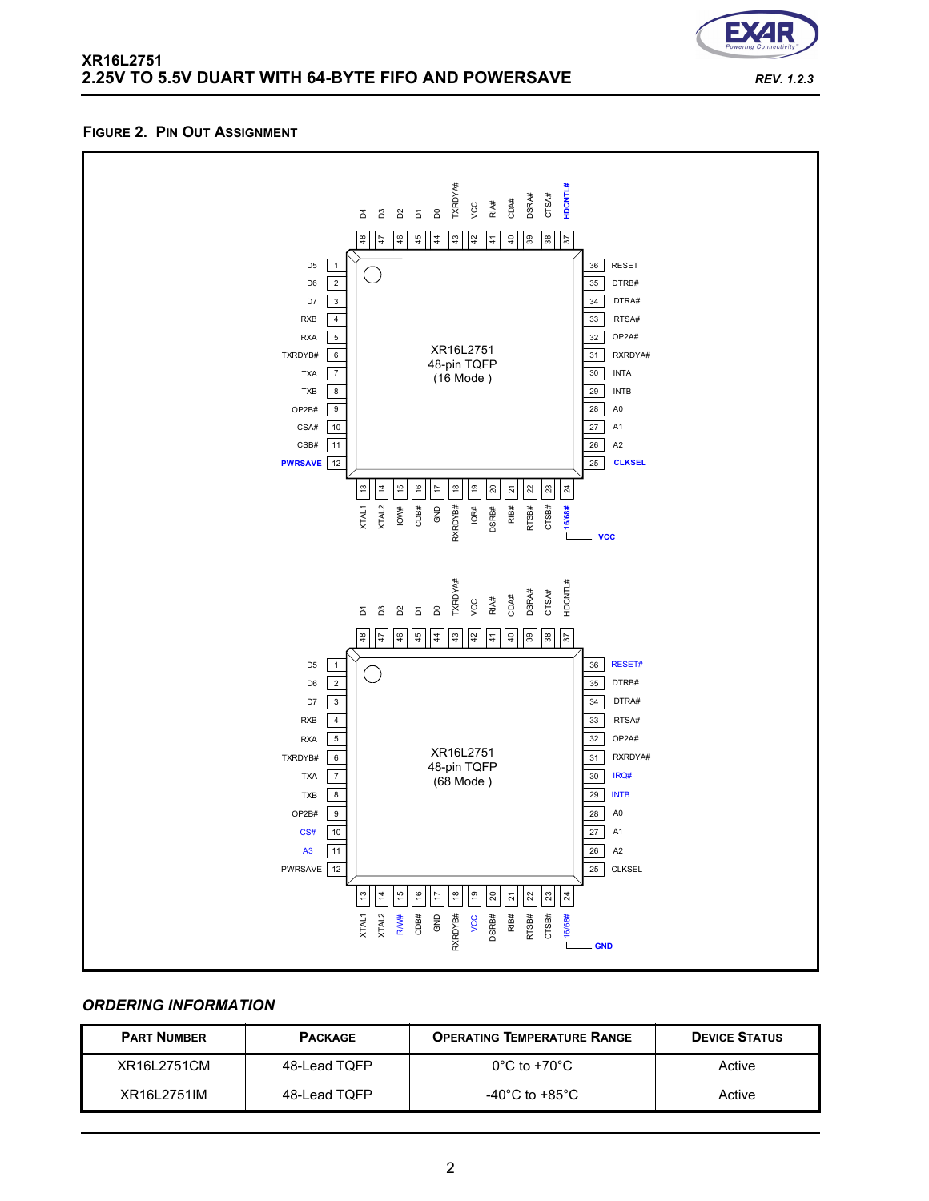**FIGURE 2. PIN OUT ASSIGNMENT**

**XR16L2751 48-pin TQFP (16 Mode)**

| Pin | Name | Pin | Name |
|---|---|---|---|
| 1 | D5 | 25 | CLKSEL |
| 2 | D6 | 26 | A2 |
| 3 | D7 | 27 | A1 |
| 4 | RXB | 28 | A0 |
| 5 | RXA | 29 | INTB |
| 6 | TXRDYB# | 30 | INTA |
| 7 | TXA | 31 | RXRDYA# |
| 8 | TXB | 32 | OP2A# |
| 9 | OP2B# | 33 | RTSA# |
| 10 | CSA# | 34 | DTRA# |
| 11 | CSB# | 35 | DTRB# |
| 12 | PWRSAVE | 36 | RESET |
| 13 | XTAL1 | 37 | HDCNTL# |
| 14 | XTAL2 | 38 | CTSA# |
| 15 | IOW# | 39 | DSRA# |
| 16 | CDB# | 40 | CDA# |
| 17 | GND | 41 | RIA# |
| 18 | RXRDYB# | 42 | VCC |
| 19 | IOR# | 43 | TXRDYA# |
| 20 | DSRB# | 44 | D0 |
| 21 | RIB# | 45 | D1 |
| 22 | RTSB# | 46 | D2 |
| 23 | CTSB# | 47 | D3 |
| 24 | 16/68# (to VCC) | 48 | D4 |

**XR16L2751 48-pin TQFP (68 Mode)**

| Pin | Name | Pin | Name |
|---|---|---|---|
| 1 | D5 | 25 | CLKSEL |
| 2 | D6 | 26 | A2 |
| 3 | D7 | 27 | A1 |
| 4 | RXB | 28 | A0 |
| 5 | RXA | 29 | INTB |
| 6 | TXRDYB# | 30 | IRQ# |
| 7 | TXA | 31 | RXRDYA# |
| 8 | TXB | 32 | OP2A# |
| 9 | OP2B# | 33 | RTSA# |
| 10 | CS# | 34 | DTRA# |
| 11 | A3 | 35 | DTRB# |
| 12 | PWRSAVE | 36 | RESET# |
| 13 | XTAL1 | 37 | HDCNTL# |
| 14 | XTAL2 | 38 | CTSA# |
| 15 | R/W# | 39 | DSRA# |
| 16 | CDB# | 40 | CDA# |
| 17 | GND | 41 | RIA# |
| 18 | RXRDYB# | 42 | VCC |
| 19 | VCC | 43 | TXRDYA# |
| 20 | DSRB# | 44 | D0 |
| 21 | RIB# | 45 | D1 |
| 22 | RTSB# | 46 | D2 |
| 23 | CTSB# | 47 | D3 |
| 24 | 16/68# (to GND) | 48 | D4 |

## ORDERING INFORMATION

| PART NUMBER | PACKAGE | OPERATING TEMPERATURE RANGE | DEVICE STATUS |
|---|---|---|---|
| XR16L2751CM | 48-Lead TQFP | 0°C to +70°C | Active |
| XR16L2751IM | 48-Lead TQFP | -40°C to +85°C | Active |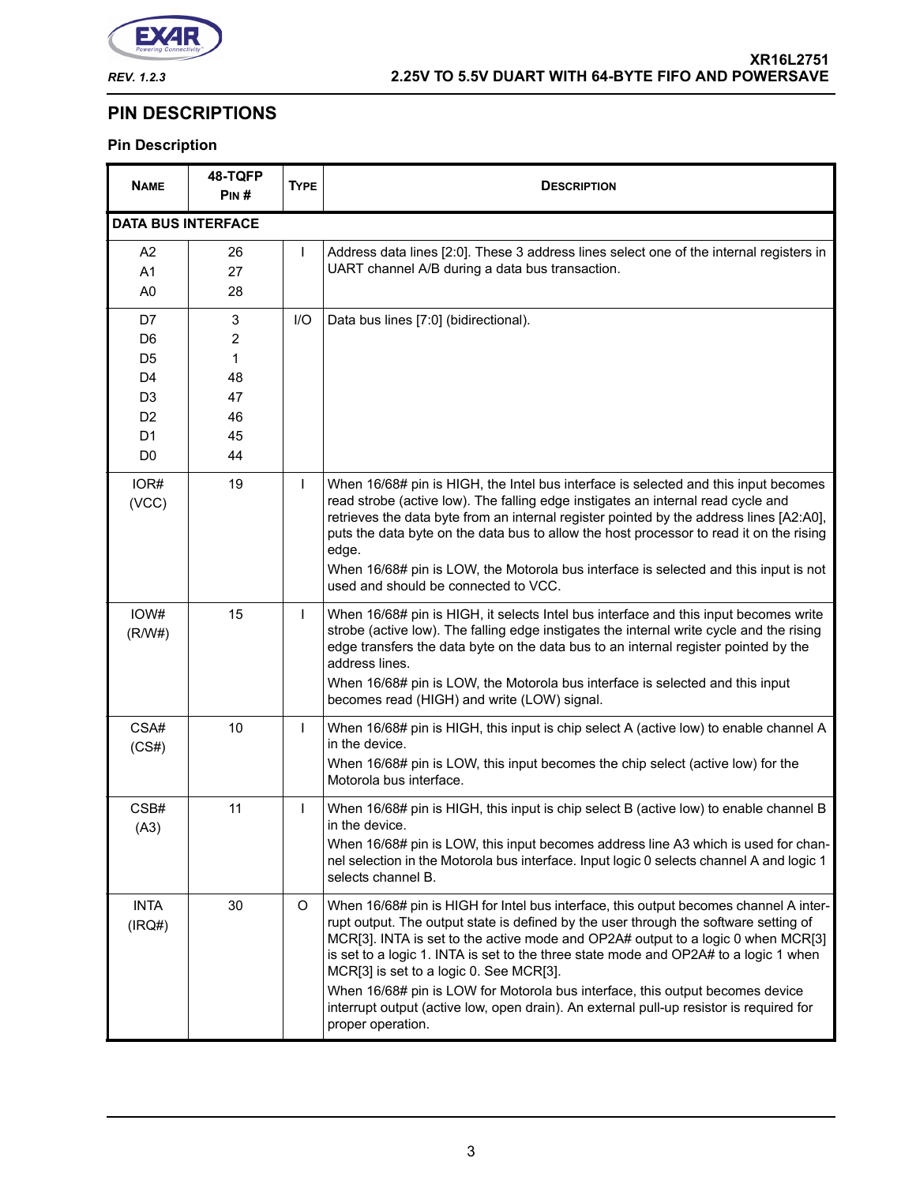## PIN DESCRIPTIONS

### Pin Description

| NAME | 48-TQFP PIN # | TYPE | DESCRIPTION |
|---|---|---|---|
| **DATA BUS INTERFACE** | | | |
| A2<br>A1<br>A0 | 26<br>27<br>28 | I | Address data lines [2:0]. These 3 address lines select one of the internal registers in UART channel A/B during a data bus transaction. |
| D7<br>D6<br>D5<br>D4<br>D3<br>D2<br>D1<br>D0 | 3<br>2<br>1<br>48<br>47<br>46<br>45<br>44 | I/O | Data bus lines [7:0] (bidirectional). |
| IOR#<br>(VCC) | 19 | I | When 16/68# pin is HIGH, the Intel bus interface is selected and this input becomes read strobe (active low). The falling edge instigates an internal read cycle and retrieves the data byte from an internal register pointed by the address lines [A2:A0], puts the data byte on the data bus to allow the host processor to read it on the rising edge.<br>When 16/68# pin is LOW, the Motorola bus interface is selected and this input is not used and should be connected to VCC. |
| IOW#<br>(R/W#) | 15 | I | When 16/68# pin is HIGH, it selects Intel bus interface and this input becomes write strobe (active low). The falling edge instigates the internal write cycle and the rising edge transfers the data byte on the data bus to an internal register pointed by the address lines.<br>When 16/68# pin is LOW, the Motorola bus interface is selected and this input becomes read (HIGH) and write (LOW) signal. |
| CSA#<br>(CS#) | 10 | I | When 16/68# pin is HIGH, this input is chip select A (active low) to enable channel A in the device.<br>When 16/68# pin is LOW, this input becomes the chip select (active low) for the Motorola bus interface. |
| CSB#<br>(A3) | 11 | I | When 16/68# pin is HIGH, this input is chip select B (active low) to enable channel B in the device.<br>When 16/68# pin is LOW, this input becomes address line A3 which is used for channel selection in the Motorola bus interface. Input logic 0 selects channel A and logic 1 selects channel B. |
| INTA<br>(IRQ#) | 30 | O | When 16/68# pin is HIGH for Intel bus interface, this output becomes channel A interrupt output. The output state is defined by the user through the software setting of MCR[3]. INTA is set to the active mode and OP2A# output to a logic 0 when MCR[3] is set to a logic 1. INTA is set to the three state mode and OP2A# to a logic 1 when MCR[3] is set to a logic 0. See MCR[3].<br>When 16/68# pin is LOW for Motorola bus interface, this output becomes device interrupt output (active low, open drain). An external pull-up resistor is required for proper operation. |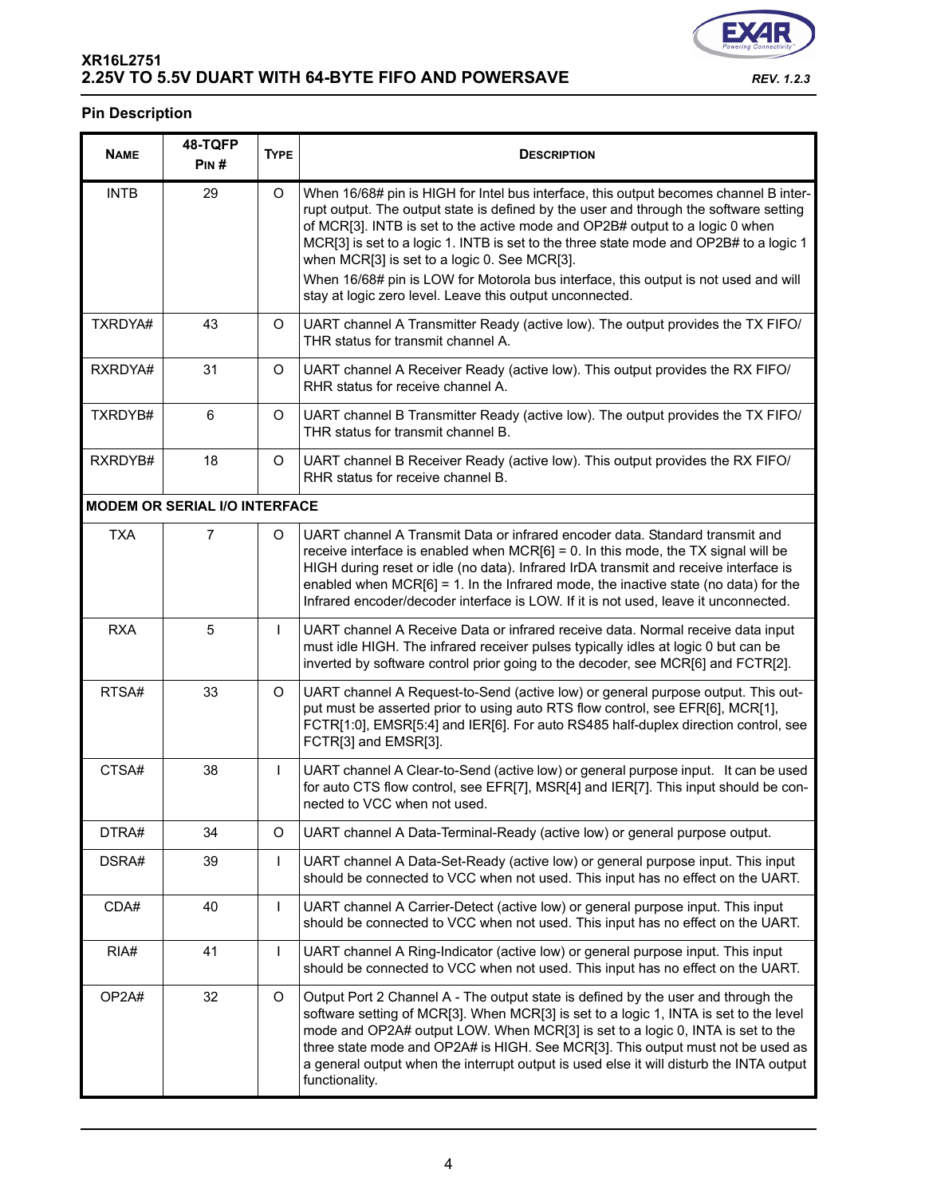## Pin Description

| Name | 48-TQFP Pin # | Type | Description |
|---|---|---|---|
| INTB | 29 | O | When 16/68# pin is HIGH for Intel bus interface, this output becomes channel B interrupt output. The output state is defined by the user and through the software setting of MCR[3]. INTB is set to the active mode and OP2B# output to a logic 0 when MCR[3] is set to a logic 1. INTB is set to the three state mode and OP2B# to a logic 1 when MCR[3] is set to a logic 0. See MCR[3]. When 16/68# pin is LOW for Motorola bus interface, this output is not used and will stay at logic zero level. Leave this output unconnected. |
| TXRDYA# | 43 | O | UART channel A Transmitter Ready (active low). The output provides the TX FIFO/ THR status for transmit channel A. |
| RXRDYA# | 31 | O | UART channel A Receiver Ready (active low). This output provides the RX FIFO/ RHR status for receive channel A. |
| TXRDYB# | 6 | O | UART channel B Transmitter Ready (active low). The output provides the TX FIFO/ THR status for transmit channel B. |
| RXRDYB# | 18 | O | UART channel B Receiver Ready (active low). This output provides the RX FIFO/ RHR status for receive channel B. |
| **MODEM OR SERIAL I/O INTERFACE** | | | |
| TXA | 7 | O | UART channel A Transmit Data or infrared encoder data. Standard transmit and receive interface is enabled when MCR[6] = 0. In this mode, the TX signal will be HIGH during reset or idle (no data). Infrared IrDA transmit and receive interface is enabled when MCR[6] = 1. In the Infrared mode, the inactive state (no data) for the Infrared encoder/decoder interface is LOW. If it is not used, leave it unconnected. |
| RXA | 5 | I | UART channel A Receive Data or infrared receive data. Normal receive data input must idle HIGH. The infrared receiver pulses typically idles at logic 0 but can be inverted by software control prior going to the decoder, see MCR[6] and FCTR[2]. |
| RTSA# | 33 | O | UART channel A Request-to-Send (active low) or general purpose output. This output must be asserted prior to using auto RTS flow control, see EFR[6], MCR[1], FCTR[1:0], EMSR[5:4] and IER[6]. For auto RS485 half-duplex direction control, see FCTR[3] and EMSR[3]. |
| CTSA# | 38 | I | UART channel A Clear-to-Send (active low) or general purpose input. It can be used for auto CTS flow control, see EFR[7], MSR[4] and IER[7]. This input should be connected to VCC when not used. |
| DTRA# | 34 | O | UART channel A Data-Terminal-Ready (active low) or general purpose output. |
| DSRA# | 39 | I | UART channel A Data-Set-Ready (active low) or general purpose input. This input should be connected to VCC when not used. This input has no effect on the UART. |
| CDA# | 40 | I | UART channel A Carrier-Detect (active low) or general purpose input. This input should be connected to VCC when not used. This input has no effect on the UART. |
| RIA# | 41 | I | UART channel A Ring-Indicator (active low) or general purpose input. This input should be connected to VCC when not used. This input has no effect on the UART. |
| OP2A# | 32 | O | Output Port 2 Channel A - The output state is defined by the user and through the software setting of MCR[3]. When MCR[3] is set to a logic 1, INTA is set to the level mode and OP2A# output LOW. When MCR[3] is set to a logic 0, INTA is set to the three state mode and OP2A# is HIGH. See MCR[3]. This output must not be used as a general output when the interrupt output is used else it will disturb the INTA output functionality. |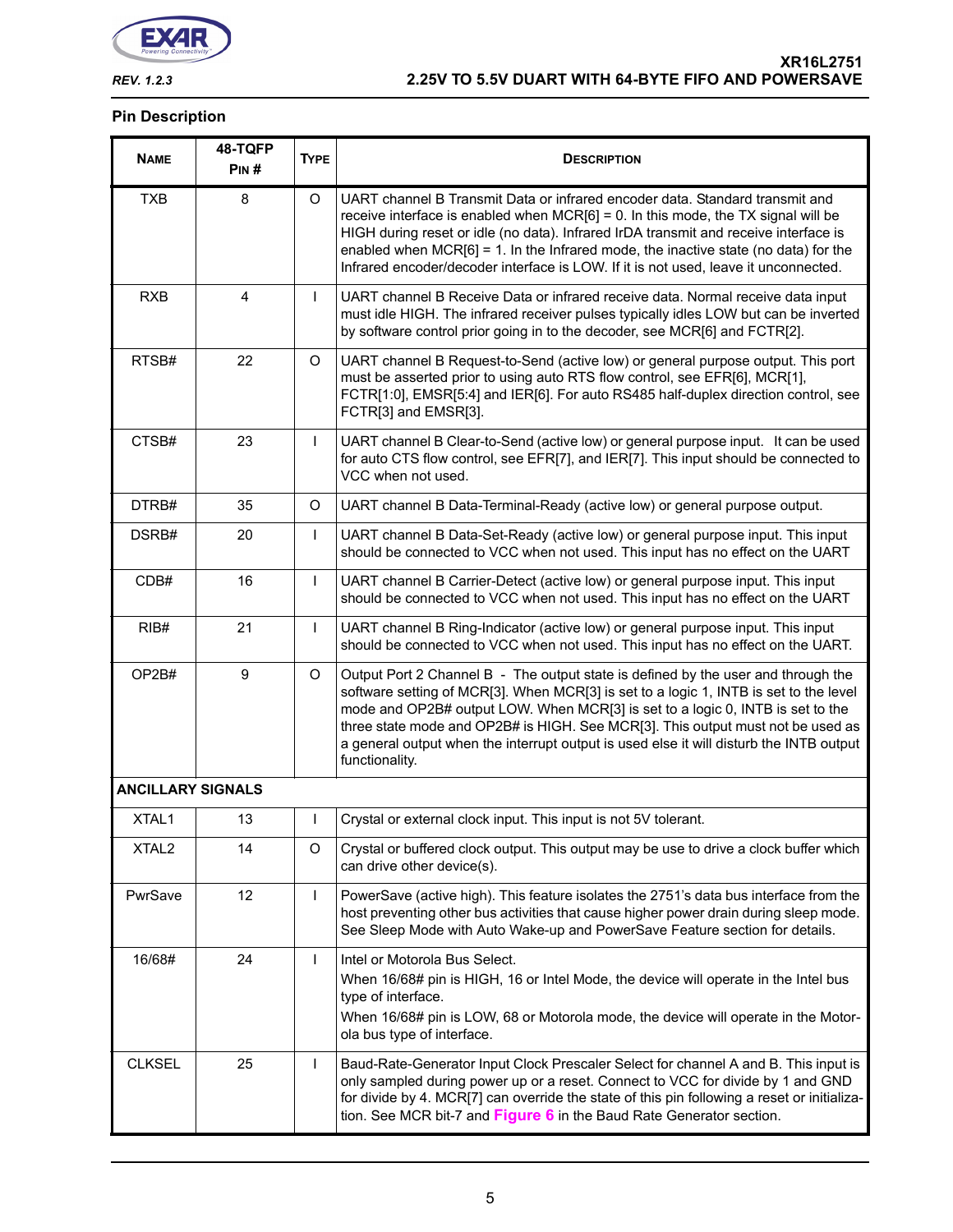## Pin Description

| NAME | 48-TQFP PIN # | TYPE | DESCRIPTION |
|---|---|---|---|
| TXB | 8 | O | UART channel B Transmit Data or infrared encoder data. Standard transmit and receive interface is enabled when MCR[6] = 0. In this mode, the TX signal will be HIGH during reset or idle (no data). Infrared IrDA transmit and receive interface is enabled when MCR[6] = 1. In the Infrared mode, the inactive state (no data) for the Infrared encoder/decoder interface is LOW. If it is not used, leave it unconnected. |
| RXB | 4 | I | UART channel B Receive Data or infrared receive data. Normal receive data input must idle HIGH. The infrared receiver pulses typically idles LOW but can be inverted by software control prior going in to the decoder, see MCR[6] and FCTR[2]. |
| RTSB# | 22 | O | UART channel B Request-to-Send (active low) or general purpose output. This port must be asserted prior to using auto RTS flow control, see EFR[6], MCR[1], FCTR[1:0], EMSR[5:4] and IER[6]. For auto RS485 half-duplex direction control, see FCTR[3] and EMSR[3]. |
| CTSB# | 23 | I | UART channel B Clear-to-Send (active low) or general purpose input. It can be used for auto CTS flow control, see EFR[7], and IER[7]. This input should be connected to VCC when not used. |
| DTRB# | 35 | O | UART channel B Data-Terminal-Ready (active low) or general purpose output. |
| DSRB# | 20 | I | UART channel B Data-Set-Ready (active low) or general purpose input. This input should be connected to VCC when not used. This input has no effect on the UART |
| CDB# | 16 | I | UART channel B Carrier-Detect (active low) or general purpose input. This input should be connected to VCC when not used. This input has no effect on the UART |
| RIB# | 21 | I | UART channel B Ring-Indicator (active low) or general purpose input. This input should be connected to VCC when not used. This input has no effect on the UART. |
| OP2B# | 9 | O | Output Port 2 Channel B - The output state is defined by the user and through the software setting of MCR[3]. When MCR[3] is set to a logic 1, INTB is set to the level mode and OP2B# output LOW. When MCR[3] is set to a logic 0, INTB is set to the three state mode and OP2B# is HIGH. See MCR[3]. This output must not be used as a general output when the interrupt output is used else it will disturb the INTB output functionality. |
| **ANCILLARY SIGNALS** | | | |
| XTAL1 | 13 | I | Crystal or external clock input. This input is not 5V tolerant. |
| XTAL2 | 14 | O | Crystal or buffered clock output. This output may be use to drive a clock buffer which can drive other device(s). |
| PwrSave | 12 | I | PowerSave (active high). This feature isolates the 2751's data bus interface from the host preventing other bus activities that cause higher power drain during sleep mode. See Sleep Mode with Auto Wake-up and PowerSave Feature section for details. |
| 16/68# | 24 | I | Intel or Motorola Bus Select. When 16/68# pin is HIGH, 16 or Intel Mode, the device will operate in the Intel bus type of interface. When 16/68# pin is LOW, 68 or Motorola mode, the device will operate in the Motorola bus type of interface. |
| CLKSEL | 25 | I | Baud-Rate-Generator Input Clock Prescaler Select for channel A and B. This input is only sampled during power up or a reset. Connect to VCC for divide by 1 and GND for divide by 4. MCR[7] can override the state of this pin following a reset or initialization. See MCR bit-7 and **Figure 6** in the Baud Rate Generator section. |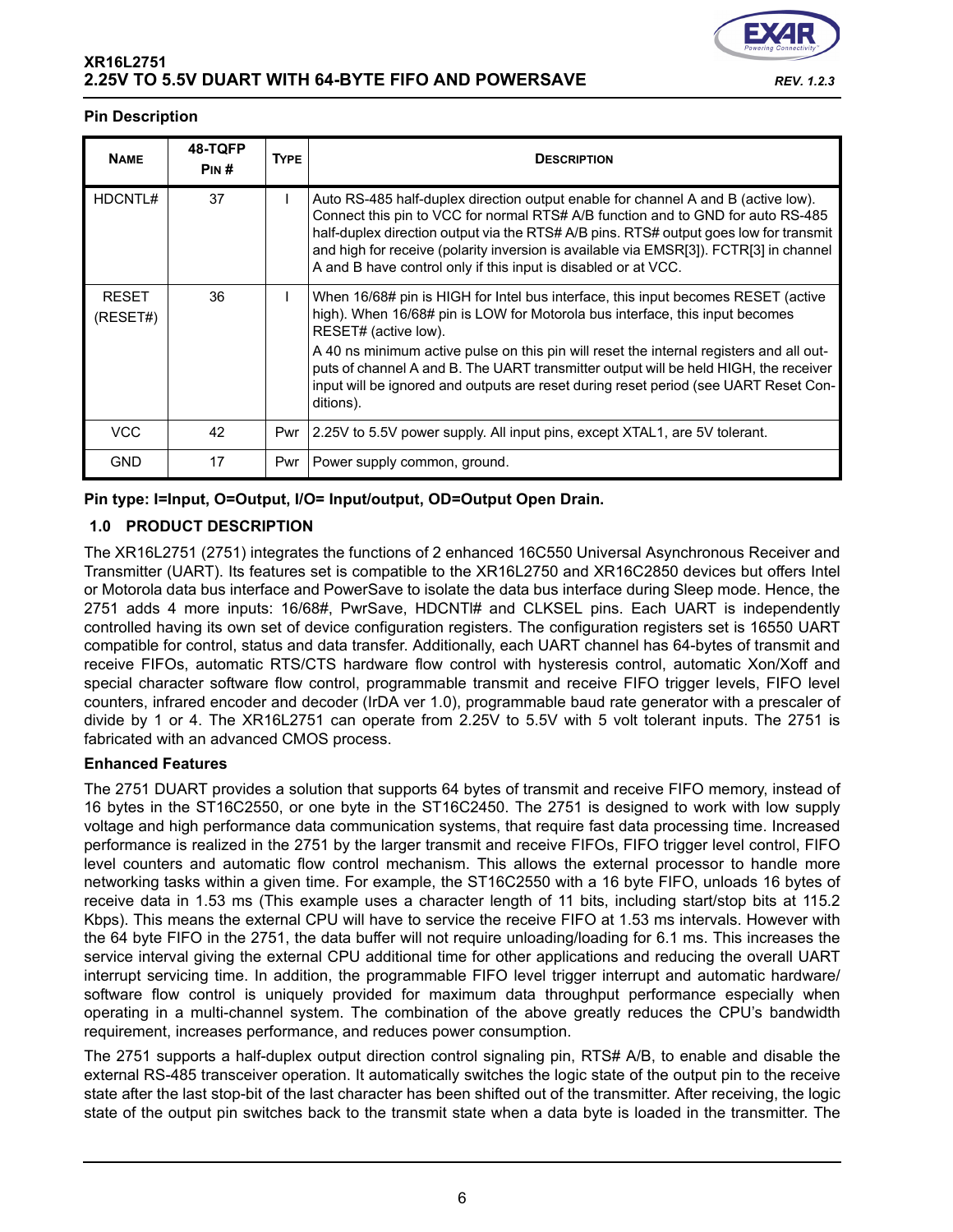**Pin Description**

| NAME | 48-TQFP PIN # | TYPE | DESCRIPTION |
|---|---|---|---|
| HDCNTL# | 37 | I | Auto RS-485 half-duplex direction output enable for channel A and B (active low). Connect this pin to VCC for normal RTS# A/B function and to GND for auto RS-485 half-duplex direction output via the RTS# A/B pins. RTS# output goes low for transmit and high for receive (polarity inversion is available via EMSR[3]). FCTR[3] in channel A and B have control only if this input is disabled or at VCC. |
| RESET (RESET#) | 36 | I | When 16/68# pin is HIGH for Intel bus interface, this input becomes RESET (active high). When 16/68# pin is LOW for Motorola bus interface, this input becomes RESET# (active low).<br>A 40 ns minimum active pulse on this pin will reset the internal registers and all outputs of channel A and B. The UART transmitter output will be held HIGH, the receiver input will be ignored and outputs are reset during reset period (see UART Reset Conditions). |
| VCC | 42 | Pwr | 2.25V to 5.5V power supply. All input pins, except XTAL1, are 5V tolerant. |
| GND | 17 | Pwr | Power supply common, ground. |

**Pin type: I=Input, O=Output, I/O= Input/output, OD=Output Open Drain.**

## 1.0 PRODUCT DESCRIPTION

The XR16L2751 (2751) integrates the functions of 2 enhanced 16C550 Universal Asynchronous Receiver and Transmitter (UART). Its features set is compatible to the XR16L2750 and XR16C2850 devices but offers Intel or Motorola data bus interface and PowerSave to isolate the data bus interface during Sleep mode. Hence, the 2751 adds 4 more inputs: 16/68#, PwrSave, HDCNTl# and CLKSEL pins. Each UART is independently controlled having its own set of device configuration registers. The configuration registers set is 16550 UART compatible for control, status and data transfer. Additionally, each UART channel has 64-bytes of transmit and receive FIFOs, automatic RTS/CTS hardware flow control with hysteresis control, automatic Xon/Xoff and special character software flow control, programmable transmit and receive FIFO trigger levels, FIFO level counters, infrared encoder and decoder (IrDA ver 1.0), programmable baud rate generator with a prescaler of divide by 1 or 4. The XR16L2751 can operate from 2.25V to 5.5V with 5 volt tolerant inputs. The 2751 is fabricated with an advanced CMOS process.

### Enhanced Features

The 2751 DUART provides a solution that supports 64 bytes of transmit and receive FIFO memory, instead of 16 bytes in the ST16C2550, or one byte in the ST16C2450. The 2751 is designed to work with low supply voltage and high performance data communication systems, that require fast data processing time. Increased performance is realized in the 2751 by the larger transmit and receive FIFOs, FIFO trigger level control, FIFO level counters and automatic flow control mechanism. This allows the external processor to handle more networking tasks within a given time. For example, the ST16C2550 with a 16 byte FIFO, unloads 16 bytes of receive data in 1.53 ms (This example uses a character length of 11 bits, including start/stop bits at 115.2 Kbps). This means the external CPU will have to service the receive FIFO at 1.53 ms intervals. However with the 64 byte FIFO in the 2751, the data buffer will not require unloading/loading for 6.1 ms. This increases the service interval giving the external CPU additional time for other applications and reducing the overall UART interrupt servicing time. In addition, the programmable FIFO level trigger interrupt and automatic hardware/ software flow control is uniquely provided for maximum data throughput performance especially when operating in a multi-channel system. The combination of the above greatly reduces the CPU's bandwidth requirement, increases performance, and reduces power consumption.

The 2751 supports a half-duplex output direction control signaling pin, RTS# A/B, to enable and disable the external RS-485 transceiver operation. It automatically switches the logic state of the output pin to the receive state after the last stop-bit of the last character has been shifted out of the transmitter. After receiving, the logic state of the output pin switches back to the transmit state when a data byte is loaded in the transmitter. The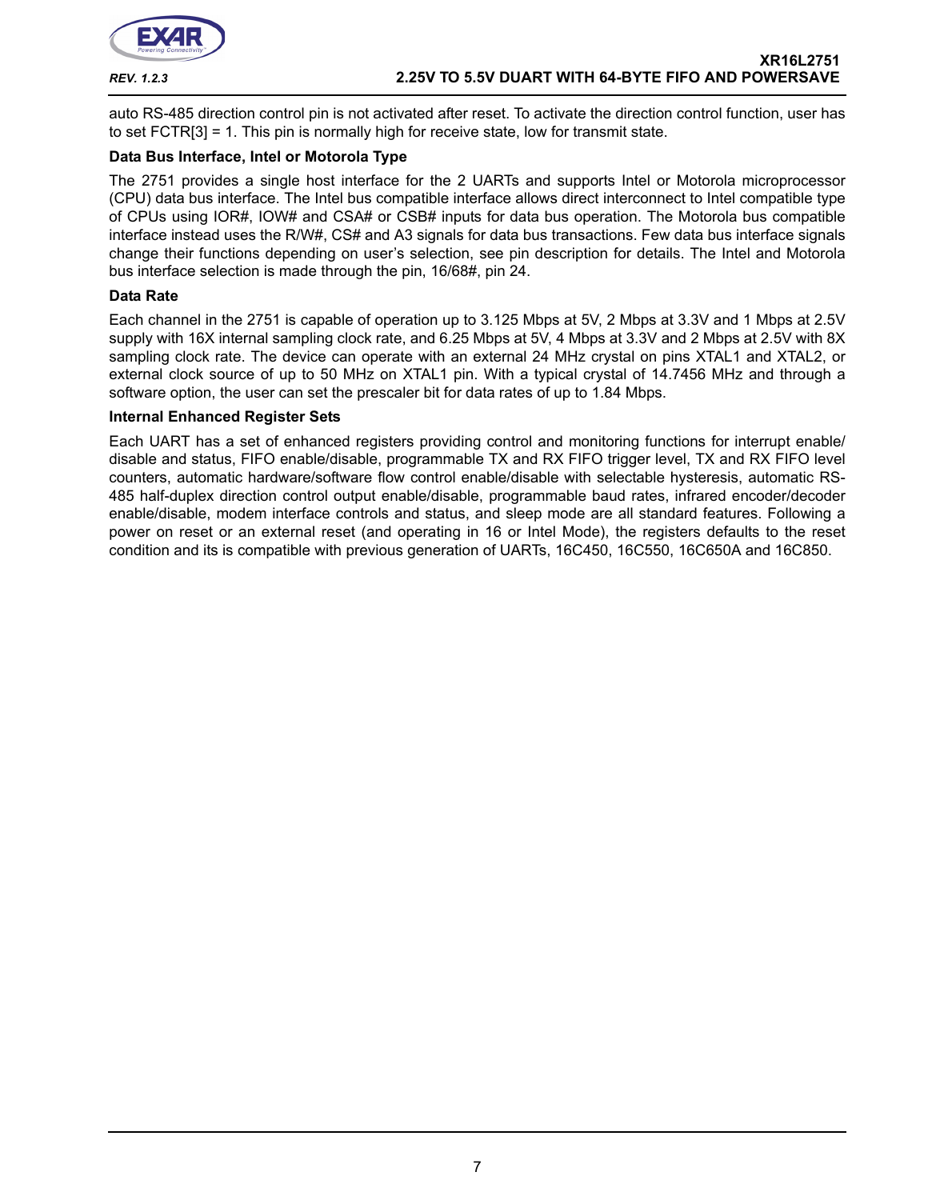auto RS-485 direction control pin is not activated after reset. To activate the direction control function, user has to set FCTR[3] = 1. This pin is normally high for receive state, low for transmit state.

**Data Bus Interface, Intel or Motorola Type**

The 2751 provides a single host interface for the 2 UARTs and supports Intel or Motorola microprocessor (CPU) data bus interface. The Intel bus compatible interface allows direct interconnect to Intel compatible type of CPUs using IOR#, IOW# and CSA# or CSB# inputs for data bus operation. The Motorola bus compatible interface instead uses the R/W#, CS# and A3 signals for data bus transactions. Few data bus interface signals change their functions depending on user's selection, see pin description for details. The Intel and Motorola bus interface selection is made through the pin, 16/68#, pin 24.

**Data Rate**

Each channel in the 2751 is capable of operation up to 3.125 Mbps at 5V, 2 Mbps at 3.3V and 1 Mbps at 2.5V supply with 16X internal sampling clock rate, and 6.25 Mbps at 5V, 4 Mbps at 3.3V and 2 Mbps at 2.5V with 8X sampling clock rate. The device can operate with an external 24 MHz crystal on pins XTAL1 and XTAL2, or external clock source of up to 50 MHz on XTAL1 pin. With a typical crystal of 14.7456 MHz and through a software option, the user can set the prescaler bit for data rates of up to 1.84 Mbps.

**Internal Enhanced Register Sets**

Each UART has a set of enhanced registers providing control and monitoring functions for interrupt enable/disable and status, FIFO enable/disable, programmable TX and RX FIFO trigger level, TX and RX FIFO level counters, automatic hardware/software flow control enable/disable with selectable hysteresis, automatic RS-485 half-duplex direction control output enable/disable, programmable baud rates, infrared encoder/decoder enable/disable, modem interface controls and status, and sleep mode are all standard features. Following a power on reset or an external reset (and operating in 16 or Intel Mode), the registers defaults to the reset condition and its is compatible with previous generation of UARTs, 16C450, 16C550, 16C650A and 16C850.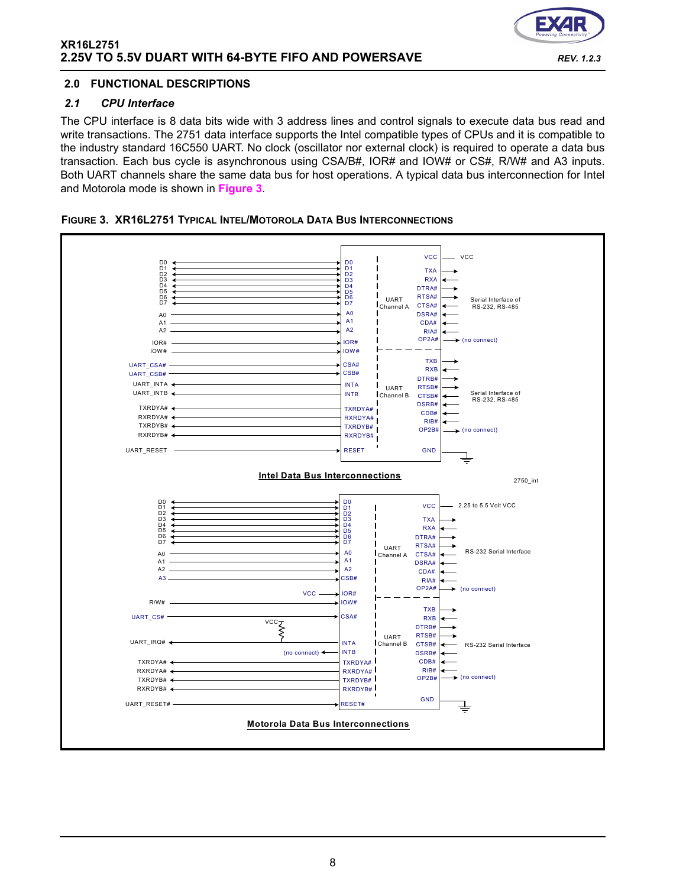## 2.0 FUNCTIONAL DESCRIPTIONS

### *2.1 CPU Interface*

The CPU interface is 8 data bits wide with 3 address lines and control signals to execute data bus read and write transactions. The 2751 data interface supports the Intel compatible types of CPUs and it is compatible to the industry standard 16C550 UART. No clock (oscillator nor external clock) is required to operate a data bus transaction. Each bus cycle is asynchronous using CSA/B#, IOR# and IOW# or CS#, R/W# and A3 inputs. Both UART channels share the same data bus for host operations. A typical data bus interconnection for Intel and Motorola mode is shown in **Figure 3**.

**FIGURE 3. XR16L2751 TYPICAL INTEL/MOTOROLA DATA BUS INTERCONNECTIONS**

**Intel Data Bus Interconnections**

**Motorola Data Bus Interconnections**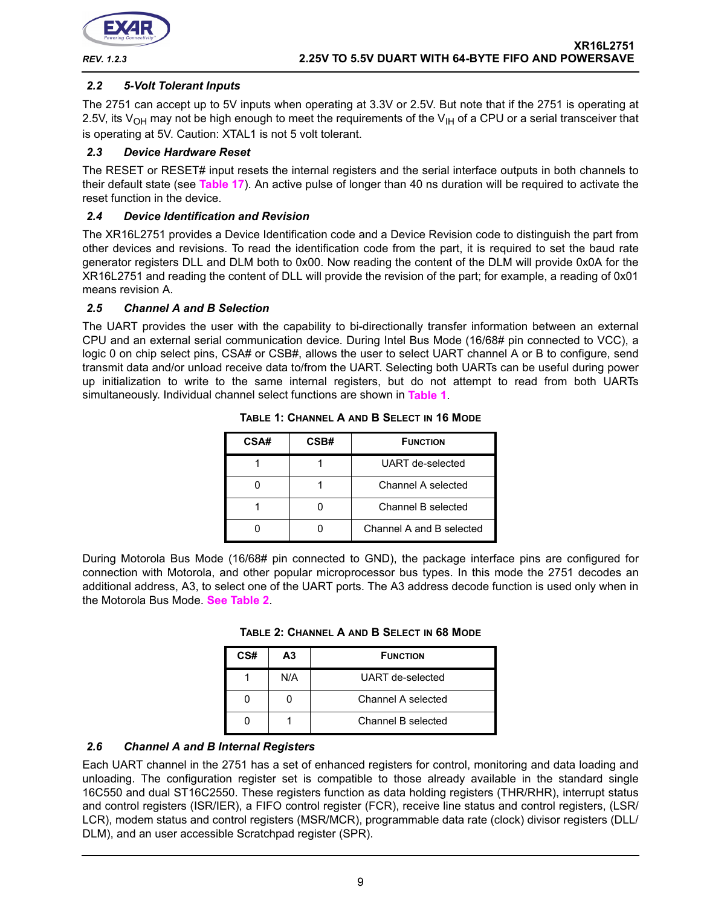### *2.2 5-Volt Tolerant Inputs*

The 2751 can accept up to 5V inputs when operating at 3.3V or 2.5V. But note that if the 2751 is operating at 2.5V, its $V_{OH}$ may not be high enough to meet the requirements of the $V_{IH}$ of a CPU or a serial transceiver that is operating at 5V. Caution: XTAL1 is not 5 volt tolerant.

### *2.3 Device Hardware Reset*

The RESET or RESET# input resets the internal registers and the serial interface outputs in both channels to their default state (see **Table 17**). An active pulse of longer than 40 ns duration will be required to activate the reset function in the device.

### *2.4 Device Identification and Revision*

The XR16L2751 provides a Device Identification code and a Device Revision code to distinguish the part from other devices and revisions. To read the identification code from the part, it is required to set the baud rate generator registers DLL and DLM both to 0x00. Now reading the content of the DLM will provide 0x0A for the XR16L2751 and reading the content of DLL will provide the revision of the part; for example, a reading of 0x01 means revision A.

### *2.5 Channel A and B Selection*

The UART provides the user with the capability to bi-directionally transfer information between an external CPU and an external serial communication device. During Intel Bus Mode (16/68# pin connected to VCC), a logic 0 on chip select pins, CSA# or CSB#, allows the user to select UART channel A or B to configure, send transmit data and/or unload receive data to/from the UART. Selecting both UARTs can be useful during power up initialization to write to the same internal registers, but do not attempt to read from both UARTs simultaneously. Individual channel select functions are shown in **Table 1**.

**TABLE 1: CHANNEL A AND B SELECT IN 16 MODE**

| CSA# | CSB# | FUNCTION |
|---|---|---|
| 1 | 1 | UART de-selected |
| 0 | 1 | Channel A selected |
| 1 | 0 | Channel B selected |
| 0 | 0 | Channel A and B selected |

During Motorola Bus Mode (16/68# pin connected to GND), the package interface pins are configured for connection with Motorola, and other popular microprocessor bus types. In this mode the 2751 decodes an additional address, A3, to select one of the UART ports. The A3 address decode function is used only when in the Motorola Bus Mode. **See Table 2**.

**TABLE 2: CHANNEL A AND B SELECT IN 68 MODE**

| CS# | A3 | FUNCTION |
|---|---|---|
| 1 | N/A | UART de-selected |
| 0 | 0 | Channel A selected |
| 0 | 1 | Channel B selected |

### *2.6 Channel A and B Internal Registers*

Each UART channel in the 2751 has a set of enhanced registers for control, monitoring and data loading and unloading. The configuration register set is compatible to those already available in the standard single 16C550 and dual ST16C2550. These registers function as data holding registers (THR/RHR), interrupt status and control registers (ISR/IER), a FIFO control register (FCR), receive line status and control registers, (LSR/LCR), modem status and control registers (MSR/MCR), programmable data rate (clock) divisor registers (DLL/DLM), and an user accessible Scratchpad register (SPR).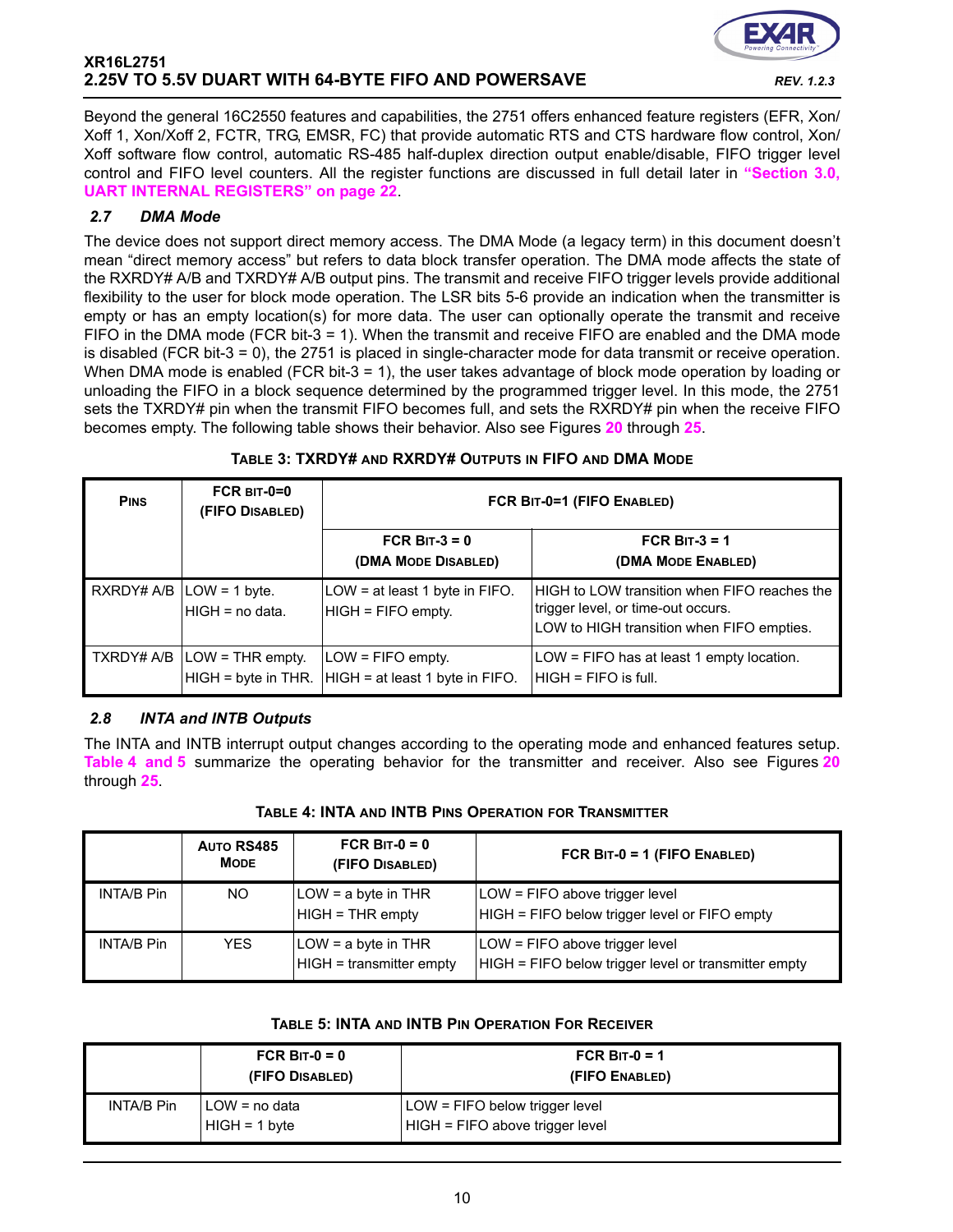Beyond the general 16C2550 features and capabilities, the 2751 offers enhanced feature registers (EFR, Xon/Xoff 1, Xon/Xoff 2, FCTR, TRG, EMSR, FC) that provide automatic RTS and CTS hardware flow control, Xon/Xoff software flow control, automatic RS-485 half-duplex direction output enable/disable, FIFO trigger level control and FIFO level counters. All the register functions are discussed in full detail later in **"Section 3.0, UART INTERNAL REGISTERS" on page 22**.

### *2.7 DMA Mode*

The device does not support direct memory access. The DMA Mode (a legacy term) in this document doesn't mean "direct memory access" but refers to data block transfer operation. The DMA mode affects the state of the RXRDY# A/B and TXRDY# A/B output pins. The transmit and receive FIFO trigger levels provide additional flexibility to the user for block mode operation. The LSR bits 5-6 provide an indication when the transmitter is empty or has an empty location(s) for more data. The user can optionally operate the transmit and receive FIFO in the DMA mode (FCR bit-3 = 1). When the transmit and receive FIFO are enabled and the DMA mode is disabled (FCR bit-3 = 0), the 2751 is placed in single-character mode for data transmit or receive operation. When DMA mode is enabled (FCR bit-3 = 1), the user takes advantage of block mode operation by loading or unloading the FIFO in a block sequence determined by the programmed trigger level. In this mode, the 2751 sets the TXRDY# pin when the transmit FIFO becomes full, and sets the RXRDY# pin when the receive FIFO becomes empty. The following table shows their behavior. Also see Figures **20** through **25**.

**TABLE 3: TXRDY# AND RXRDY# OUTPUTS IN FIFO AND DMA MODE**

| PINS | FCR BIT-0=0 (FIFO DISABLED) | FCR BIT-0=1 (FIFO ENABLED) | |
|---|---|---|---|
| | | FCR BIT-3 = 0 (DMA MODE DISABLED) | FCR BIT-3 = 1 (DMA MODE ENABLED) |
| RXRDY# A/B | LOW = 1 byte.<br>HIGH = no data. | LOW = at least 1 byte in FIFO.<br>HIGH = FIFO empty. | HIGH to LOW transition when FIFO reaches the trigger level, or time-out occurs.<br>LOW to HIGH transition when FIFO empties. |
| TXRDY# A/B | LOW = THR empty.<br>HIGH = byte in THR. | LOW = FIFO empty.<br>HIGH = at least 1 byte in FIFO. | LOW = FIFO has at least 1 empty location.<br>HIGH = FIFO is full. |

### *2.8 INTA and INTB Outputs*

The INTA and INTB interrupt output changes according to the operating mode and enhanced features setup. **Table 4 and 5** summarize the operating behavior for the transmitter and receiver. Also see Figures **20** through **25**.

**TABLE 4: INTA AND INTB PINS OPERATION FOR TRANSMITTER**

| | AUTO RS485 MODE | FCR BIT-0 = 0 (FIFO DISABLED) | FCR BIT-0 = 1 (FIFO ENABLED) |
|---|---|---|---|
| INTA/B Pin | NO | LOW = a byte in THR<br>HIGH = THR empty | LOW = FIFO above trigger level<br>HIGH = FIFO below trigger level or FIFO empty |
| INTA/B Pin | YES | LOW = a byte in THR<br>HIGH = transmitter empty | LOW = FIFO above trigger level<br>HIGH = FIFO below trigger level or transmitter empty |

**TABLE 5: INTA AND INTB PIN OPERATION FOR RECEIVER**

| | FCR BIT-0 = 0 (FIFO DISABLED) | FCR BIT-0 = 1 (FIFO ENABLED) |
|---|---|---|
| INTA/B Pin | LOW = no data<br>HIGH = 1 byte | LOW = FIFO below trigger level<br>HIGH = FIFO above trigger level |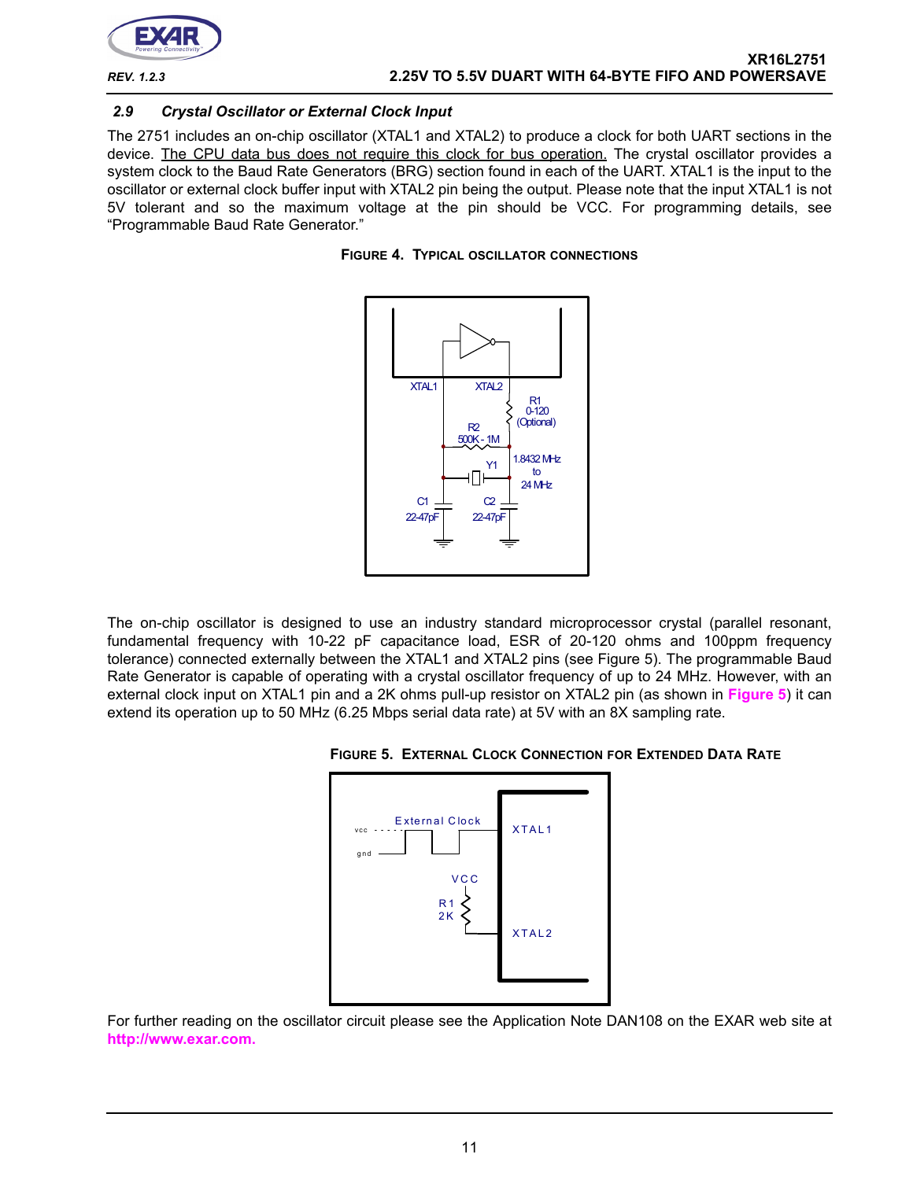### 2.9 Crystal Oscillator or External Clock Input

The 2751 includes an on-chip oscillator (XTAL1 and XTAL2) to produce a clock for both UART sections in the device. The CPU data bus does not require this clock for bus operation. The crystal oscillator provides a system clock to the Baud Rate Generators (BRG) section found in each of the UART. XTAL1 is the input to the oscillator or external clock buffer input with XTAL2 pin being the output. Please note that the input XTAL1 is not 5V tolerant and so the maximum voltage at the pin should be VCC. For programming details, see "Programmable Baud Rate Generator."

**FIGURE 4. TYPICAL OSCILLATOR CONNECTIONS**

The on-chip oscillator is designed to use an industry standard microprocessor crystal (parallel resonant, fundamental frequency with 10-22 pF capacitance load, ESR of 20-120 ohms and 100ppm frequency tolerance) connected externally between the XTAL1 and XTAL2 pins (see Figure 5). The programmable Baud Rate Generator is capable of operating with a crystal oscillator frequency of up to 24 MHz. However, with an external clock input on XTAL1 pin and a 2K ohms pull-up resistor on XTAL2 pin (as shown in **Figure 5**) it can extend its operation up to 50 MHz (6.25 Mbps serial data rate) at 5V with an 8X sampling rate.

**FIGURE 5. EXTERNAL CLOCK CONNECTION FOR EXTENDED DATA RATE**

For further reading on the oscillator circuit please see the Application Note DAN108 on the EXAR web site at **http://www.exar.com.**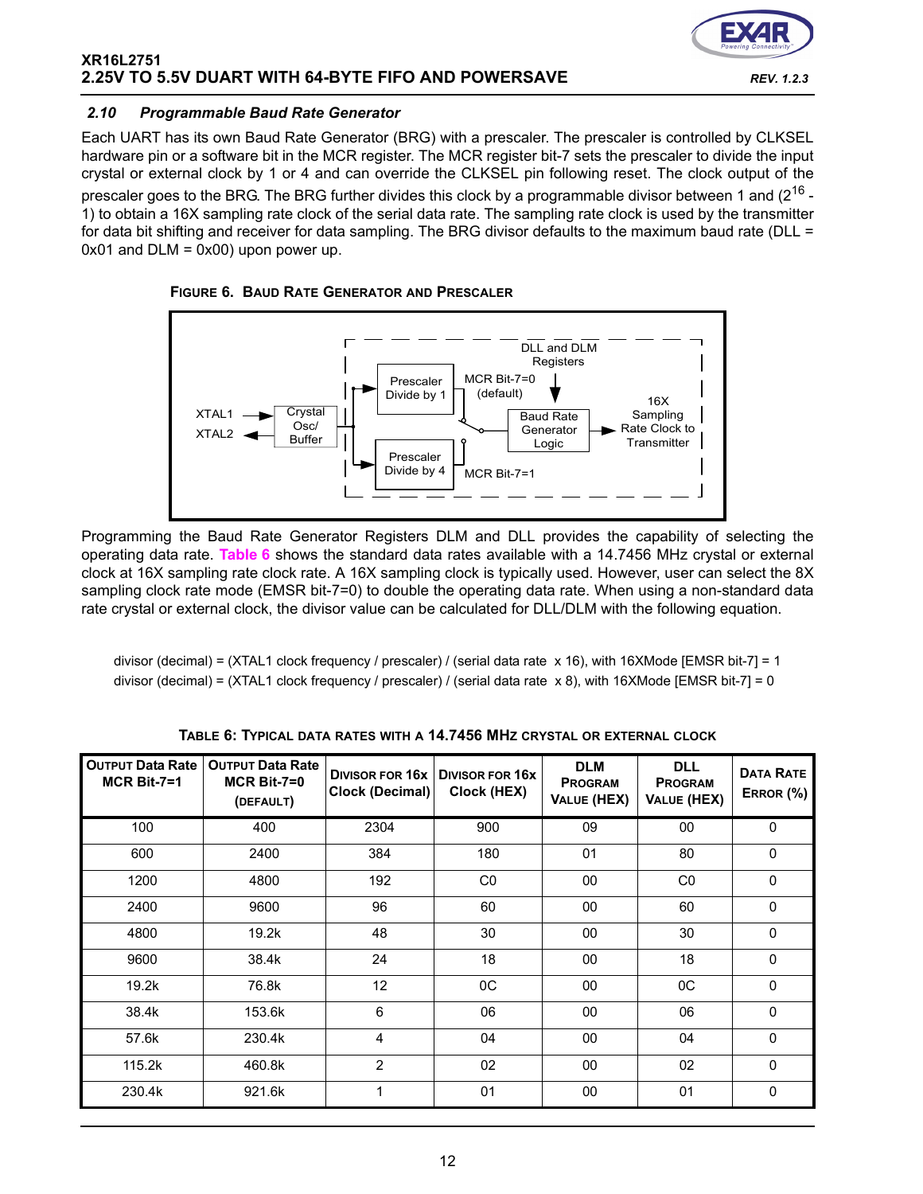### 2.10 Programmable Baud Rate Generator

Each UART has its own Baud Rate Generator (BRG) with a prescaler. The prescaler is controlled by CLKSEL hardware pin or a software bit in the MCR register. The MCR register bit-7 sets the prescaler to divide the input crystal or external clock by 1 or 4 and can override the CLKSEL pin following reset. The clock output of the prescaler goes to the BRG. The BRG further divides this clock by a programmable divisor between 1 and ($2^{16}$ - 1) to obtain a 16X sampling rate clock of the serial data rate. The sampling rate clock is used by the transmitter for data bit shifting and receiver for data sampling. The BRG divisor defaults to the maximum baud rate (DLL = 0x01 and DLM = 0x00) upon power up.

**FIGURE 6. BAUD RATE GENERATOR AND PRESCALER**

Programming the Baud Rate Generator Registers DLM and DLL provides the capability of selecting the operating data rate. Table 6 shows the standard data rates available with a 14.7456 MHz crystal or external clock at 16X sampling rate clock rate. A 16X sampling clock is typically used. However, user can select the 8X sampling clock rate mode (EMSR bit-7=0) to double the operating data rate. When using a non-standard data rate crystal or external clock, the divisor value can be calculated for DLL/DLM with the following equation.

divisor (decimal) = (XTAL1 clock frequency / prescaler) / (serial data rate x 16), with 16XMode [EMSR bit-7] = 1

divisor (decimal) = (XTAL1 clock frequency / prescaler) / (serial data rate x 8), with 16XMode [EMSR bit-7] = 0

**TABLE 6: TYPICAL DATA RATES WITH A 14.7456 MHZ CRYSTAL OR EXTERNAL CLOCK**

| Output Data Rate MCR Bit-7=1 | Output Data Rate MCR Bit-7=0 (default) | Divisor for 16x Clock (Decimal) | Divisor for 16x Clock (HEX) | DLM Program Value (HEX) | DLL Program Value (HEX) | Data Rate Error (%) |
|---|---|---|---|---|---|---|
| 100 | 400 | 2304 | 900 | 09 | 00 | 0 |
| 600 | 2400 | 384 | 180 | 01 | 80 | 0 |
| 1200 | 4800 | 192 | C0 | 00 | C0 | 0 |
| 2400 | 9600 | 96 | 60 | 00 | 60 | 0 |
| 4800 | 19.2k | 48 | 30 | 00 | 30 | 0 |
| 9600 | 38.4k | 24 | 18 | 00 | 18 | 0 |
| 19.2k | 76.8k | 12 | 0C | 00 | 0C | 0 |
| 38.4k | 153.6k | 6 | 06 | 00 | 06 | 0 |
| 57.6k | 230.4k | 4 | 04 | 00 | 04 | 0 |
| 115.2k | 460.8k | 2 | 02 | 00 | 02 | 0 |
| 230.4k | 921.6k | 1 | 01 | 00 | 01 | 0 |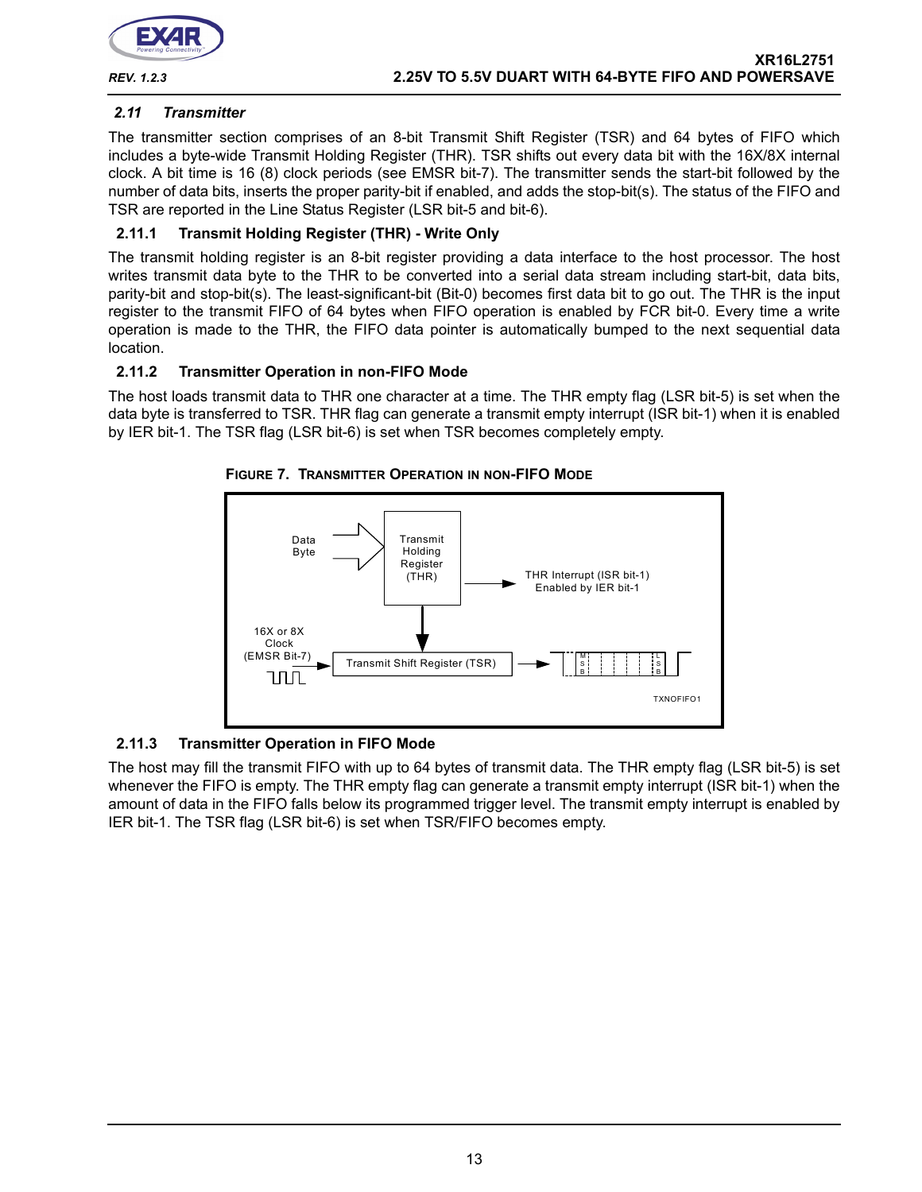## 2.11 Transmitter

The transmitter section comprises of an 8-bit Transmit Shift Register (TSR) and 64 bytes of FIFO which includes a byte-wide Transmit Holding Register (THR). TSR shifts out every data bit with the 16X/8X internal clock. A bit time is 16 (8) clock periods (see EMSR bit-7). The transmitter sends the start-bit followed by the number of data bits, inserts the proper parity-bit if enabled, and adds the stop-bit(s). The status of the FIFO and TSR are reported in the Line Status Register (LSR bit-5 and bit-6).

### 2.11.1 Transmit Holding Register (THR) - Write Only

The transmit holding register is an 8-bit register providing a data interface to the host processor. The host writes transmit data byte to the THR to be converted into a serial data stream including start-bit, data bits, parity-bit and stop-bit(s). The least-significant-bit (Bit-0) becomes first data bit to go out. The THR is the input register to the transmit FIFO of 64 bytes when FIFO operation is enabled by FCR bit-0. Every time a write operation is made to the THR, the FIFO data pointer is automatically bumped to the next sequential data location.

### 2.11.2 Transmitter Operation in non-FIFO Mode

The host loads transmit data to THR one character at a time. The THR empty flag (LSR bit-5) is set when the data byte is transferred to TSR. THR flag can generate a transmit empty interrupt (ISR bit-1) when it is enabled by IER bit-1. The TSR flag (LSR bit-6) is set when TSR becomes completely empty.

**FIGURE 7. TRANSMITTER OPERATION IN NON-FIFO MODE**

### 2.11.3 Transmitter Operation in FIFO Mode

The host may fill the transmit FIFO with up to 64 bytes of transmit data. The THR empty flag (LSR bit-5) is set whenever the FIFO is empty. The THR empty flag can generate a transmit empty interrupt (ISR bit-1) when the amount of data in the FIFO falls below its programmed trigger level. The transmit empty interrupt is enabled by IER bit-1. The TSR flag (LSR bit-6) is set when TSR/FIFO becomes empty.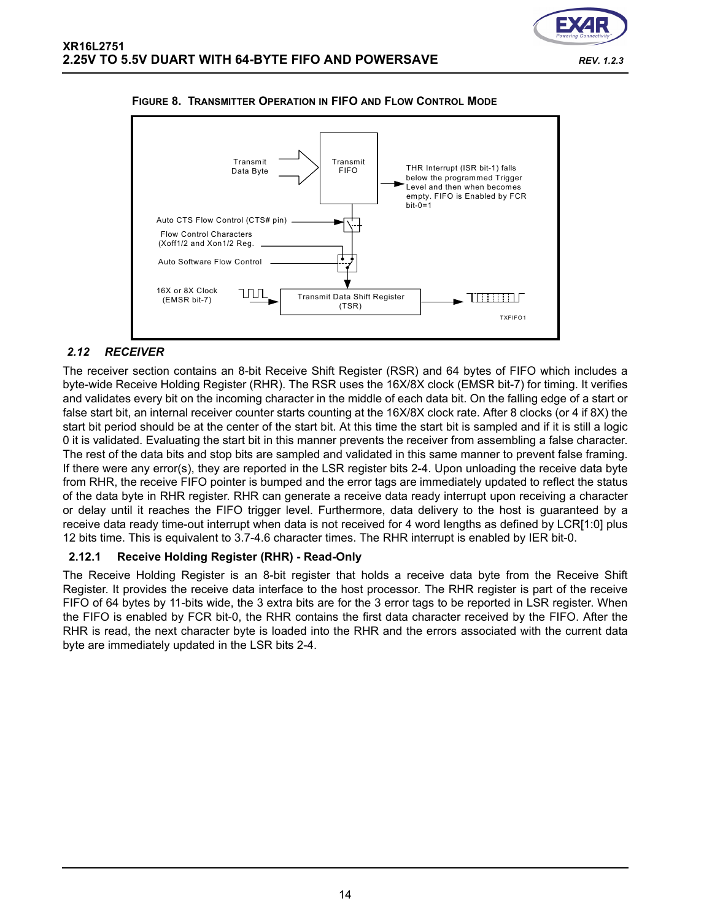**FIGURE 8. TRANSMITTER OPERATION IN FIFO AND FLOW CONTROL MODE**

Transmit Data Byte

Transmit FIFO

THR Interrupt (ISR bit-1) falls below the programmed Trigger Level and then when becomes empty. FIFO is Enabled by FCR bit-0=1

Auto CTS Flow Control (CTS# pin)

Flow Control Characters (Xoff1/2 and Xon1/2 Reg.

Auto Software Flow Control

16X or 8X Clock (EMSR bit-7)

Transmit Data Shift Register (TSR)

TXFIFO1

## *2.12 RECEIVER*

The receiver section contains an 8-bit Receive Shift Register (RSR) and 64 bytes of FIFO which includes a byte-wide Receive Holding Register (RHR). The RSR uses the 16X/8X clock (EMSR bit-7) for timing. It verifies and validates every bit on the incoming character in the middle of each data bit. On the falling edge of a start or false start bit, an internal receiver counter starts counting at the 16X/8X clock rate. After 8 clocks (or 4 if 8X) the start bit period should be at the center of the start bit. At this time the start bit is sampled and if it is still a logic 0 it is validated. Evaluating the start bit in this manner prevents the receiver from assembling a false character. The rest of the data bits and stop bits are sampled and validated in this same manner to prevent false framing. If there were any error(s), they are reported in the LSR register bits 2-4. Upon unloading the receive data byte from RHR, the receive FIFO pointer is bumped and the error tags are immediately updated to reflect the status of the data byte in RHR register. RHR can generate a receive data ready interrupt upon receiving a character or delay until it reaches the FIFO trigger level. Furthermore, data delivery to the host is guaranteed by a receive data ready time-out interrupt when data is not received for 4 word lengths as defined by LCR[1:0] plus 12 bits time. This is equivalent to 3.7-4.6 character times. The RHR interrupt is enabled by IER bit-0.

### 2.12.1 Receive Holding Register (RHR) - Read-Only

The Receive Holding Register is an 8-bit register that holds a receive data byte from the Receive Shift Register. It provides the receive data interface to the host processor. The RHR register is part of the receive FIFO of 64 bytes by 11-bits wide, the 3 extra bits are for the 3 error tags to be reported in LSR register. When the FIFO is enabled by FCR bit-0, the RHR contains the first data character received by the FIFO. After the RHR is read, the next character byte is loaded into the RHR and the errors associated with the current data byte are immediately updated in the LSR bits 2-4.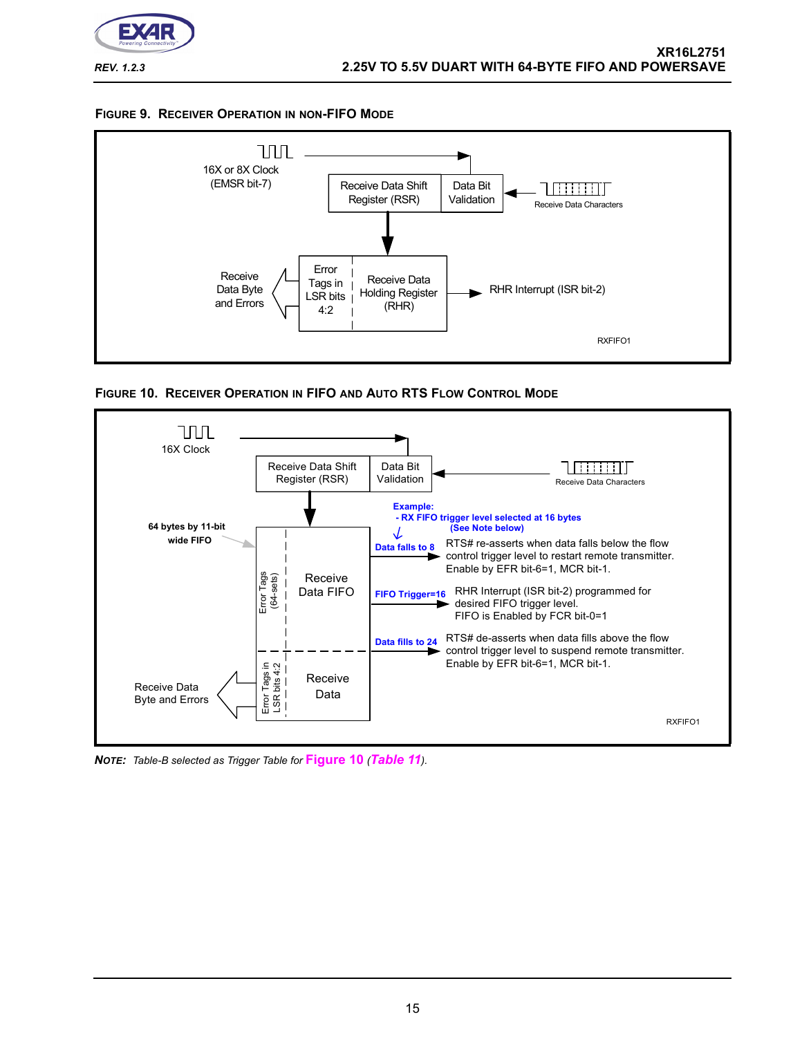### Figure 9. Receiver Operation in non-FIFO Mode

16X or 8X Clock (EMSR bit-7)

Receive Data Shift Register (RSR)

Data Bit Validation

Receive Data Characters

Error Tags in LSR bits 4:2

Receive Data Holding Register (RHR)

Receive Data Byte and Errors

RHR Interrupt (ISR bit-2)

RXFIFO1

### Figure 10. Receiver Operation in FIFO and Auto RTS Flow Control Mode

16X Clock

Receive Data Shift Register (RSR)

Data Bit Validation

Receive Data Characters

**Example:**
**- RX FIFO trigger level selected at 16 bytes (See Note below)**

**64 bytes by 11-bit wide FIFO**

Error Tags (64-sets)

Receive Data FIFO

**Data falls to 8** — RTS# re-asserts when data falls below the flow control trigger level to restart remote transmitter. Enable by EFR bit-6=1, MCR bit-1.

**FIFO Trigger=16** — RHR Interrupt (ISR bit-2) programmed for desired FIFO trigger level. FIFO is Enabled by FCR bit-0=1

**Data fills to 24** — RTS# de-asserts when data fills above the flow control trigger level to suspend remote transmitter. Enable by EFR bit-6=1, MCR bit-1.

Error Tags in LSR bits 4:2

Receive Data

Receive Data Byte and Errors

RXFIFO1

**NOTE:** *Table-B selected as Trigger Table for* **Figure 10** (*Table 11*).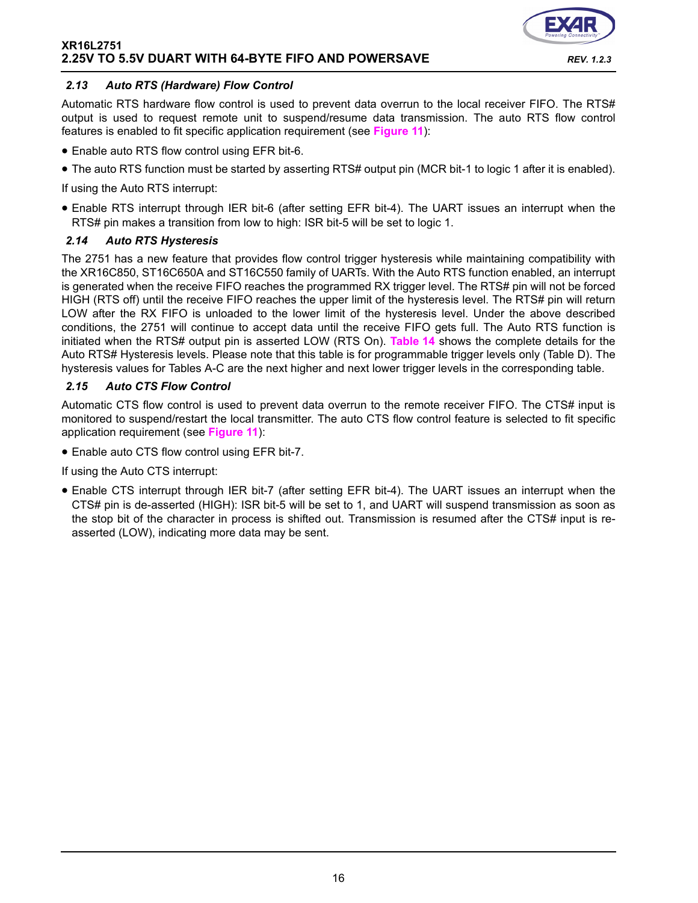### 2.13 Auto RTS (Hardware) Flow Control

Automatic RTS hardware flow control is used to prevent data overrun to the local receiver FIFO. The RTS# output is used to request remote unit to suspend/resume data transmission. The auto RTS flow control features is enabled to fit specific application requirement (see **Figure 11**):

- Enable auto RTS flow control using EFR bit-6.
- The auto RTS function must be started by asserting RTS# output pin (MCR bit-1 to logic 1 after it is enabled).

If using the Auto RTS interrupt:

- Enable RTS interrupt through IER bit-6 (after setting EFR bit-4). The UART issues an interrupt when the RTS# pin makes a transition from low to high: ISR bit-5 will be set to logic 1.

### 2.14 Auto RTS Hysteresis

The 2751 has a new feature that provides flow control trigger hysteresis while maintaining compatibility with the XR16C850, ST16C650A and ST16C550 family of UARTs. With the Auto RTS function enabled, an interrupt is generated when the receive FIFO reaches the programmed RX trigger level. The RTS# pin will not be forced HIGH (RTS off) until the receive FIFO reaches the upper limit of the hysteresis level. The RTS# pin will return LOW after the RX FIFO is unloaded to the lower limit of the hysteresis level. Under the above described conditions, the 2751 will continue to accept data until the receive FIFO gets full. The Auto RTS function is initiated when the RTS# output pin is asserted LOW (RTS On). **Table 14** shows the complete details for the Auto RTS# Hysteresis levels. Please note that this table is for programmable trigger levels only (Table D). The hysteresis values for Tables A-C are the next higher and next lower trigger levels in the corresponding table.

### 2.15 Auto CTS Flow Control

Automatic CTS flow control is used to prevent data overrun to the remote receiver FIFO. The CTS# input is monitored to suspend/restart the local transmitter. The auto CTS flow control feature is selected to fit specific application requirement (see **Figure 11**):

- Enable auto CTS flow control using EFR bit-7.

If using the Auto CTS interrupt:

- Enable CTS interrupt through IER bit-7 (after setting EFR bit-4). The UART issues an interrupt when the CTS# pin is de-asserted (HIGH): ISR bit-5 will be set to 1, and UART will suspend transmission as soon as the stop bit of the character in process is shifted out. Transmission is resumed after the CTS# input is re-asserted (LOW), indicating more data may be sent.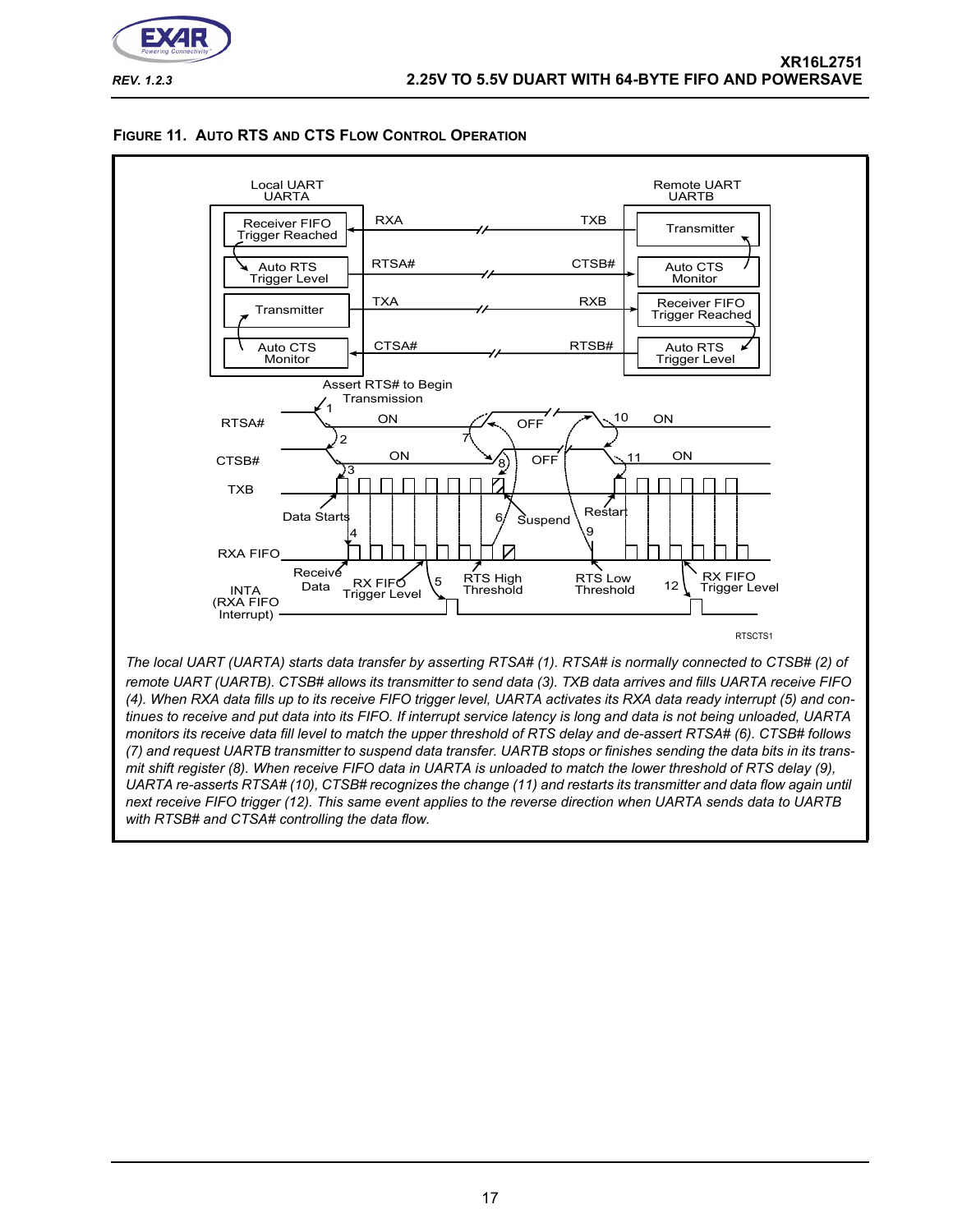**FIGURE 11. AUTO RTS AND CTS FLOW CONTROL OPERATION**

*The local UART (UARTA) starts data transfer by asserting RTSA# (1). RTSA# is normally connected to CTSB# (2) of remote UART (UARTB). CTSB# allows its transmitter to send data (3). TXB data arrives and fills UARTA receive FIFO (4). When RXA data fills up to its receive FIFO trigger level, UARTA activates its RXA data ready interrupt (5) and continues to receive and put data into its FIFO. If interrupt service latency is long and data is not being unloaded, UARTA monitors its receive data fill level to match the upper threshold of RTS delay and de-assert RTSA# (6). CTSB# follows (7) and request UARTB transmitter to suspend data transfer. UARTB stops or finishes sending the data bits in its transmit shift register (8). When receive FIFO data in UARTA is unloaded to match the lower threshold of RTS delay (9), UARTA re-asserts RTSA# (10), CTSB# recognizes the change (11) and restarts its transmitter and data flow again until next receive FIFO trigger (12). This same event applies to the reverse direction when UARTA sends data to UARTB with RTSB# and CTSA# controlling the data flow.*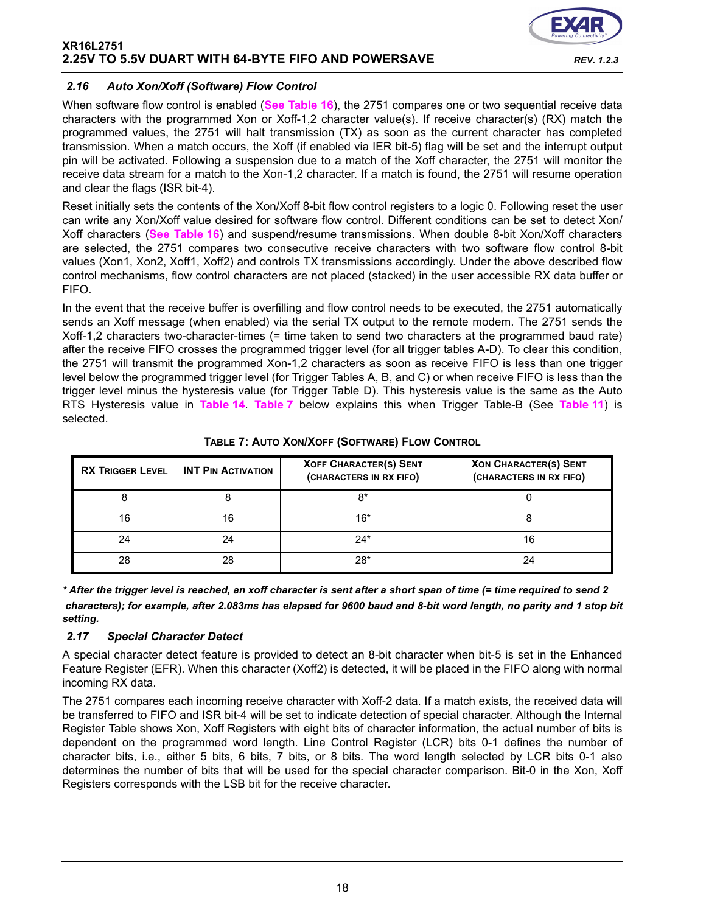### 2.16 Auto Xon/Xoff (Software) Flow Control

When software flow control is enabled (**See Table 16**), the 2751 compares one or two sequential receive data characters with the programmed Xon or Xoff-1,2 character value(s). If receive character(s) (RX) match the programmed values, the 2751 will halt transmission (TX) as soon as the current character has completed transmission. When a match occurs, the Xoff (if enabled via IER bit-5) flag will be set and the interrupt output pin will be activated. Following a suspension due to a match of the Xoff character, the 2751 will monitor the receive data stream for a match to the Xon-1,2 character. If a match is found, the 2751 will resume operation and clear the flags (ISR bit-4).

Reset initially sets the contents of the Xon/Xoff 8-bit flow control registers to a logic 0. Following reset the user can write any Xon/Xoff value desired for software flow control. Different conditions can be set to detect Xon/Xoff characters (**See Table 16**) and suspend/resume transmissions. When double 8-bit Xon/Xoff characters are selected, the 2751 compares two consecutive receive characters with two software flow control 8-bit values (Xon1, Xon2, Xoff1, Xoff2) and controls TX transmissions accordingly. Under the above described flow control mechanisms, flow control characters are not placed (stacked) in the user accessible RX data buffer or FIFO.

In the event that the receive buffer is overfilling and flow control needs to be executed, the 2751 automatically sends an Xoff message (when enabled) via the serial TX output to the remote modem. The 2751 sends the Xoff-1,2 characters two-character-times (= time taken to send two characters at the programmed baud rate) after the receive FIFO crosses the programmed trigger level (for all trigger tables A-D). To clear this condition, the 2751 will transmit the programmed Xon-1,2 characters as soon as receive FIFO is less than one trigger level below the programmed trigger level (for Trigger Tables A, B, and C) or when receive FIFO is less than the trigger level minus the hysteresis value (for Trigger Table D). This hysteresis value is the same as the Auto RTS Hysteresis value in **Table 14**. **Table 7** below explains this when Trigger Table-B (See **Table 11**) is selected.

**TABLE 7: AUTO XON/XOFF (SOFTWARE) FLOW CONTROL**

| RX TRIGGER LEVEL | INT PIN ACTIVATION | XOFF CHARACTER(S) SENT (CHARACTERS IN RX FIFO) | XON CHARACTER(S) SENT (CHARACTERS IN RX FIFO) |
|---|---|---|---|
| 8 | 8 | 8* | 0 |
| 16 | 16 | 16* | 8 |
| 24 | 24 | 24* | 16 |
| 28 | 28 | 28* | 24 |

***** *After the trigger level is reached, an xoff character is sent after a short span of time (= time required to send 2 characters); for example, after 2.083ms has elapsed for 9600 baud and 8-bit word length, no parity and 1 stop bit setting.*

### 2.17 Special Character Detect

A special character detect feature is provided to detect an 8-bit character when bit-5 is set in the Enhanced Feature Register (EFR). When this character (Xoff2) is detected, it will be placed in the FIFO along with normal incoming RX data.

The 2751 compares each incoming receive character with Xoff-2 data. If a match exists, the received data will be transferred to FIFO and ISR bit-4 will be set to indicate detection of special character. Although the Internal Register Table shows Xon, Xoff Registers with eight bits of character information, the actual number of bits is dependent on the programmed word length. Line Control Register (LCR) bits 0-1 defines the number of character bits, i.e., either 5 bits, 6 bits, 7 bits, or 8 bits. The word length selected by LCR bits 0-1 also determines the number of bits that will be used for the special character comparison. Bit-0 in the Xon, Xoff Registers corresponds with the LSB bit for the receive character.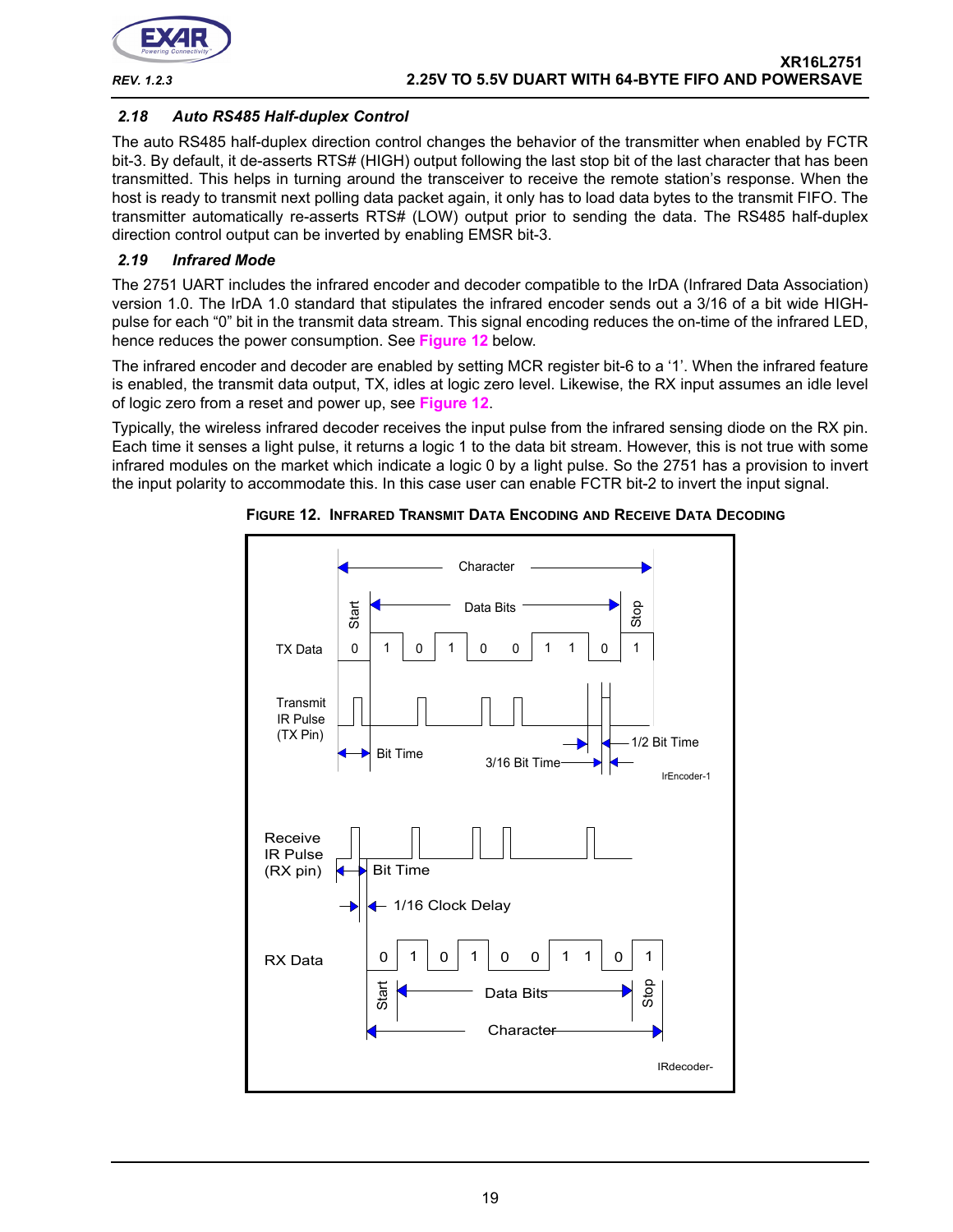### 2.18 Auto RS485 Half-duplex Control

The auto RS485 half-duplex direction control changes the behavior of the transmitter when enabled by FCTR bit-3. By default, it de-asserts RTS# (HIGH) output following the last stop bit of the last character that has been transmitted. This helps in turning around the transceiver to receive the remote station's response. When the host is ready to transmit next polling data packet again, it only has to load data bytes to the transmit FIFO. The transmitter automatically re-asserts RTS# (LOW) output prior to sending the data. The RS485 half-duplex direction control output can be inverted by enabling EMSR bit-3.

### 2.19 Infrared Mode

The 2751 UART includes the infrared encoder and decoder compatible to the IrDA (Infrared Data Association) version 1.0. The IrDA 1.0 standard that stipulates the infrared encoder sends out a 3/16 of a bit wide HIGH-pulse for each "0" bit in the transmit data stream. This signal encoding reduces the on-time of the infrared LED, hence reduces the power consumption. See **Figure 12** below.

The infrared encoder and decoder are enabled by setting MCR register bit-6 to a '1'. When the infrared feature is enabled, the transmit data output, TX, idles at logic zero level. Likewise, the RX input assumes an idle level of logic zero from a reset and power up, see **Figure 12**.

Typically, the wireless infrared decoder receives the input pulse from the infrared sensing diode on the RX pin. Each time it senses a light pulse, it returns a logic 1 to the data bit stream. However, this is not true with some infrared modules on the market which indicate a logic 0 by a light pulse. So the 2751 has a provision to invert the input polarity to accommodate this. In this case user can enable FCTR bit-2 to invert the input signal.

**FIGURE 12. INFRARED TRANSMIT DATA ENCODING AND RECEIVE DATA DECODING**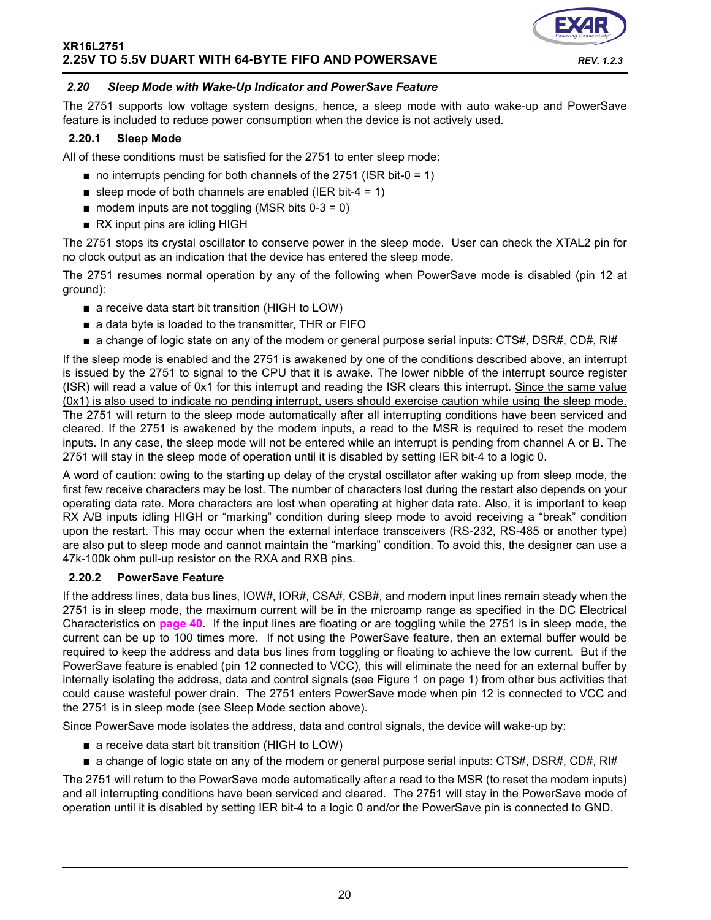## *2.20 Sleep Mode with Wake-Up Indicator and PowerSave Feature*

The 2751 supports low voltage system designs, hence, a sleep mode with auto wake-up and PowerSave feature is included to reduce power consumption when the device is not actively used.

### 2.20.1 Sleep Mode

All of these conditions must be satisfied for the 2751 to enter sleep mode:

- no interrupts pending for both channels of the 2751 (ISR bit-0 = 1)
- sleep mode of both channels are enabled (IER bit-4 = 1)
- modem inputs are not toggling (MSR bits 0-3 = 0)
- RX input pins are idling HIGH

The 2751 stops its crystal oscillator to conserve power in the sleep mode. User can check the XTAL2 pin for no clock output as an indication that the device has entered the sleep mode.

The 2751 resumes normal operation by any of the following when PowerSave mode is disabled (pin 12 at ground):

- a receive data start bit transition (HIGH to LOW)
- a data byte is loaded to the transmitter, THR or FIFO
- a change of logic state on any of the modem or general purpose serial inputs: CTS#, DSR#, CD#, RI#

If the sleep mode is enabled and the 2751 is awakened by one of the conditions described above, an interrupt is issued by the 2751 to signal to the CPU that it is awake. The lower nibble of the interrupt source register (ISR) will read a value of 0x1 for this interrupt and reading the ISR clears this interrupt. <u>Since the same value (0x1) is also used to indicate no pending interrupt, users should exercise caution while using the sleep mode.</u> The 2751 will return to the sleep mode automatically after all interrupting conditions have been serviced and cleared. If the 2751 is awakened by the modem inputs, a read to the MSR is required to reset the modem inputs. In any case, the sleep mode will not be entered while an interrupt is pending from channel A or B. The 2751 will stay in the sleep mode of operation until it is disabled by setting IER bit-4 to a logic 0.

A word of caution: owing to the starting up delay of the crystal oscillator after waking up from sleep mode, the first few receive characters may be lost. The number of characters lost during the restart also depends on your operating data rate. More characters are lost when operating at higher data rate. Also, it is important to keep RX A/B inputs idling HIGH or "marking" condition during sleep mode to avoid receiving a "break" condition upon the restart. This may occur when the external interface transceivers (RS-232, RS-485 or another type) are also put to sleep mode and cannot maintain the "marking" condition. To avoid this, the designer can use a 47k-100k ohm pull-up resistor on the RXA and RXB pins.

### 2.20.2 PowerSave Feature

If the address lines, data bus lines, IOW#, IOR#, CSA#, CSB#, and modem input lines remain steady when the 2751 is in sleep mode, the maximum current will be in the microamp range as specified in the DC Electrical Characteristics on **page 40**. If the input lines are floating or are toggling while the 2751 is in sleep mode, the current can be up to 100 times more. If not using the PowerSave feature, then an external buffer would be required to keep the address and data bus lines from toggling or floating to achieve the low current. But if the PowerSave feature is enabled (pin 12 connected to VCC), this will eliminate the need for an external buffer by internally isolating the address, data and control signals (see Figure 1 on page 1) from other bus activities that could cause wasteful power drain. The 2751 enters PowerSave mode when pin 12 is connected to VCC and the 2751 is in sleep mode (see Sleep Mode section above).

Since PowerSave mode isolates the address, data and control signals, the device will wake-up by:

- a receive data start bit transition (HIGH to LOW)
- a change of logic state on any of the modem or general purpose serial inputs: CTS#, DSR#, CD#, RI#

The 2751 will return to the PowerSave mode automatically after a read to the MSR (to reset the modem inputs) and all interrupting conditions have been serviced and cleared. The 2751 will stay in the PowerSave mode of operation until it is disabled by setting IER bit-4 to a logic 0 and/or the PowerSave pin is connected to GND.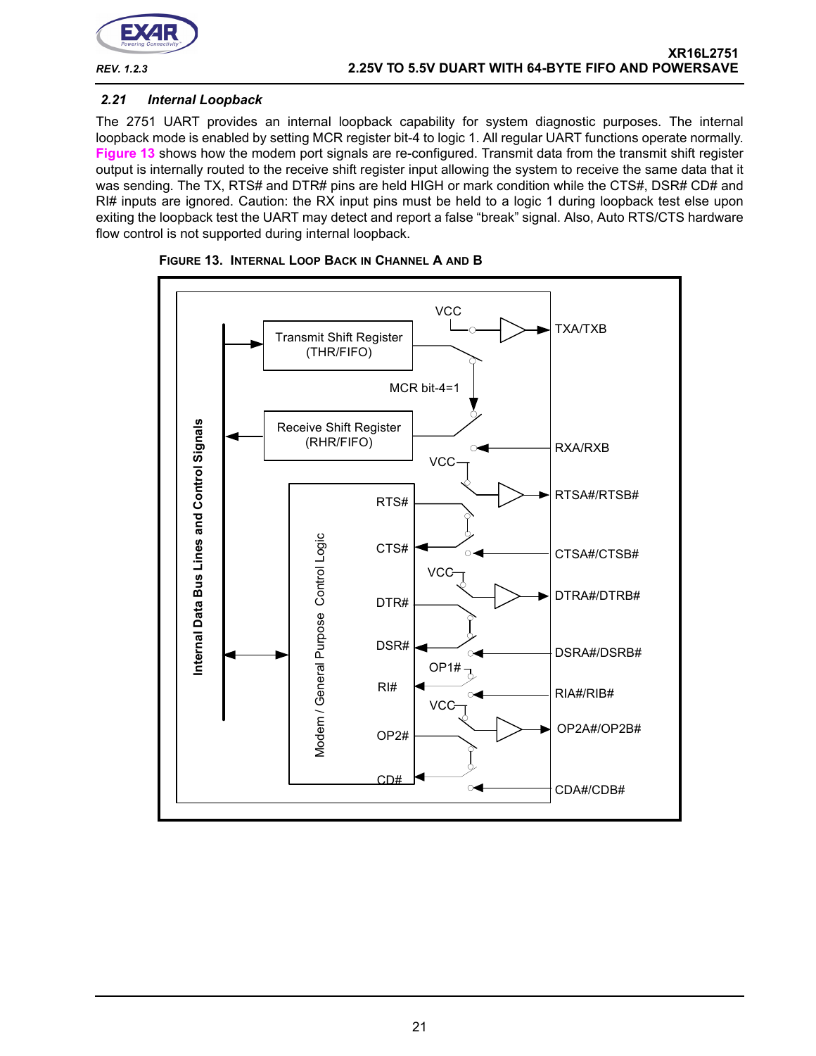### 2.21 Internal Loopback

The 2751 UART provides an internal loopback capability for system diagnostic purposes. The internal loopback mode is enabled by setting MCR register bit-4 to logic 1. All regular UART functions operate normally. Figure 13 shows how the modem port signals are re-configured. Transmit data from the transmit shift register output is internally routed to the receive shift register input allowing the system to receive the same data that it was sending. The TX, RTS# and DTR# pins are held HIGH or mark condition while the CTS#, DSR# CD# and RI# inputs are ignored. Caution: the RX input pins must be held to a logic 1 during loopback test else upon exiting the loopback test the UART may detect and report a false "break" signal. Also, Auto RTS/CTS hardware flow control is not supported during internal loopback.

FIGURE 13. INTERNAL LOOP BACK IN CHANNEL A AND B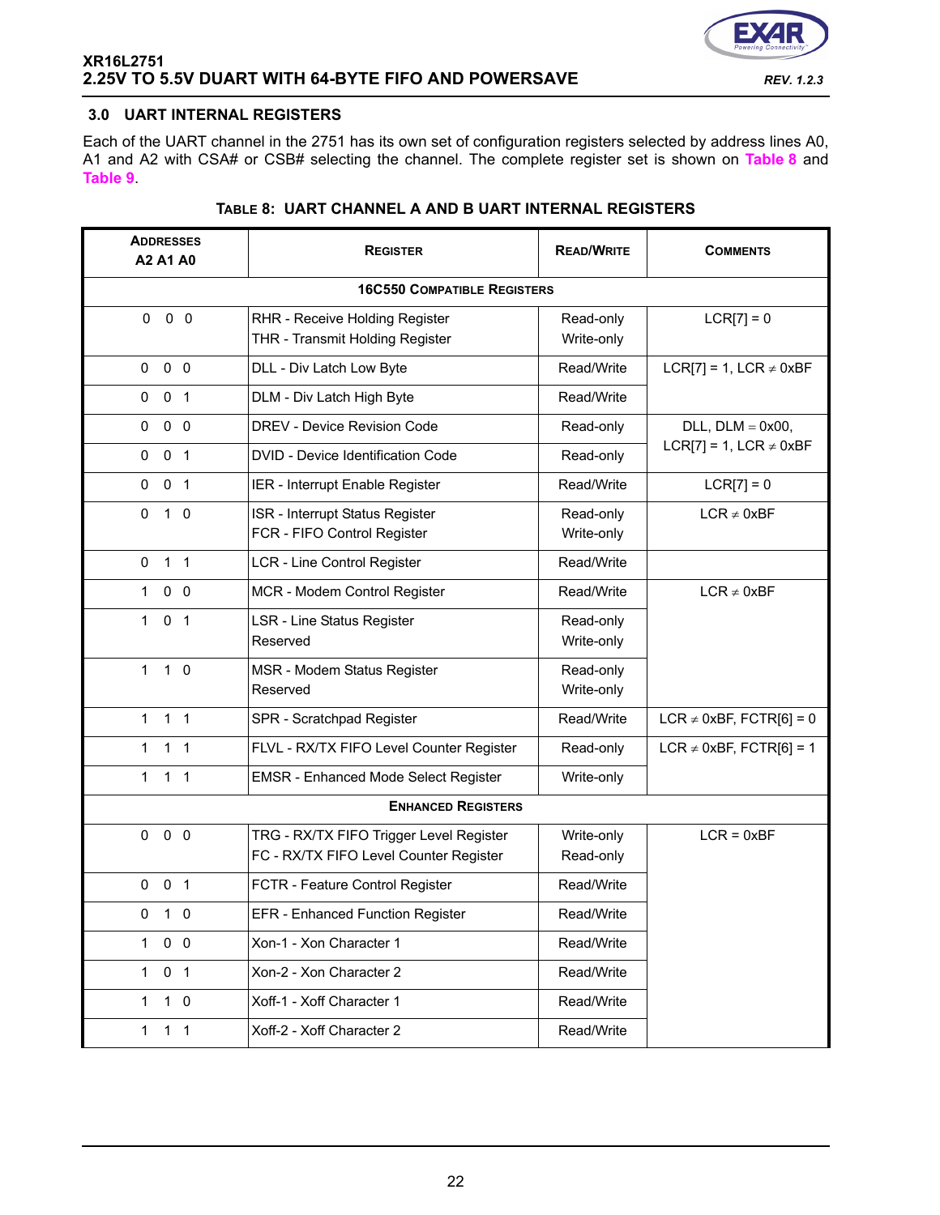## 3.0 UART INTERNAL REGISTERS

Each of the UART channel in the 2751 has its own set of configuration registers selected by address lines A0, A1 and A2 with CSA# or CSB# selecting the channel. The complete register set is shown on Table 8 and Table 9.

**TABLE 8: UART CHANNEL A AND B UART INTERNAL REGISTERS**

| ADDRESSES A2 A1 A0 | REGISTER | READ/WRITE | COMMENTS |
|---|---|---|---|
| **16C550 COMPATIBLE REGISTERS** | | | |
| 0 0 0 | RHR - Receive Holding Register<br>THR - Transmit Holding Register | Read-only<br>Write-only | LCR[7] = 0 |
| 0 0 0 | DLL - Div Latch Low Byte | Read/Write | LCR[7] = 1, LCR ≠ 0xBF |
| 0 0 1 | DLM - Div Latch High Byte | Read/Write | |
| 0 0 0 | DREV - Device Revision Code | Read-only | DLL, DLM = 0x00, LCR[7] = 1, LCR ≠ 0xBF |
| 0 0 1 | DVID - Device Identification Code | Read-only | |
| 0 0 1 | IER - Interrupt Enable Register | Read/Write | LCR[7] = 0 |
| 0 1 0 | ISR - Interrupt Status Register<br>FCR - FIFO Control Register | Read-only<br>Write-only | LCR ≠ 0xBF |
| 0 1 1 | LCR - Line Control Register | Read/Write | |
| 1 0 0 | MCR - Modem Control Register | Read/Write | LCR ≠ 0xBF |
| 1 0 1 | LSR - Line Status Register<br>Reserved | Read-only<br>Write-only | |
| 1 1 0 | MSR - Modem Status Register<br>Reserved | Read-only<br>Write-only | |
| 1 1 1 | SPR - Scratchpad Register | Read/Write | LCR ≠ 0xBF, FCTR[6] = 0 |
| 1 1 1 | FLVL - RX/TX FIFO Level Counter Register | Read-only | LCR ≠ 0xBF, FCTR[6] = 1 |
| 1 1 1 | EMSR - Enhanced Mode Select Register | Write-only | |
| **ENHANCED REGISTERS** | | | |
| 0 0 0 | TRG - RX/TX FIFO Trigger Level Register<br>FC - RX/TX FIFO Level Counter Register | Write-only<br>Read-only | LCR = 0xBF |
| 0 0 1 | FCTR - Feature Control Register | Read/Write | |
| 0 1 0 | EFR - Enhanced Function Register | Read/Write | |
| 1 0 0 | Xon-1 - Xon Character 1 | Read/Write | |
| 1 0 1 | Xon-2 - Xon Character 2 | Read/Write | |
| 1 1 0 | Xoff-1 - Xoff Character 1 | Read/Write | |
| 1 1 1 | Xoff-2 - Xoff Character 2 | Read/Write | |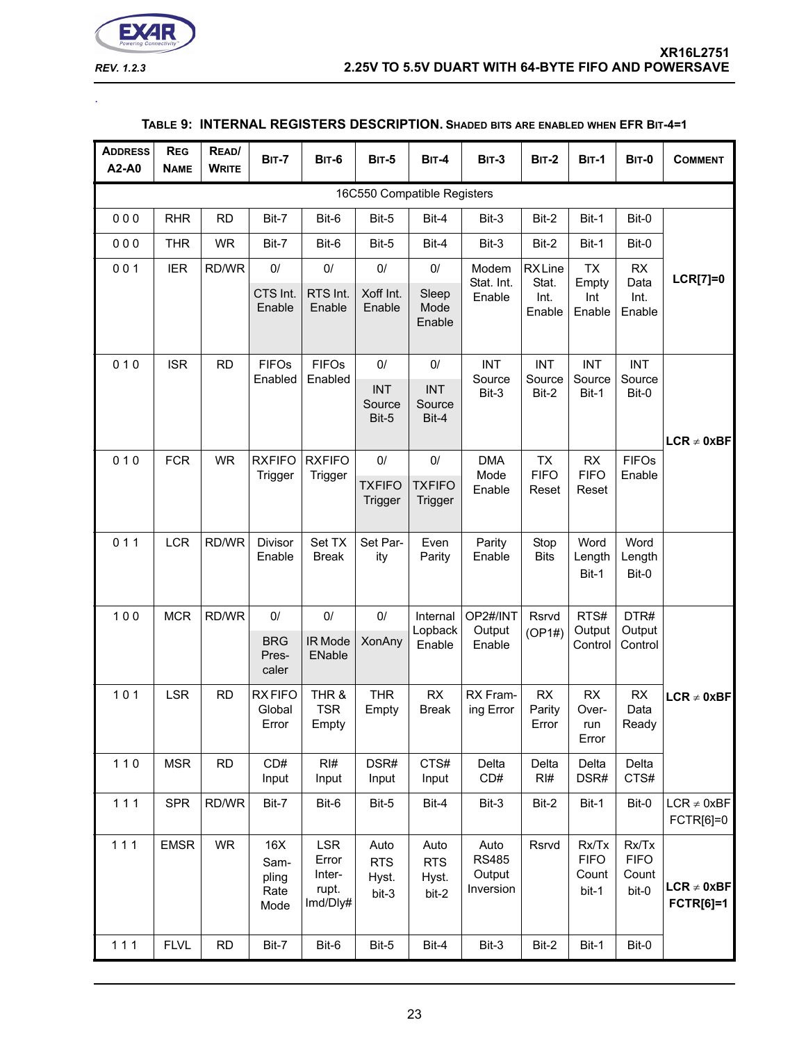**TABLE 9: INTERNAL REGISTERS DESCRIPTION. SHADED BITS ARE ENABLED WHEN EFR BIT-4=1**

| ADDRESS A2-A0 | REG NAME | READ/ WRITE | BIT-7 | BIT-6 | BIT-5 | BIT-4 | BIT-3 | BIT-2 | BIT-1 | BIT-0 | COMMENT |
|---|---|---|---|---|---|---|---|---|---|---|---|
| 16C550 Compatible Registers | | | | | | | | | | | |
| 0 0 0 | RHR | RD | Bit-7 | Bit-6 | Bit-5 | Bit-4 | Bit-3 | Bit-2 | Bit-1 | Bit-0 | LCR[7]=0 |
| 0 0 0 | THR | WR | Bit-7 | Bit-6 | Bit-5 | Bit-4 | Bit-3 | Bit-2 | Bit-1 | Bit-0 | LCR[7]=0 |
| 0 0 1 | IER | RD/WR | 0/ CTS Int. Enable | 0/ RTS Int. Enable | 0/ Xoff Int. Enable | 0/ Sleep Mode Enable | Modem Stat. Int. Enable | RX Line Stat. Int. Enable | TX Empty Int Enable | RX Data Int. Enable | LCR[7]=0 |
| 0 1 0 | ISR | RD | FIFOs Enabled | FIFOs Enabled | 0/ INT Source Bit-5 | 0/ INT Source Bit-4 | INT Source Bit-3 | INT Source Bit-2 | INT Source Bit-1 | INT Source Bit-0 | LCR ≠ 0xBF |
| 0 1 0 | FCR | WR | RXFIFO Trigger | RXFIFO Trigger | 0/ TXFIFO Trigger | 0/ TXFIFO Trigger | DMA Mode Enable | TX FIFO Reset | RX FIFO Reset | FIFOs Enable | LCR ≠ 0xBF |
| 0 1 1 | LCR | RD/WR | Divisor Enable | Set TX Break | Set Parity | Even Parity | Parity Enable | Stop Bits | Word Length Bit-1 | Word Length Bit-0 | |
| 1 0 0 | MCR | RD/WR | 0/ BRG Prescaler | 0/ IR Mode ENable | 0/ XonAny | Internal Lopback Enable | OP2#/INT Output Enable | Rsrvd (OP1#) | RTS# Output Control | DTR# Output Control | LCR ≠ 0xBF |
| 1 0 1 | LSR | RD | RX FIFO Global Error | THR & TSR Empty | THR Empty | RX Break | RX Framing Error | RX Parity Error | RX Overrun Error | RX Data Ready | LCR ≠ 0xBF |
| 1 1 0 | MSR | RD | CD# Input | RI# Input | DSR# Input | CTS# Input | Delta CD# | Delta RI# | Delta DSR# | Delta CTS# | LCR ≠ 0xBF |
| 1 1 1 | SPR | RD/WR | Bit-7 | Bit-6 | Bit-5 | Bit-4 | Bit-3 | Bit-2 | Bit-1 | Bit-0 | LCR ≠ 0xBF FCTR[6]=0 |
| 1 1 1 | EMSR | WR | 16X Sampling Rate Mode | LSR Error Interrupt. Imd/Dly# | Auto RTS Hyst. bit-3 | Auto RTS Hyst. bit-2 | Auto RS485 Output Inversion | Rsrvd | Rx/Tx FIFO Count bit-1 | Rx/Tx FIFO Count bit-0 | LCR ≠ 0xBF FCTR[6]=1 |
| 1 1 1 | FLVL | RD | Bit-7 | Bit-6 | Bit-5 | Bit-4 | Bit-3 | Bit-2 | Bit-1 | Bit-0 | LCR ≠ 0xBF FCTR[6]=1 |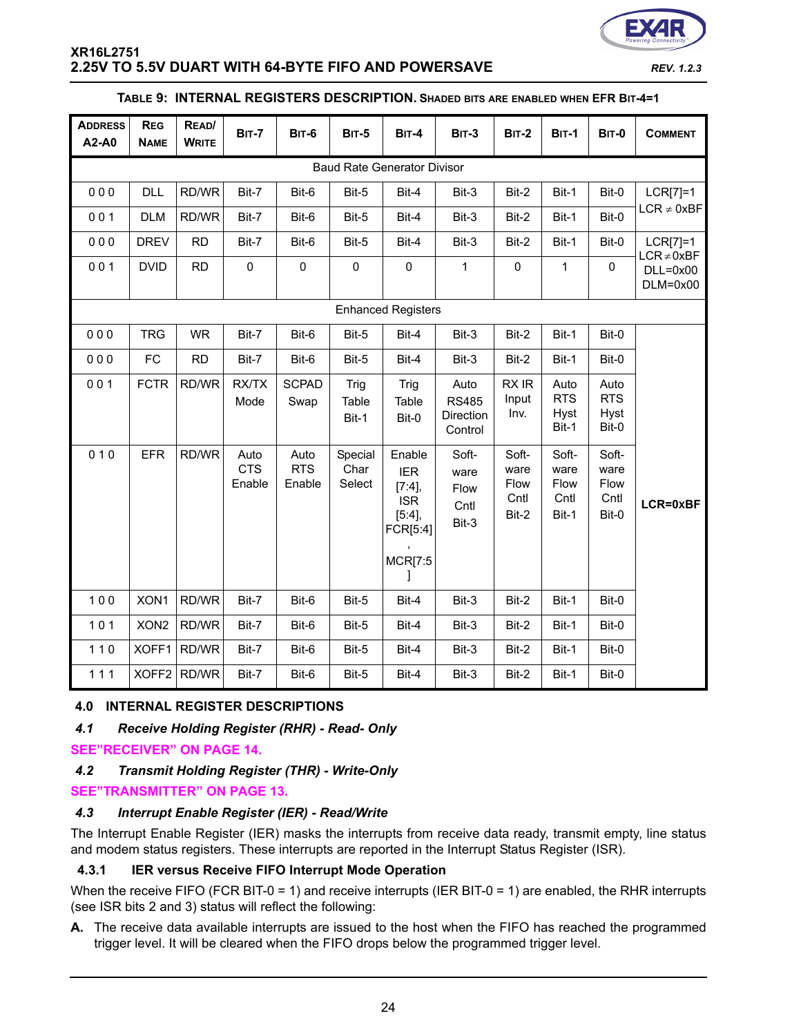**TABLE 9: INTERNAL REGISTERS DESCRIPTION.** SHADED BITS ARE ENABLED WHEN EFR BIT-4=1

| ADDRESS A2-A0 | REG NAME | READ/ WRITE | BIT-7 | BIT-6 | BIT-5 | BIT-4 | BIT-3 | BIT-2 | BIT-1 | BIT-0 | COMMENT |
|---|---|---|---|---|---|---|---|---|---|---|---|
| Baud Rate Generator Divisor | | | | | | | | | | | |
| 0 0 0 | DLL | RD/WR | Bit-7 | Bit-6 | Bit-5 | Bit-4 | Bit-3 | Bit-2 | Bit-1 | Bit-0 | LCR[7]=1 LCR ≠ 0xBF |
| 0 0 1 | DLM | RD/WR | Bit-7 | Bit-6 | Bit-5 | Bit-4 | Bit-3 | Bit-2 | Bit-1 | Bit-0 | |
| 0 0 0 | DREV | RD | Bit-7 | Bit-6 | Bit-5 | Bit-4 | Bit-3 | Bit-2 | Bit-1 | Bit-0 | LCR[7]=1 LCR≠0xBF DLL=0x00 DLM=0x00 |
| 0 0 1 | DVID | RD | 0 | 0 | 0 | 0 | 1 | 0 | 1 | 0 | |
| Enhanced Registers | | | | | | | | | | | |
| 0 0 0 | TRG | WR | Bit-7 | Bit-6 | Bit-5 | Bit-4 | Bit-3 | Bit-2 | Bit-1 | Bit-0 | LCR=0xBF |
| 0 0 0 | FC | RD | Bit-7 | Bit-6 | Bit-5 | Bit-4 | Bit-3 | Bit-2 | Bit-1 | Bit-0 | |
| 0 0 1 | FCTR | RD/WR | RX/TX Mode | SCPAD Swap | Trig Table Bit-1 | Trig Table Bit-0 | Auto RS485 Direction Control | RX IR Input Inv. | Auto RTS Hyst Bit-1 | Auto RTS Hyst Bit-0 | |
| 0 1 0 | EFR | RD/WR | Auto CTS Enable | Auto RTS Enable | Special Char Select | Enable IER [7:4], ISR [5:4], FCR[5:4], MCR[7:5] | Soft-ware Flow Cntl Bit-3 | Soft-ware Flow Cntl Bit-2 | Soft-ware Flow Cntl Bit-1 | Soft-ware Flow Cntl Bit-0 | |
| 1 0 0 | XON1 | RD/WR | Bit-7 | Bit-6 | Bit-5 | Bit-4 | Bit-3 | Bit-2 | Bit-1 | Bit-0 | |
| 1 0 1 | XON2 | RD/WR | Bit-7 | Bit-6 | Bit-5 | Bit-4 | Bit-3 | Bit-2 | Bit-1 | Bit-0 | |
| 1 1 0 | XOFF1 | RD/WR | Bit-7 | Bit-6 | Bit-5 | Bit-4 | Bit-3 | Bit-2 | Bit-1 | Bit-0 | |
| 1 1 1 | XOFF2 | RD/WR | Bit-7 | Bit-6 | Bit-5 | Bit-4 | Bit-3 | Bit-2 | Bit-1 | Bit-0 | |

## 4.0 INTERNAL REGISTER DESCRIPTIONS

### *4.1 Receive Holding Register (RHR) - Read- Only*

**SEE"RECEIVER" ON PAGE 14.**

### *4.2 Transmit Holding Register (THR) - Write-Only*

**SEE"TRANSMITTER" ON PAGE 13.**

### *4.3 Interrupt Enable Register (IER) - Read/Write*

The Interrupt Enable Register (IER) masks the interrupts from receive data ready, transmit empty, line status and modem status registers. These interrupts are reported in the Interrupt Status Register (ISR).

#### 4.3.1 IER versus Receive FIFO Interrupt Mode Operation

When the receive FIFO (FCR BIT-0 = 1) and receive interrupts (IER BIT-0 = 1) are enabled, the RHR interrupts (see ISR bits 2 and 3) status will reflect the following:

**A.** The receive data available interrupts are issued to the host when the FIFO has reached the programmed trigger level. It will be cleared when the FIFO drops below the programmed trigger level.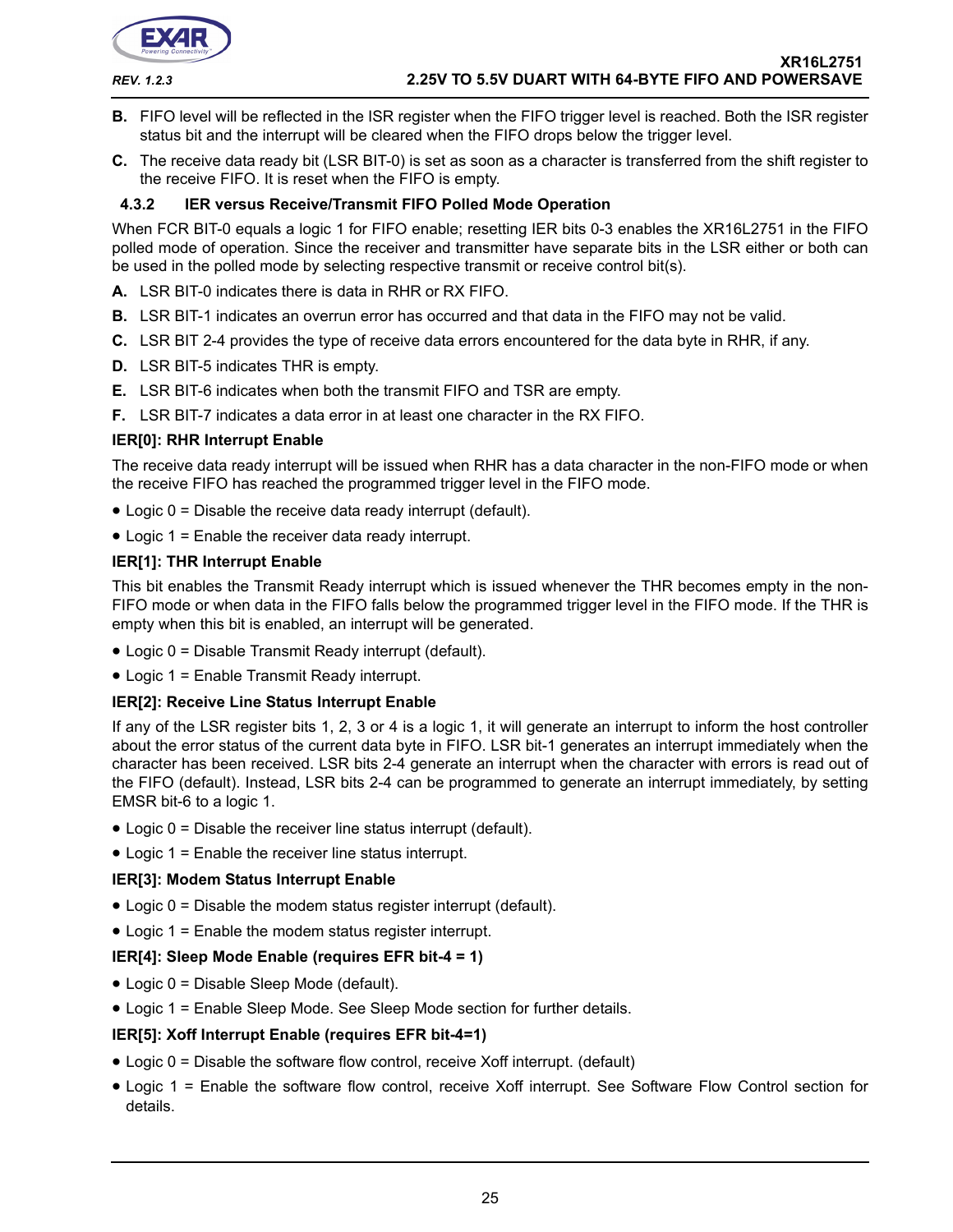**B.** FIFO level will be reflected in the ISR register when the FIFO trigger level is reached. Both the ISR register status bit and the interrupt will be cleared when the FIFO drops below the trigger level.

**C.** The receive data ready bit (LSR BIT-0) is set as soon as a character is transferred from the shift register to the receive FIFO. It is reset when the FIFO is empty.

### 4.3.2 IER versus Receive/Transmit FIFO Polled Mode Operation

When FCR BIT-0 equals a logic 1 for FIFO enable; resetting IER bits 0-3 enables the XR16L2751 in the FIFO polled mode of operation. Since the receiver and transmitter have separate bits in the LSR either or both can be used in the polled mode by selecting respective transmit or receive control bit(s).

**A.** LSR BIT-0 indicates there is data in RHR or RX FIFO.

**B.** LSR BIT-1 indicates an overrun error has occurred and that data in the FIFO may not be valid.

**C.** LSR BIT 2-4 provides the type of receive data errors encountered for the data byte in RHR, if any.

**D.** LSR BIT-5 indicates THR is empty.

**E.** LSR BIT-6 indicates when both the transmit FIFO and TSR are empty.

**F.** LSR BIT-7 indicates a data error in at least one character in the RX FIFO.

**IER[0]: RHR Interrupt Enable**

The receive data ready interrupt will be issued when RHR has a data character in the non-FIFO mode or when the receive FIFO has reached the programmed trigger level in the FIFO mode.

- Logic 0 = Disable the receive data ready interrupt (default).
- Logic 1 = Enable the receiver data ready interrupt.

**IER[1]: THR Interrupt Enable**

This bit enables the Transmit Ready interrupt which is issued whenever the THR becomes empty in the non-FIFO mode or when data in the FIFO falls below the programmed trigger level in the FIFO mode. If the THR is empty when this bit is enabled, an interrupt will be generated.

- Logic 0 = Disable Transmit Ready interrupt (default).
- Logic 1 = Enable Transmit Ready interrupt.

**IER[2]: Receive Line Status Interrupt Enable**

If any of the LSR register bits 1, 2, 3 or 4 is a logic 1, it will generate an interrupt to inform the host controller about the error status of the current data byte in FIFO. LSR bit-1 generates an interrupt immediately when the character has been received. LSR bits 2-4 generate an interrupt when the character with errors is read out of the FIFO (default). Instead, LSR bits 2-4 can be programmed to generate an interrupt immediately, by setting EMSR bit-6 to a logic 1.

- Logic 0 = Disable the receiver line status interrupt (default).
- Logic 1 = Enable the receiver line status interrupt.

**IER[3]: Modem Status Interrupt Enable**

- Logic 0 = Disable the modem status register interrupt (default).
- Logic 1 = Enable the modem status register interrupt.

**IER[4]: Sleep Mode Enable (requires EFR bit-4 = 1)**

- Logic 0 = Disable Sleep Mode (default).
- Logic 1 = Enable Sleep Mode. See Sleep Mode section for further details.

**IER[5]: Xoff Interrupt Enable (requires EFR bit-4=1)**

- Logic 0 = Disable the software flow control, receive Xoff interrupt. (default)
- Logic 1 = Enable the software flow control, receive Xoff interrupt. See Software Flow Control section for details.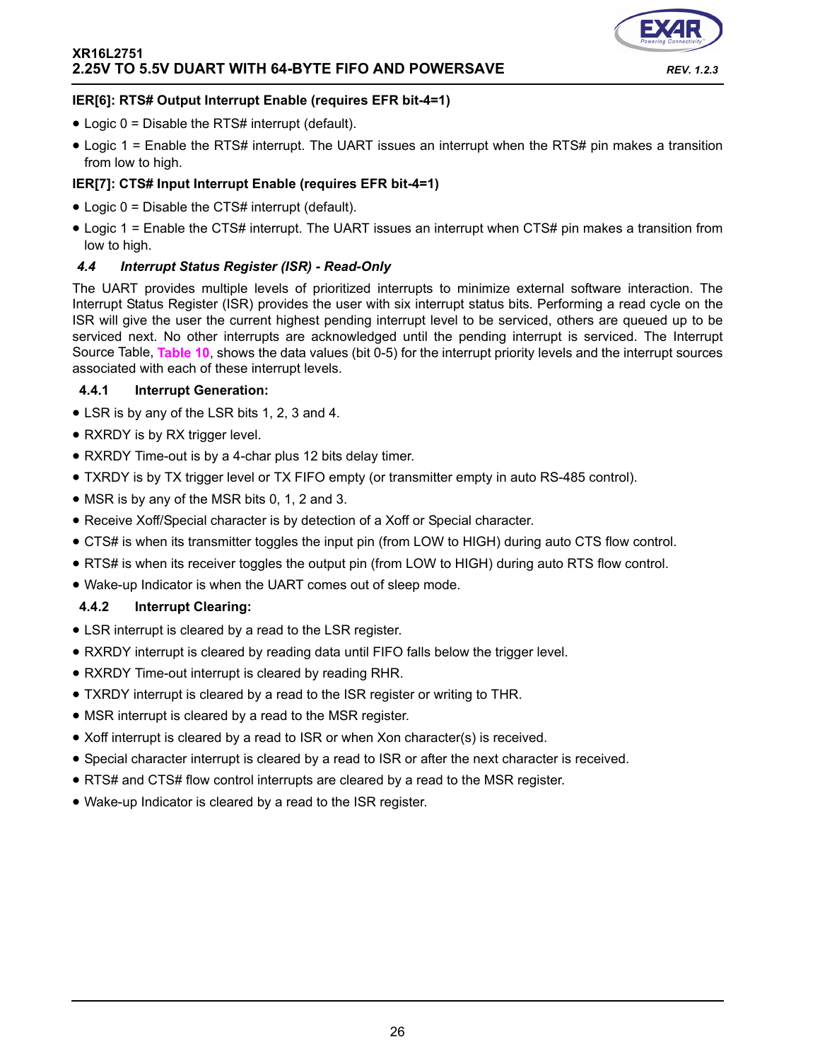**IER[6]: RTS# Output Interrupt Enable (requires EFR bit-4=1)**

- Logic 0 = Disable the RTS# interrupt (default).
- Logic 1 = Enable the RTS# interrupt. The UART issues an interrupt when the RTS# pin makes a transition from low to high.

**IER[7]: CTS# Input Interrupt Enable (requires EFR bit-4=1)**

- Logic 0 = Disable the CTS# interrupt (default).
- Logic 1 = Enable the CTS# interrupt. The UART issues an interrupt when CTS# pin makes a transition from low to high.

### *4.4 Interrupt Status Register (ISR) - Read-Only*

The UART provides multiple levels of prioritized interrupts to minimize external software interaction. The Interrupt Status Register (ISR) provides the user with six interrupt status bits. Performing a read cycle on the ISR will give the user the current highest pending interrupt level to be serviced, others are queued up to be serviced next. No other interrupts are acknowledged until the pending interrupt is serviced. The Interrupt Source Table, Table 10, shows the data values (bit 0-5) for the interrupt priority levels and the interrupt sources associated with each of these interrupt levels.

#### 4.4.1 Interrupt Generation:

- LSR is by any of the LSR bits 1, 2, 3 and 4.
- RXRDY is by RX trigger level.
- RXRDY Time-out is by a 4-char plus 12 bits delay timer.
- TXRDY is by TX trigger level or TX FIFO empty (or transmitter empty in auto RS-485 control).
- MSR is by any of the MSR bits 0, 1, 2 and 3.
- Receive Xoff/Special character is by detection of a Xoff or Special character.
- CTS# is when its transmitter toggles the input pin (from LOW to HIGH) during auto CTS flow control.
- RTS# is when its receiver toggles the output pin (from LOW to HIGH) during auto RTS flow control.
- Wake-up Indicator is when the UART comes out of sleep mode.

#### 4.4.2 Interrupt Clearing:

- LSR interrupt is cleared by a read to the LSR register.
- RXRDY interrupt is cleared by reading data until FIFO falls below the trigger level.
- RXRDY Time-out interrupt is cleared by reading RHR.
- TXRDY interrupt is cleared by a read to the ISR register or writing to THR.
- MSR interrupt is cleared by a read to the MSR register.
- Xoff interrupt is cleared by a read to ISR or when Xon character(s) is received.
- Special character interrupt is cleared by a read to ISR or after the next character is received.
- RTS# and CTS# flow control interrupts are cleared by a read to the MSR register.
- Wake-up Indicator is cleared by a read to the ISR register.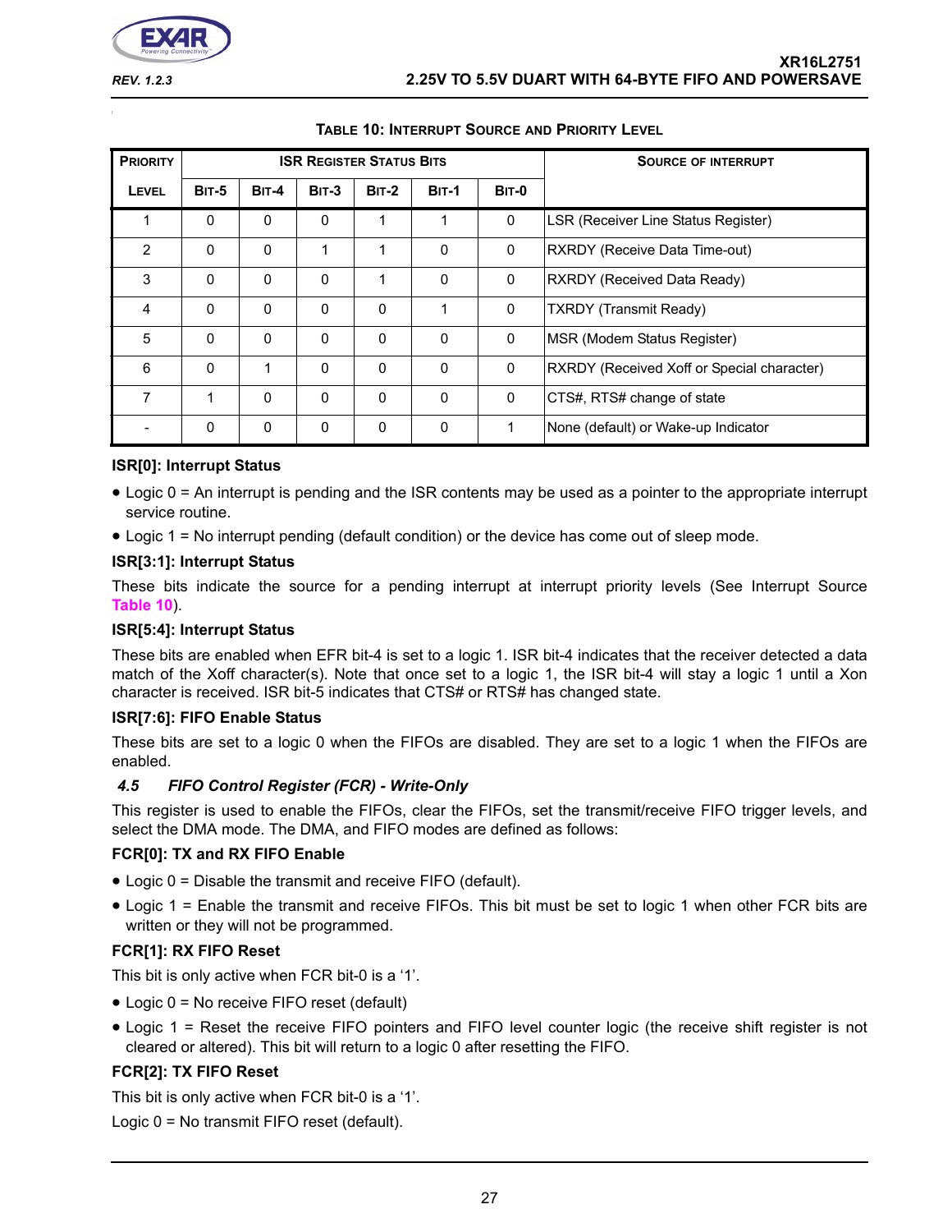**TABLE 10: INTERRUPT SOURCE AND PRIORITY LEVEL**

| PRIORITY | ISR REGISTER STATUS BITS | | | | | | SOURCE OF INTERRUPT |
|---|---|---|---|---|---|---|---|
| LEVEL | BIT-5 | BIT-4 | BIT-3 | BIT-2 | BIT-1 | BIT-0 | |
| 1 | 0 | 0 | 0 | 1 | 1 | 0 | LSR (Receiver Line Status Register) |
| 2 | 0 | 0 | 1 | 1 | 0 | 0 | RXRDY (Receive Data Time-out) |
| 3 | 0 | 0 | 0 | 1 | 0 | 0 | RXRDY (Received Data Ready) |
| 4 | 0 | 0 | 0 | 0 | 1 | 0 | TXRDY (Transmit Ready) |
| 5 | 0 | 0 | 0 | 0 | 0 | 0 | MSR (Modem Status Register) |
| 6 | 0 | 1 | 0 | 0 | 0 | 0 | RXRDY (Received Xoff or Special character) |
| 7 | 1 | 0 | 0 | 0 | 0 | 0 | CTS#, RTS# change of state |
| - | 0 | 0 | 0 | 0 | 0 | 1 | None (default) or Wake-up Indicator |

**ISR[0]: Interrupt Status**

- Logic 0 = An interrupt is pending and the ISR contents may be used as a pointer to the appropriate interrupt service routine.
- Logic 1 = No interrupt pending (default condition) or the device has come out of sleep mode.

**ISR[3:1]: Interrupt Status**

These bits indicate the source for a pending interrupt at interrupt priority levels (See Interrupt Source Table 10).

**ISR[5:4]: Interrupt Status**

These bits are enabled when EFR bit-4 is set to a logic 1. ISR bit-4 indicates that the receiver detected a data match of the Xoff character(s). Note that once set to a logic 1, the ISR bit-4 will stay a logic 1 until a Xon character is received. ISR bit-5 indicates that CTS# or RTS# has changed state.

**ISR[7:6]: FIFO Enable Status**

These bits are set to a logic 0 when the FIFOs are disabled. They are set to a logic 1 when the FIFOs are enabled.

### *4.5 FIFO Control Register (FCR) - Write-Only*

This register is used to enable the FIFOs, clear the FIFOs, set the transmit/receive FIFO trigger levels, and select the DMA mode. The DMA, and FIFO modes are defined as follows:

**FCR[0]: TX and RX FIFO Enable**

- Logic 0 = Disable the transmit and receive FIFO (default).
- Logic 1 = Enable the transmit and receive FIFOs. This bit must be set to logic 1 when other FCR bits are written or they will not be programmed.

**FCR[1]: RX FIFO Reset**

This bit is only active when FCR bit-0 is a '1'.

- Logic 0 = No receive FIFO reset (default)
- Logic 1 = Reset the receive FIFO pointers and FIFO level counter logic (the receive shift register is not cleared or altered). This bit will return to a logic 0 after resetting the FIFO.

**FCR[2]: TX FIFO Reset**

This bit is only active when FCR bit-0 is a '1'.

Logic 0 = No transmit FIFO reset (default).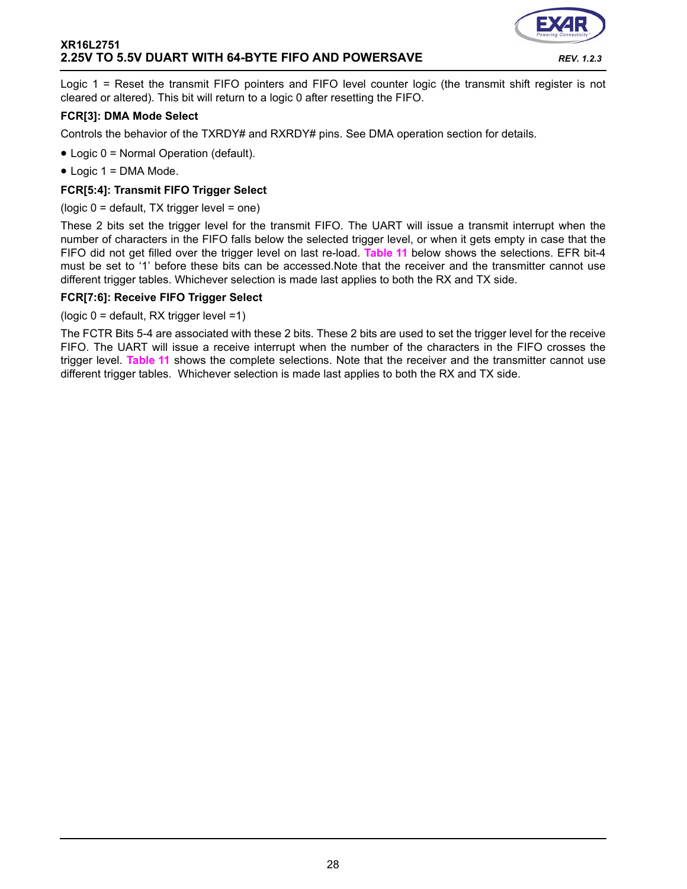Logic 1 = Reset the transmit FIFO pointers and FIFO level counter logic (the transmit shift register is not cleared or altered). This bit will return to a logic 0 after resetting the FIFO.

**FCR[3]: DMA Mode Select**

Controls the behavior of the TXRDY# and RXRDY# pins. See DMA operation section for details.

- Logic 0 = Normal Operation (default).
- Logic 1 = DMA Mode.

**FCR[5:4]: Transmit FIFO Trigger Select**

(logic 0 = default, TX trigger level = one)

These 2 bits set the trigger level for the transmit FIFO. The UART will issue a transmit interrupt when the number of characters in the FIFO falls below the selected trigger level, or when it gets empty in case that the FIFO did not get filled over the trigger level on last re-load. **Table 11** below shows the selections. EFR bit-4 must be set to '1' before these bits can be accessed.Note that the receiver and the transmitter cannot use different trigger tables. Whichever selection is made last applies to both the RX and TX side.

**FCR[7:6]: Receive FIFO Trigger Select**

(logic 0 = default, RX trigger level =1)

The FCTR Bits 5-4 are associated with these 2 bits. These 2 bits are used to set the trigger level for the receive FIFO. The UART will issue a receive interrupt when the number of the characters in the FIFO crosses the trigger level. **Table 11** shows the complete selections. Note that the receiver and the transmitter cannot use different trigger tables. Whichever selection is made last applies to both the RX and TX side.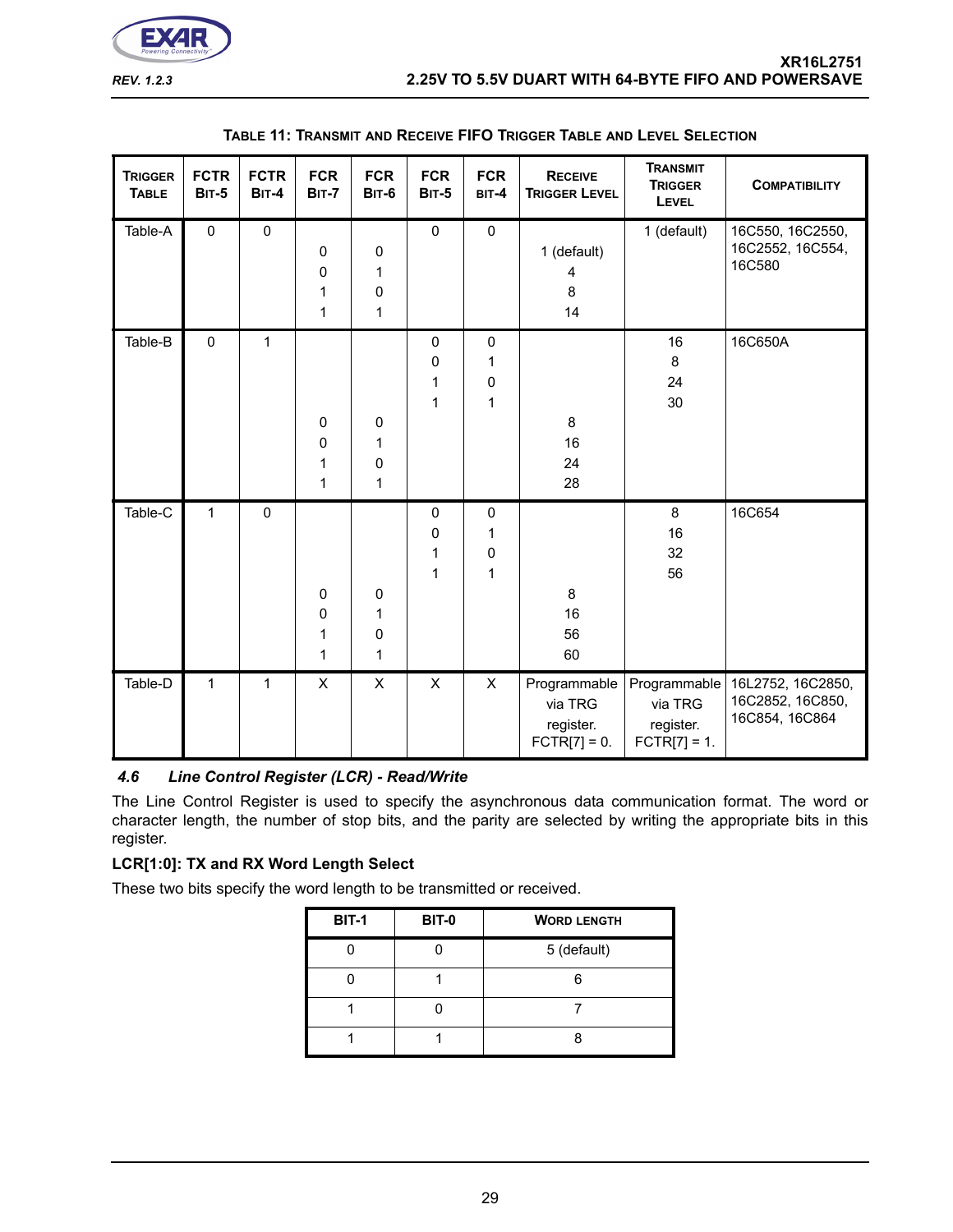**Table 11: Transmit and Receive FIFO Trigger Table and Level Selection**

| Trigger Table | FCTR Bit-5 | FCTR Bit-4 | FCR Bit-7 | FCR Bit-6 | FCR Bit-5 | FCR Bit-4 | Receive Trigger Level | Transmit Trigger Level | Compatibility |
|---|---|---|---|---|---|---|---|---|---|
| Table-A | 0 | 0 | | | 0 | 0 | | 1 (default) | 16C550, 16C2550, 16C2552, 16C554, 16C580 |
| | | | 0 | 0 | | | 1 (default) | | |
| | | | 0 | 1 | | | 4 | | |
| | | | 1 | 0 | | | 8 | | |
| | | | 1 | 1 | | | 14 | | |
| Table-B | 0 | 1 | | | 0 | 0 | | 16 | 16C650A |
| | | | | | 0 | 1 | | 8 | |
| | | | | | 1 | 0 | | 24 | |
| | | | | | 1 | 1 | | 30 | |
| | | | 0 | 0 | | | 8 | | |
| | | | 0 | 1 | | | 16 | | |
| | | | 1 | 0 | | | 24 | | |
| | | | 1 | 1 | | | 28 | | |
| Table-C | 1 | 0 | | | 0 | 0 | | 8 | 16C654 |
| | | | | | 0 | 1 | | 16 | |
| | | | | | 1 | 0 | | 32 | |
| | | | | | 1 | 1 | | 56 | |
| | | | 0 | 0 | | | 8 | | |
| | | | 0 | 1 | | | 16 | | |
| | | | 1 | 0 | | | 56 | | |
| | | | 1 | 1 | | | 60 | | |
| Table-D | 1 | 1 | X | X | X | X | Programmable via TRG register. FCTR[7] = 0. | Programmable via TRG register. FCTR[7] = 1. | 16L2752, 16C2850, 16C2852, 16C850, 16C854, 16C864 |

### *4.6 Line Control Register (LCR) - Read/Write*

The Line Control Register is used to specify the asynchronous data communication format. The word or character length, the number of stop bits, and the parity are selected by writing the appropriate bits in this register.

**LCR[1:0]: TX and RX Word Length Select**

These two bits specify the word length to be transmitted or received.

| BIT-1 | BIT-0 | Word Length |
|---|---|---|
| 0 | 0 | 5 (default) |
| 0 | 1 | 6 |
| 1 | 0 | 7 |
| 1 | 1 | 8 |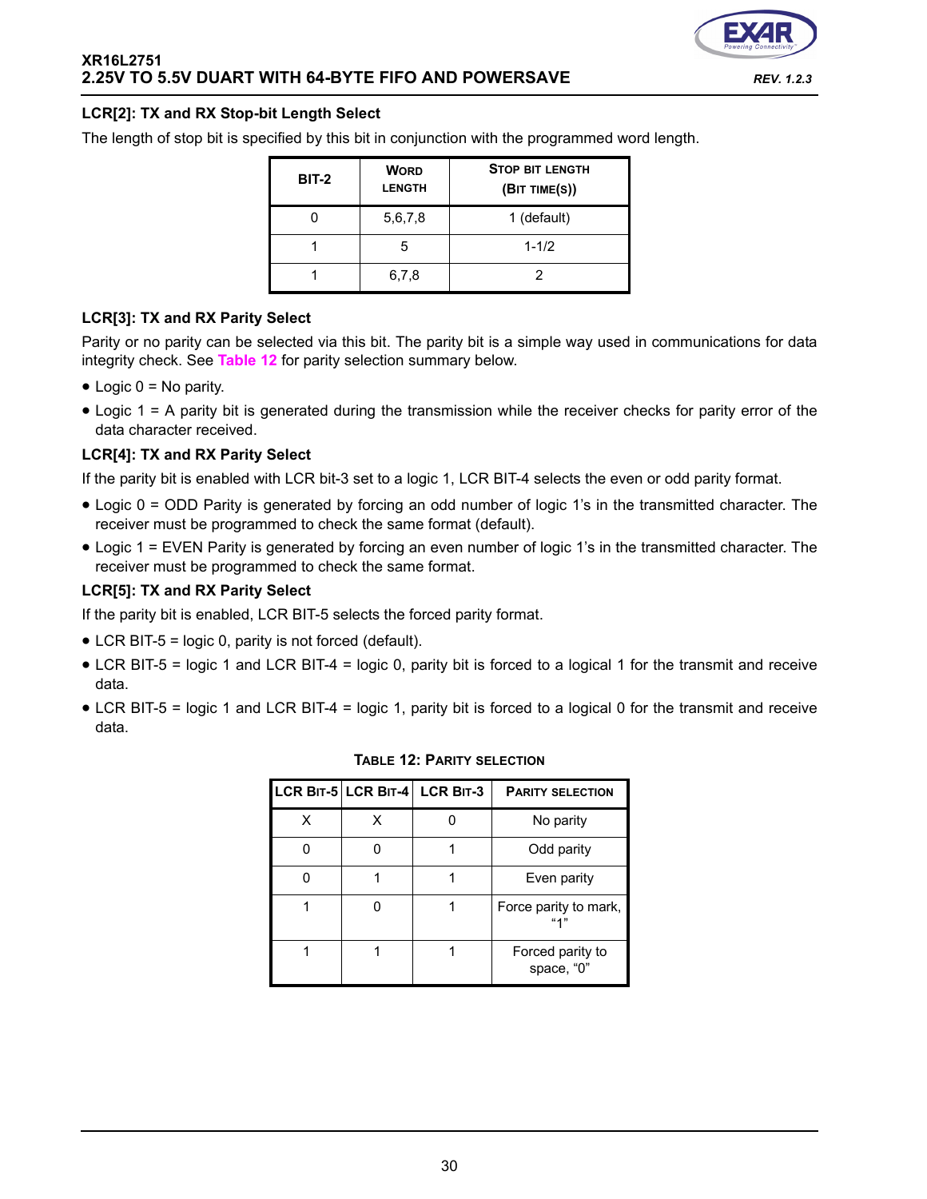### LCR[2]: TX and RX Stop-bit Length Select

The length of stop bit is specified by this bit in conjunction with the programmed word length.

| BIT-2 | WORD LENGTH | STOP BIT LENGTH (BIT TIME(S)) |
|---|---|---|
| 0 | 5,6,7,8 | 1 (default) |
| 1 | 5 | 1-1/2 |
| 1 | 6,7,8 | 2 |

### LCR[3]: TX and RX Parity Select

Parity or no parity can be selected via this bit. The parity bit is a simple way used in communications for data integrity check. See **Table 12** for parity selection summary below.

- Logic 0 = No parity.
- Logic 1 = A parity bit is generated during the transmission while the receiver checks for parity error of the data character received.

### LCR[4]: TX and RX Parity Select

If the parity bit is enabled with LCR bit-3 set to a logic 1, LCR BIT-4 selects the even or odd parity format.

- Logic 0 = ODD Parity is generated by forcing an odd number of logic 1's in the transmitted character. The receiver must be programmed to check the same format (default).
- Logic 1 = EVEN Parity is generated by forcing an even number of logic 1's in the transmitted character. The receiver must be programmed to check the same format.

### LCR[5]: TX and RX Parity Select

If the parity bit is enabled, LCR BIT-5 selects the forced parity format.

- LCR BIT-5 = logic 0, parity is not forced (default).
- LCR BIT-5 = logic 1 and LCR BIT-4 = logic 0, parity bit is forced to a logical 1 for the transmit and receive data.
- LCR BIT-5 = logic 1 and LCR BIT-4 = logic 1, parity bit is forced to a logical 0 for the transmit and receive data.

**TABLE 12: PARITY SELECTION**

| LCR BIT-5 | LCR BIT-4 | LCR BIT-3 | PARITY SELECTION |
|---|---|---|---|
| X | X | 0 | No parity |
| 0 | 0 | 1 | Odd parity |
| 0 | 1 | 1 | Even parity |
| 1 | 0 | 1 | Force parity to mark, "1" |
| 1 | 1 | 1 | Forced parity to space, "0" |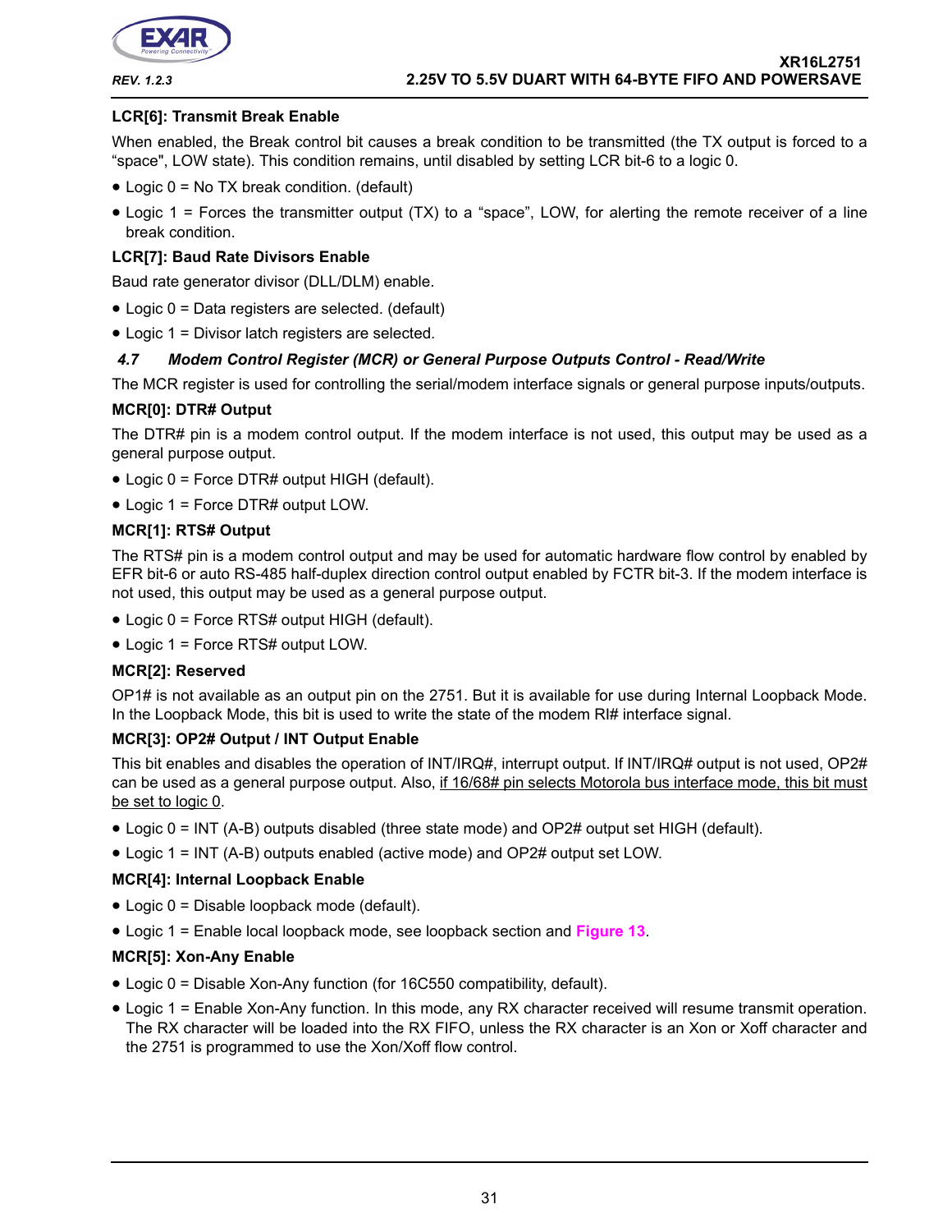#### LCR[6]: Transmit Break Enable

When enabled, the Break control bit causes a break condition to be transmitted (the TX output is forced to a “space", LOW state). This condition remains, until disabled by setting LCR bit-6 to a logic 0.

- Logic 0 = No TX break condition. (default)
- Logic 1 = Forces the transmitter output (TX) to a “space”, LOW, for alerting the remote receiver of a line break condition.

#### LCR[7]: Baud Rate Divisors Enable

Baud rate generator divisor (DLL/DLM) enable.

- Logic 0 = Data registers are selected. (default)
- Logic 1 = Divisor latch registers are selected.

### *4.7 Modem Control Register (MCR) or General Purpose Outputs Control - Read/Write*

The MCR register is used for controlling the serial/modem interface signals or general purpose inputs/outputs.

#### MCR[0]: DTR# Output

The DTR# pin is a modem control output. If the modem interface is not used, this output may be used as a general purpose output.

- Logic 0 = Force DTR# output HIGH (default).
- Logic 1 = Force DTR# output LOW.

#### MCR[1]: RTS# Output

The RTS# pin is a modem control output and may be used for automatic hardware flow control by enabled by EFR bit-6 or auto RS-485 half-duplex direction control output enabled by FCTR bit-3. If the modem interface is not used, this output may be used as a general purpose output.

- Logic 0 = Force RTS# output HIGH (default).
- Logic 1 = Force RTS# output LOW.

#### MCR[2]: Reserved

OP1# is not available as an output pin on the 2751. But it is available for use during Internal Loopback Mode. In the Loopback Mode, this bit is used to write the state of the modem RI# interface signal.

#### MCR[3]: OP2# Output / INT Output Enable

This bit enables and disables the operation of INT/IRQ#, interrupt output. If INT/IRQ# output is not used, OP2# can be used as a general purpose output. Also, <u>if 16/68# pin selects Motorola bus interface mode, this bit must be set to logic 0</u>.

- Logic 0 = INT (A-B) outputs disabled (three state mode) and OP2# output set HIGH (default).
- Logic 1 = INT (A-B) outputs enabled (active mode) and OP2# output set LOW.

#### MCR[4]: Internal Loopback Enable

- Logic 0 = Disable loopback mode (default).
- Logic 1 = Enable local loopback mode, see loopback section and Figure 13.

#### MCR[5]: Xon-Any Enable

- Logic 0 = Disable Xon-Any function (for 16C550 compatibility, default).
- Logic 1 = Enable Xon-Any function. In this mode, any RX character received will resume transmit operation. The RX character will be loaded into the RX FIFO, unless the RX character is an Xon or Xoff character and the 2751 is programmed to use the Xon/Xoff flow control.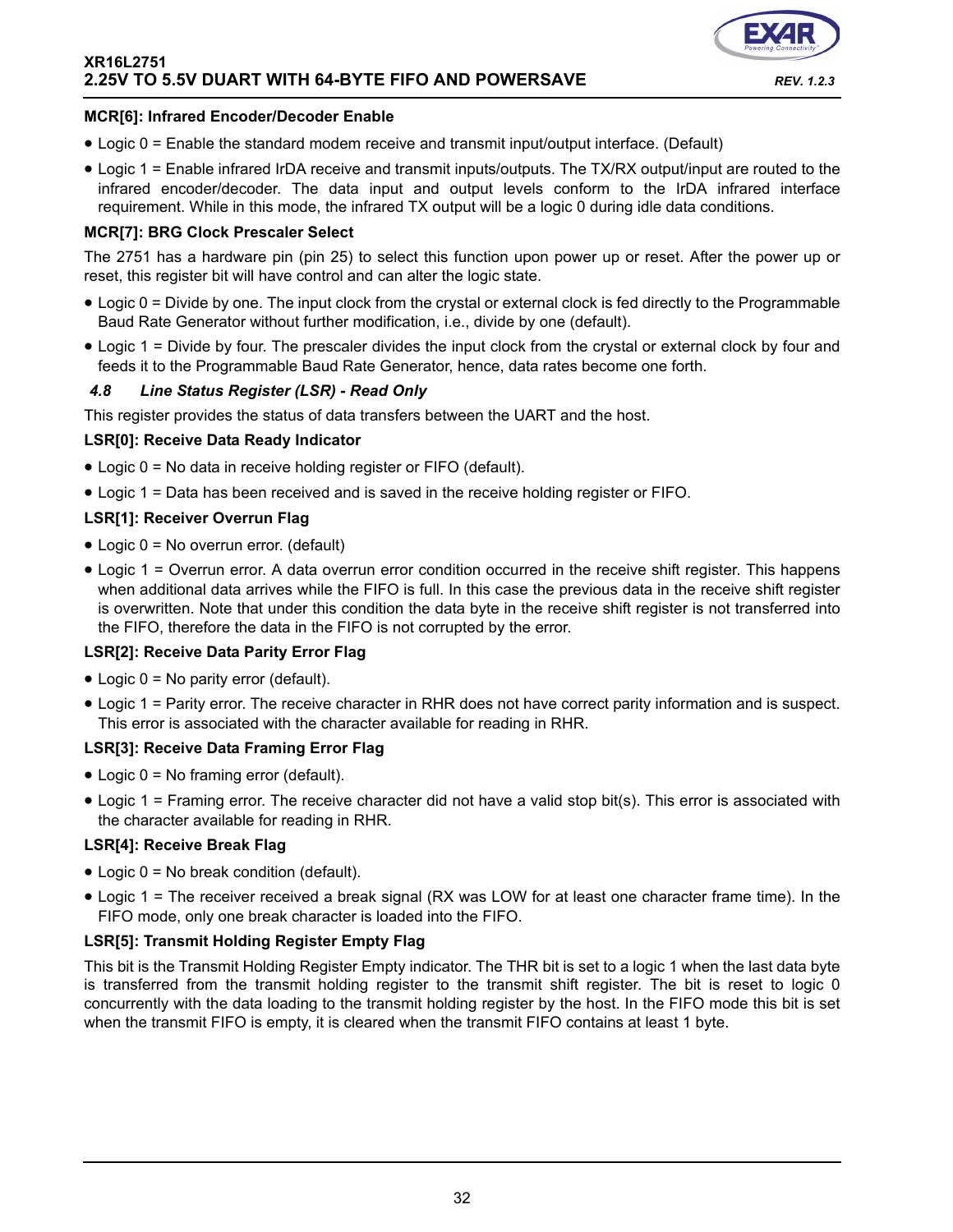**MCR[6]: Infrared Encoder/Decoder Enable**

- Logic 0 = Enable the standard modem receive and transmit input/output interface. (Default)
- Logic 1 = Enable infrared IrDA receive and transmit inputs/outputs. The TX/RX output/input are routed to the infrared encoder/decoder. The data input and output levels conform to the IrDA infrared interface requirement. While in this mode, the infrared TX output will be a logic 0 during idle data conditions.

**MCR[7]: BRG Clock Prescaler Select**

The 2751 has a hardware pin (pin 25) to select this function upon power up or reset. After the power up or reset, this register bit will have control and can alter the logic state.

- Logic 0 = Divide by one. The input clock from the crystal or external clock is fed directly to the Programmable Baud Rate Generator without further modification, i.e., divide by one (default).
- Logic 1 = Divide by four. The prescaler divides the input clock from the crystal or external clock by four and feeds it to the Programmable Baud Rate Generator, hence, data rates become one forth.

### *4.8 Line Status Register (LSR) - Read Only*

This register provides the status of data transfers between the UART and the host.

**LSR[0]: Receive Data Ready Indicator**

- Logic 0 = No data in receive holding register or FIFO (default).
- Logic 1 = Data has been received and is saved in the receive holding register or FIFO.

**LSR[1]: Receiver Overrun Flag**

- Logic 0 = No overrun error. (default)
- Logic 1 = Overrun error. A data overrun error condition occurred in the receive shift register. This happens when additional data arrives while the FIFO is full. In this case the previous data in the receive shift register is overwritten. Note that under this condition the data byte in the receive shift register is not transferred into the FIFO, therefore the data in the FIFO is not corrupted by the error.

**LSR[2]: Receive Data Parity Error Flag**

- Logic 0 = No parity error (default).
- Logic 1 = Parity error. The receive character in RHR does not have correct parity information and is suspect. This error is associated with the character available for reading in RHR.

**LSR[3]: Receive Data Framing Error Flag**

- Logic 0 = No framing error (default).
- Logic 1 = Framing error. The receive character did not have a valid stop bit(s). This error is associated with the character available for reading in RHR.

**LSR[4]: Receive Break Flag**

- Logic 0 = No break condition (default).
- Logic 1 = The receiver received a break signal (RX was LOW for at least one character frame time). In the FIFO mode, only one break character is loaded into the FIFO.

**LSR[5]: Transmit Holding Register Empty Flag**

This bit is the Transmit Holding Register Empty indicator. The THR bit is set to a logic 1 when the last data byte is transferred from the transmit holding register to the transmit shift register. The bit is reset to logic 0 concurrently with the data loading to the transmit holding register by the host. In the FIFO mode this bit is set when the transmit FIFO is empty, it is cleared when the transmit FIFO contains at least 1 byte.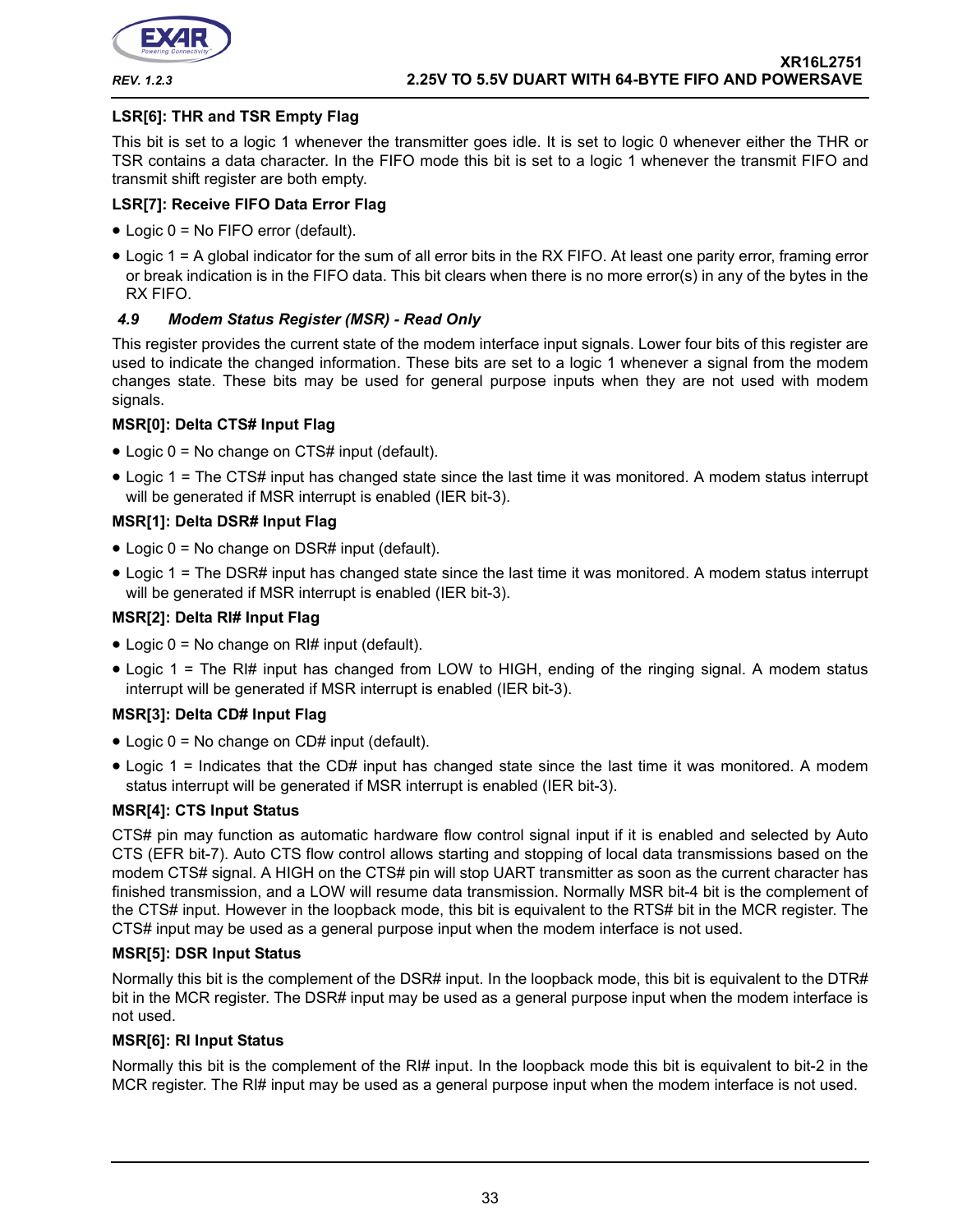**LSR[6]: THR and TSR Empty Flag**

This bit is set to a logic 1 whenever the transmitter goes idle. It is set to logic 0 whenever either the THR or TSR contains a data character. In the FIFO mode this bit is set to a logic 1 whenever the transmit FIFO and transmit shift register are both empty.

**LSR[7]: Receive FIFO Data Error Flag**

- Logic 0 = No FIFO error (default).
- Logic 1 = A global indicator for the sum of all error bits in the RX FIFO. At least one parity error, framing error or break indication is in the FIFO data. This bit clears when there is no more error(s) in any of the bytes in the RX FIFO.

### *4.9 Modem Status Register (MSR) - Read Only*

This register provides the current state of the modem interface input signals. Lower four bits of this register are used to indicate the changed information. These bits are set to a logic 1 whenever a signal from the modem changes state. These bits may be used for general purpose inputs when they are not used with modem signals.

**MSR[0]: Delta CTS# Input Flag**

- Logic 0 = No change on CTS# input (default).
- Logic 1 = The CTS# input has changed state since the last time it was monitored. A modem status interrupt will be generated if MSR interrupt is enabled (IER bit-3).

**MSR[1]: Delta DSR# Input Flag**

- Logic 0 = No change on DSR# input (default).
- Logic 1 = The DSR# input has changed state since the last time it was monitored. A modem status interrupt will be generated if MSR interrupt is enabled (IER bit-3).

**MSR[2]: Delta RI# Input Flag**

- Logic 0 = No change on RI# input (default).
- Logic 1 = The RI# input has changed from LOW to HIGH, ending of the ringing signal. A modem status interrupt will be generated if MSR interrupt is enabled (IER bit-3).

**MSR[3]: Delta CD# Input Flag**

- Logic 0 = No change on CD# input (default).
- Logic 1 = Indicates that the CD# input has changed state since the last time it was monitored. A modem status interrupt will be generated if MSR interrupt is enabled (IER bit-3).

**MSR[4]: CTS Input Status**

CTS# pin may function as automatic hardware flow control signal input if it is enabled and selected by Auto CTS (EFR bit-7). Auto CTS flow control allows starting and stopping of local data transmissions based on the modem CTS# signal. A HIGH on the CTS# pin will stop UART transmitter as soon as the current character has finished transmission, and a LOW will resume data transmission. Normally MSR bit-4 bit is the complement of the CTS# input. However in the loopback mode, this bit is equivalent to the RTS# bit in the MCR register. The CTS# input may be used as a general purpose input when the modem interface is not used.

**MSR[5]: DSR Input Status**

Normally this bit is the complement of the DSR# input. In the loopback mode, this bit is equivalent to the DTR# bit in the MCR register. The DSR# input may be used as a general purpose input when the modem interface is not used.

**MSR[6]: RI Input Status**

Normally this bit is the complement of the RI# input. In the loopback mode this bit is equivalent to bit-2 in the MCR register. The RI# input may be used as a general purpose input when the modem interface is not used.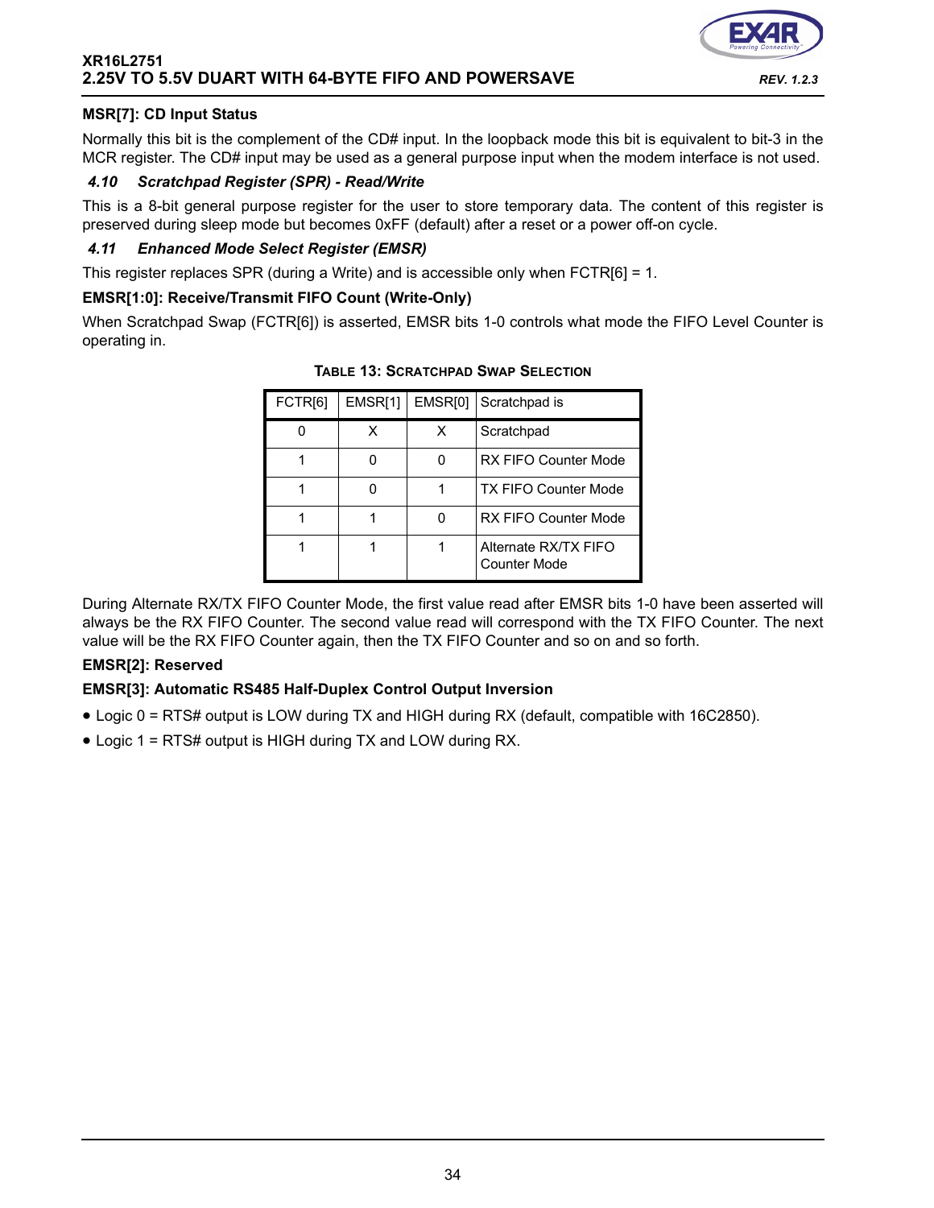**MSR[7]: CD Input Status**

Normally this bit is the complement of the CD# input. In the loopback mode this bit is equivalent to bit-3 in the MCR register. The CD# input may be used as a general purpose input when the modem interface is not used.

### *4.10 Scratchpad Register (SPR) - Read/Write*

This is a 8-bit general purpose register for the user to store temporary data. The content of this register is preserved during sleep mode but becomes 0xFF (default) after a reset or a power off-on cycle.

### *4.11 Enhanced Mode Select Register (EMSR)*

This register replaces SPR (during a Write) and is accessible only when FCTR[6] = 1.

**EMSR[1:0]: Receive/Transmit FIFO Count (Write-Only)**

When Scratchpad Swap (FCTR[6]) is asserted, EMSR bits 1-0 controls what mode the FIFO Level Counter is operating in.

**TABLE 13: SCRATCHPAD SWAP SELECTION**

| FCTR[6] | EMSR[1] | EMSR[0] | Scratchpad is |
|---|---|---|---|
| 0 | X | X | Scratchpad |
| 1 | 0 | 0 | RX FIFO Counter Mode |
| 1 | 0 | 1 | TX FIFO Counter Mode |
| 1 | 1 | 0 | RX FIFO Counter Mode |
| 1 | 1 | 1 | Alternate RX/TX FIFO Counter Mode |

During Alternate RX/TX FIFO Counter Mode, the first value read after EMSR bits 1-0 have been asserted will always be the RX FIFO Counter. The second value read will correspond with the TX FIFO Counter. The next value will be the RX FIFO Counter again, then the TX FIFO Counter and so on and so forth.

**EMSR[2]: Reserved**

**EMSR[3]: Automatic RS485 Half-Duplex Control Output Inversion**

- Logic 0 = RTS# output is LOW during TX and HIGH during RX (default, compatible with 16C2850).
- Logic 1 = RTS# output is HIGH during TX and LOW during RX.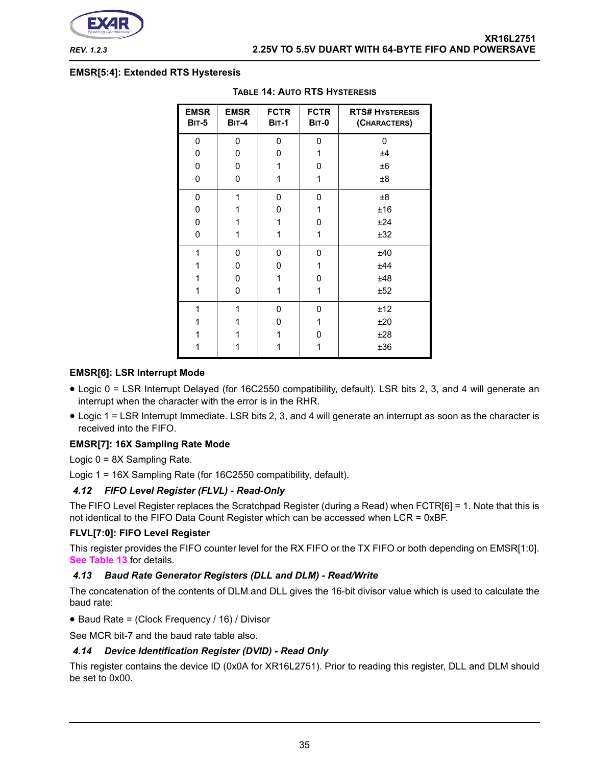**EMSR[5:4]: Extended RTS Hysteresis**

**TABLE 14: AUTO RTS HYSTERESIS**

| EMSR BIT-5 | EMSR BIT-4 | FCTR BIT-1 | FCTR BIT-0 | RTS# HYSTERESIS (CHARACTERS) |
|---|---|---|---|---|
| 0 | 0 | 0 | 0 | 0 |
| 0 | 0 | 0 | 1 | ±4 |
| 0 | 0 | 1 | 0 | ±6 |
| 0 | 0 | 1 | 1 | ±8 |
| 0 | 1 | 0 | 0 | ±8 |
| 0 | 1 | 0 | 1 | ±16 |
| 0 | 1 | 1 | 0 | ±24 |
| 0 | 1 | 1 | 1 | ±32 |
| 1 | 0 | 0 | 0 | ±40 |
| 1 | 0 | 0 | 1 | ±44 |
| 1 | 0 | 1 | 0 | ±48 |
| 1 | 0 | 1 | 1 | ±52 |
| 1 | 1 | 0 | 0 | ±12 |
| 1 | 1 | 0 | 1 | ±20 |
| 1 | 1 | 1 | 0 | ±28 |
| 1 | 1 | 1 | 1 | ±36 |

**EMSR[6]: LSR Interrupt Mode**

- Logic 0 = LSR Interrupt Delayed (for 16C2550 compatibility, default). LSR bits 2, 3, and 4 will generate an interrupt when the character with the error is in the RHR.
- Logic 1 = LSR Interrupt Immediate. LSR bits 2, 3, and 4 will generate an interrupt as soon as the character is received into the FIFO.

**EMSR[7]: 16X Sampling Rate Mode**

Logic 0 = 8X Sampling Rate.

Logic 1 = 16X Sampling Rate (for 16C2550 compatibility, default).

### *4.12 FIFO Level Register (FLVL) - Read-Only*

The FIFO Level Register replaces the Scratchpad Register (during a Read) when FCTR[6] = 1. Note that this is not identical to the FIFO Data Count Register which can be accessed when LCR = 0xBF.

**FLVL[7:0]: FIFO Level Register**

This register provides the FIFO counter level for the RX FIFO or the TX FIFO or both depending on EMSR[1:0]. See Table 13 for details.

### *4.13 Baud Rate Generator Registers (DLL and DLM) - Read/Write*

The concatenation of the contents of DLM and DLL gives the 16-bit divisor value which is used to calculate the baud rate:

- Baud Rate = (Clock Frequency / 16) / Divisor

See MCR bit-7 and the baud rate table also.

### *4.14 Device Identification Register (DVID) - Read Only*

This register contains the device ID (0x0A for XR16L2751). Prior to reading this register, DLL and DLM should be set to 0x00.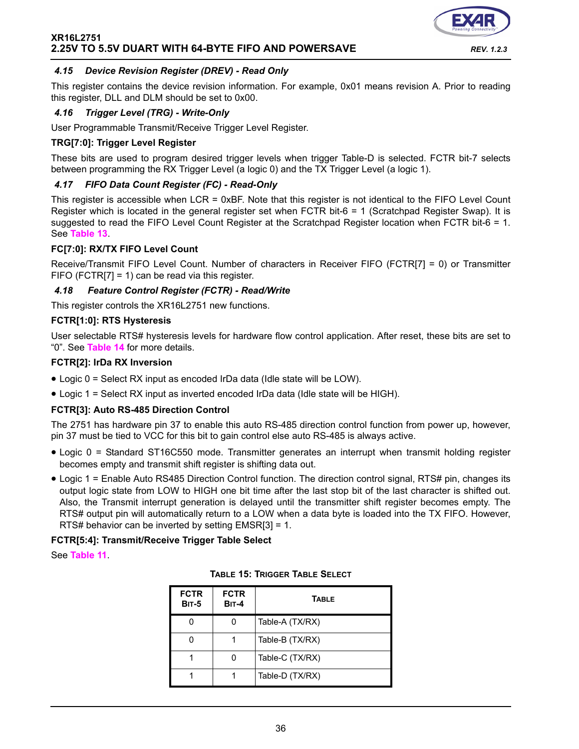### 4.15 Device Revision Register (DREV) - Read Only

This register contains the device revision information. For example, 0x01 means revision A. Prior to reading this register, DLL and DLM should be set to 0x00.

### 4.16 Trigger Level (TRG) - Write-Only

User Programmable Transmit/Receive Trigger Level Register.

**TRG[7:0]: Trigger Level Register**

These bits are used to program desired trigger levels when trigger Table-D is selected. FCTR bit-7 selects between programming the RX Trigger Level (a logic 0) and the TX Trigger Level (a logic 1).

### 4.17 FIFO Data Count Register (FC) - Read-Only

This register is accessible when LCR = 0xBF. Note that this register is not identical to the FIFO Level Count Register which is located in the general register set when FCTR bit-6 = 1 (Scratchpad Register Swap). It is suggested to read the FIFO Level Count Register at the Scratchpad Register location when FCTR bit-6 = 1. See Table 13.

**FC[7:0]: RX/TX FIFO Level Count**

Receive/Transmit FIFO Level Count. Number of characters in Receiver FIFO (FCTR[7] = 0) or Transmitter FIFO (FCTR[7] = 1) can be read via this register.

### 4.18 Feature Control Register (FCTR) - Read/Write

This register controls the XR16L2751 new functions.

**FCTR[1:0]: RTS Hysteresis**

User selectable RTS# hysteresis levels for hardware flow control application. After reset, these bits are set to "0". See Table 14 for more details.

**FCTR[2]: IrDa RX Inversion**

- Logic 0 = Select RX input as encoded IrDa data (Idle state will be LOW).
- Logic 1 = Select RX input as inverted encoded IrDa data (Idle state will be HIGH).

**FCTR[3]: Auto RS-485 Direction Control**

The 2751 has hardware pin 37 to enable this auto RS-485 direction control function from power up, however, pin 37 must be tied to VCC for this bit to gain control else auto RS-485 is always active.

- Logic 0 = Standard ST16C550 mode. Transmitter generates an interrupt when transmit holding register becomes empty and transmit shift register is shifting data out.
- Logic 1 = Enable Auto RS485 Direction Control function. The direction control signal, RTS# pin, changes its output logic state from LOW to HIGH one bit time after the last stop bit of the last character is shifted out. Also, the Transmit interrupt generation is delayed until the transmitter shift register becomes empty. The RTS# output pin will automatically return to a LOW when a data byte is loaded into the TX FIFO. However, RTS# behavior can be inverted by setting EMSR[3] = 1.

**FCTR[5:4]: Transmit/Receive Trigger Table Select**

See Table 11.

**TABLE 15: TRIGGER TABLE SELECT**

| FCTR BIT-5 | FCTR BIT-4 | TABLE |
|---|---|---|
| 0 | 0 | Table-A (TX/RX) |
| 0 | 1 | Table-B (TX/RX) |
| 1 | 0 | Table-C (TX/RX) |
| 1 | 1 | Table-D (TX/RX) |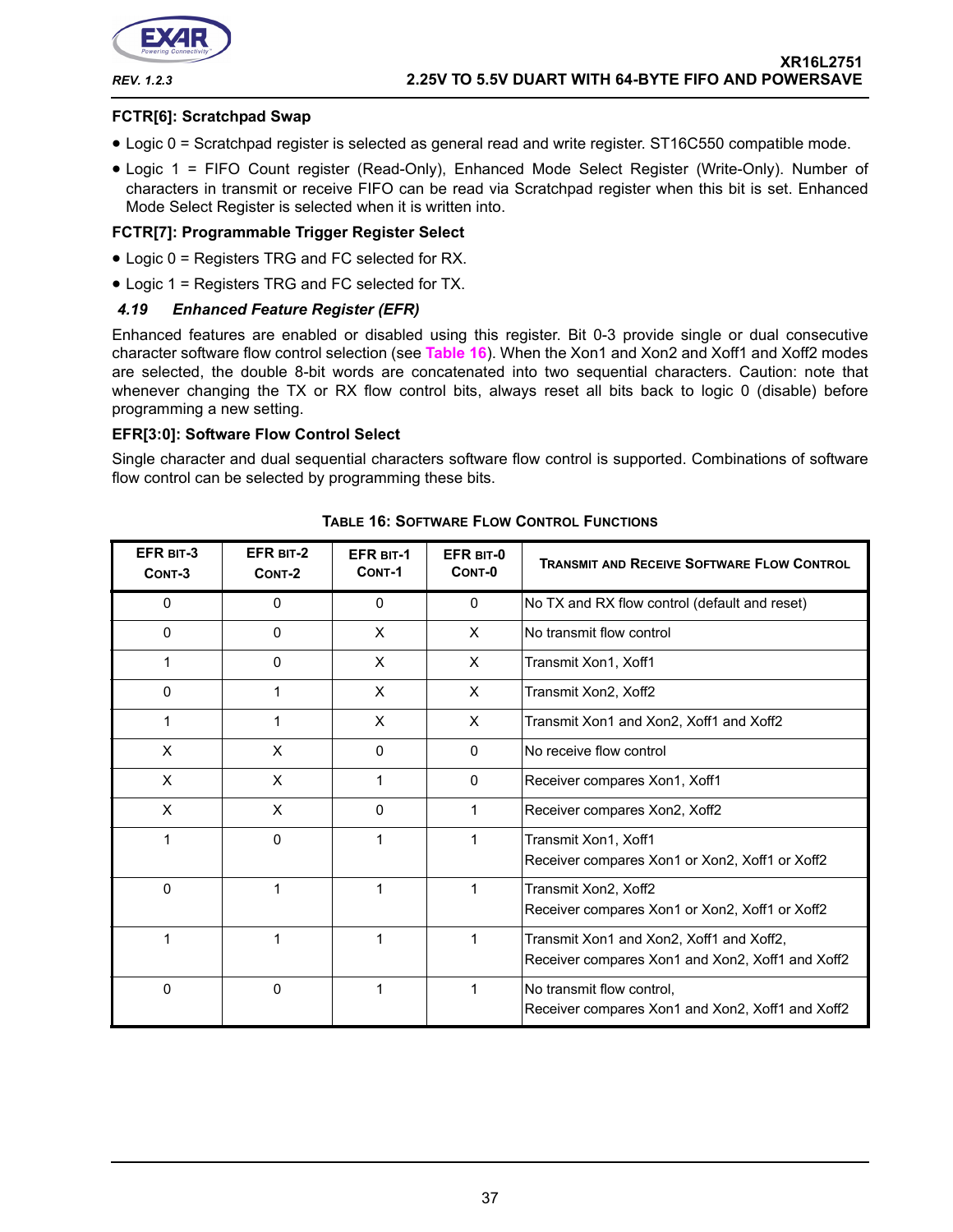**FCTR[6]: Scratchpad Swap**

- Logic 0 = Scratchpad register is selected as general read and write register. ST16C550 compatible mode.
- Logic 1 = FIFO Count register (Read-Only), Enhanced Mode Select Register (Write-Only). Number of characters in transmit or receive FIFO can be read via Scratchpad register when this bit is set. Enhanced Mode Select Register is selected when it is written into.

**FCTR[7]: Programmable Trigger Register Select**

- Logic 0 = Registers TRG and FC selected for RX.
- Logic 1 = Registers TRG and FC selected for TX.

### *4.19 Enhanced Feature Register (EFR)*

Enhanced features are enabled or disabled using this register. Bit 0-3 provide single or dual consecutive character software flow control selection (see Table 16). When the Xon1 and Xon2 and Xoff1 and Xoff2 modes are selected, the double 8-bit words are concatenated into two sequential characters. Caution: note that whenever changing the TX or RX flow control bits, always reset all bits back to logic 0 (disable) before programming a new setting.

**EFR[3:0]: Software Flow Control Select**

Single character and dual sequential characters software flow control is supported. Combinations of software flow control can be selected by programming these bits.

**TABLE 16: SOFTWARE FLOW CONTROL FUNCTIONS**

| EFR BIT-3 CONT-3 | EFR BIT-2 CONT-2 | EFR BIT-1 CONT-1 | EFR BIT-0 CONT-0 | TRANSMIT AND RECEIVE SOFTWARE FLOW CONTROL |
|---|---|---|---|---|
| 0 | 0 | 0 | 0 | No TX and RX flow control (default and reset) |
| 0 | 0 | X | X | No transmit flow control |
| 1 | 0 | X | X | Transmit Xon1, Xoff1 |
| 0 | 1 | X | X | Transmit Xon2, Xoff2 |
| 1 | 1 | X | X | Transmit Xon1 and Xon2, Xoff1 and Xoff2 |
| X | X | 0 | 0 | No receive flow control |
| X | X | 1 | 0 | Receiver compares Xon1, Xoff1 |
| X | X | 0 | 1 | Receiver compares Xon2, Xoff2 |
| 1 | 0 | 1 | 1 | Transmit Xon1, Xoff1<br>Receiver compares Xon1 or Xon2, Xoff1 or Xoff2 |
| 0 | 1 | 1 | 1 | Transmit Xon2, Xoff2<br>Receiver compares Xon1 or Xon2, Xoff1 or Xoff2 |
| 1 | 1 | 1 | 1 | Transmit Xon1 and Xon2, Xoff1 and Xoff2,<br>Receiver compares Xon1 and Xon2, Xoff1 and Xoff2 |
| 0 | 0 | 1 | 1 | No transmit flow control,<br>Receiver compares Xon1 and Xon2, Xoff1 and Xoff2 |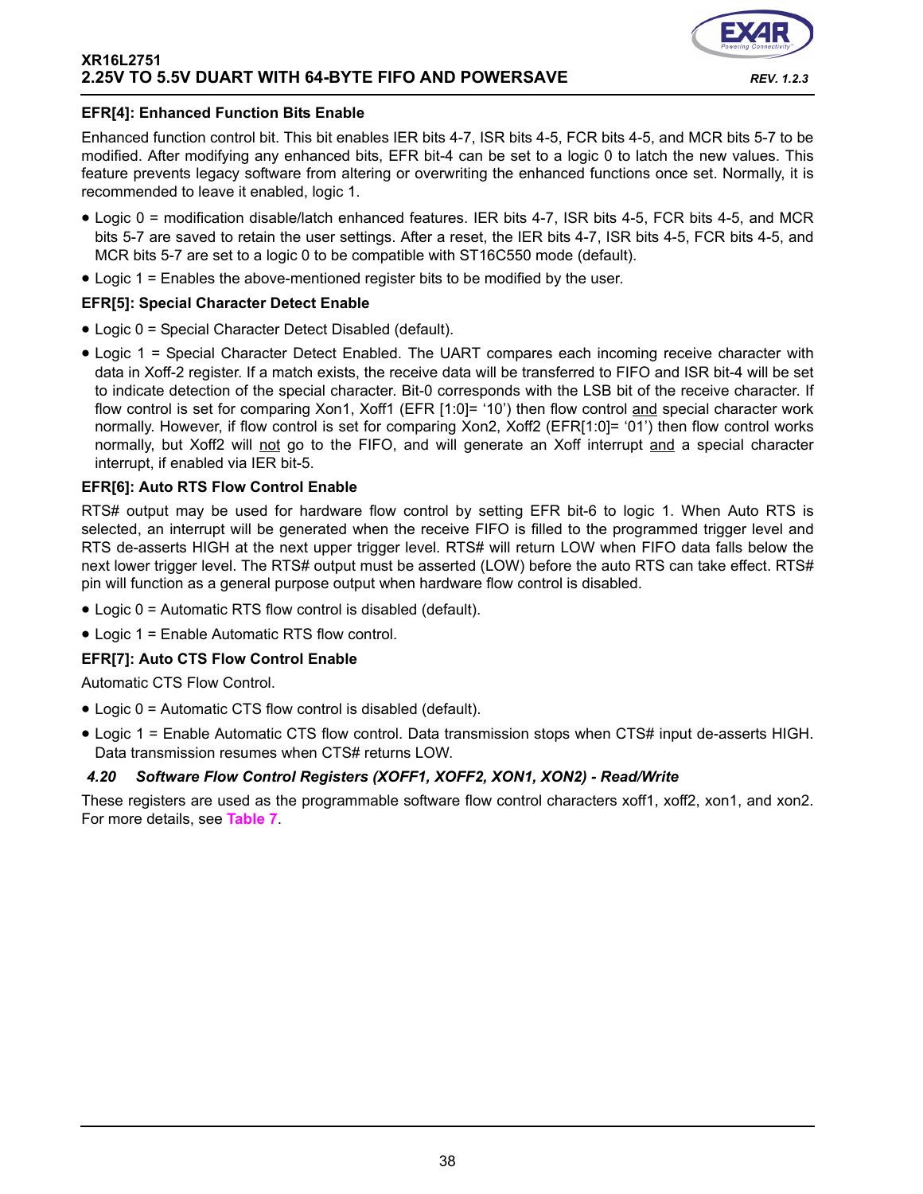### EFR[4]: Enhanced Function Bits Enable

Enhanced function control bit. This bit enables IER bits 4-7, ISR bits 4-5, FCR bits 4-5, and MCR bits 5-7 to be modified. After modifying any enhanced bits, EFR bit-4 can be set to a logic 0 to latch the new values. This feature prevents legacy software from altering or overwriting the enhanced functions once set. Normally, it is recommended to leave it enabled, logic 1.

- Logic 0 = modification disable/latch enhanced features. IER bits 4-7, ISR bits 4-5, FCR bits 4-5, and MCR bits 5-7 are saved to retain the user settings. After a reset, the IER bits 4-7, ISR bits 4-5, FCR bits 4-5, and MCR bits 5-7 are set to a logic 0 to be compatible with ST16C550 mode (default).
- Logic 1 = Enables the above-mentioned register bits to be modified by the user.

### EFR[5]: Special Character Detect Enable

- Logic 0 = Special Character Detect Disabled (default).
- Logic 1 = Special Character Detect Enabled. The UART compares each incoming receive character with data in Xoff-2 register. If a match exists, the receive data will be transferred to FIFO and ISR bit-4 will be set to indicate detection of the special character. Bit-0 corresponds with the LSB bit of the receive character. If flow control is set for comparing Xon1, Xoff1 (EFR [1:0]= '10') then flow control <u>and</u> special character work normally. However, if flow control is set for comparing Xon2, Xoff2 (EFR[1:0]= '01') then flow control works normally, but Xoff2 will <u>not</u> go to the FIFO, and will generate an Xoff interrupt <u>and</u> a special character interrupt, if enabled via IER bit-5.

### EFR[6]: Auto RTS Flow Control Enable

RTS# output may be used for hardware flow control by setting EFR bit-6 to logic 1. When Auto RTS is selected, an interrupt will be generated when the receive FIFO is filled to the programmed trigger level and RTS de-asserts HIGH at the next upper trigger level. RTS# will return LOW when FIFO data falls below the next lower trigger level. The RTS# output must be asserted (LOW) before the auto RTS can take effect. RTS# pin will function as a general purpose output when hardware flow control is disabled.

- Logic 0 = Automatic RTS flow control is disabled (default).
- Logic 1 = Enable Automatic RTS flow control.

### EFR[7]: Auto CTS Flow Control Enable

Automatic CTS Flow Control.

- Logic 0 = Automatic CTS flow control is disabled (default).
- Logic 1 = Enable Automatic CTS flow control. Data transmission stops when CTS# input de-asserts HIGH. Data transmission resumes when CTS# returns LOW.

## *4.20 Software Flow Control Registers (XOFF1, XOFF2, XON1, XON2) - Read/Write*

These registers are used as the programmable software flow control characters xoff1, xoff2, xon1, and xon2. For more details, see **Table 7**.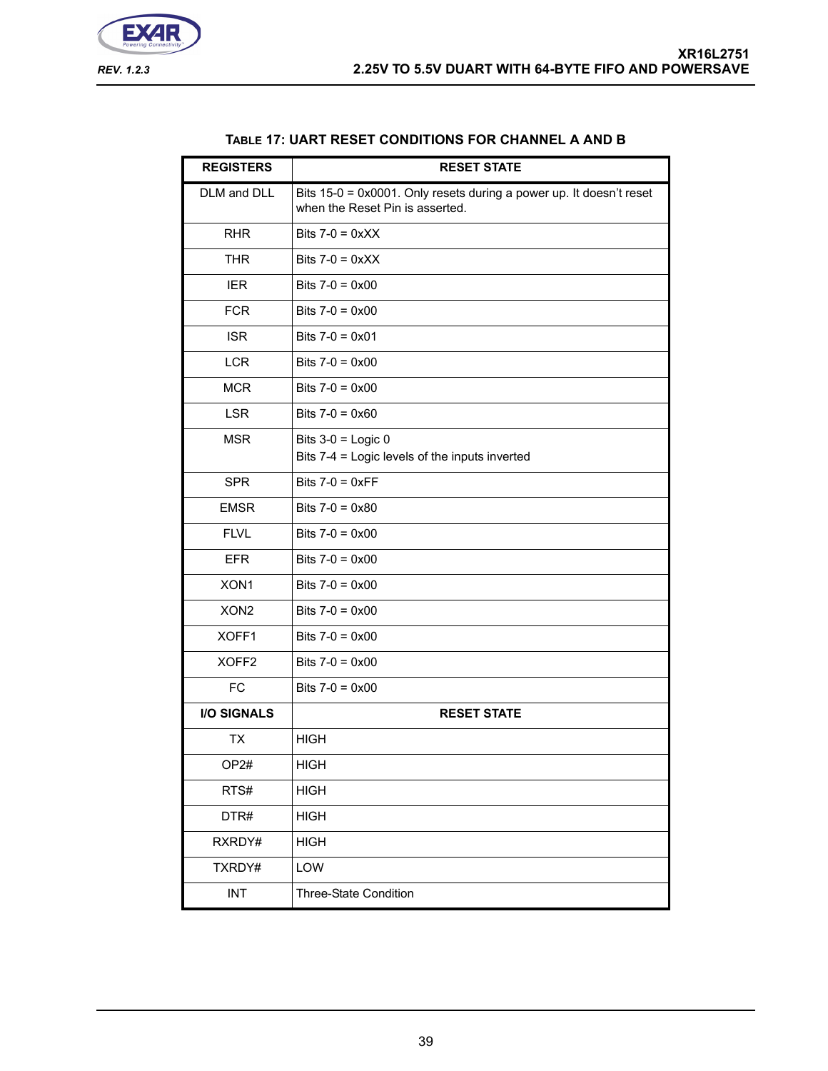**TABLE 17: UART RESET CONDITIONS FOR CHANNEL A AND B**

| REGISTERS | RESET STATE |
|---|---|
| DLM and DLL | Bits 15-0 = 0x0001. Only resets during a power up. It doesn't reset when the Reset Pin is asserted. |
| RHR | Bits 7-0 = 0xXX |
| THR | Bits 7-0 = 0xXX |
| IER | Bits 7-0 = 0x00 |
| FCR | Bits 7-0 = 0x00 |
| ISR | Bits 7-0 = 0x01 |
| LCR | Bits 7-0 = 0x00 |
| MCR | Bits 7-0 = 0x00 |
| LSR | Bits 7-0 = 0x60 |
| MSR | Bits 3-0 = Logic 0<br>Bits 7-4 = Logic levels of the inputs inverted |
| SPR | Bits 7-0 = 0xFF |
| EMSR | Bits 7-0 = 0x80 |
| FLVL | Bits 7-0 = 0x00 |
| EFR | Bits 7-0 = 0x00 |
| XON1 | Bits 7-0 = 0x00 |
| XON2 | Bits 7-0 = 0x00 |
| XOFF1 | Bits 7-0 = 0x00 |
| XOFF2 | Bits 7-0 = 0x00 |
| FC | Bits 7-0 = 0x00 |
| **I/O SIGNALS** | **RESET STATE** |
| TX | HIGH |
| OP2# | HIGH |
| RTS# | HIGH |
| DTR# | HIGH |
| RXRDY# | HIGH |
| TXRDY# | LOW |
| INT | Three-State Condition |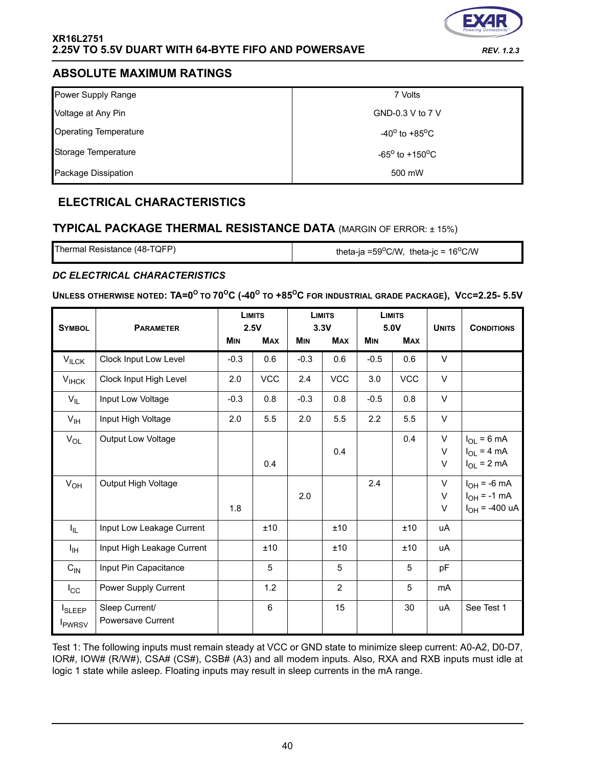## ABSOLUTE MAXIMUM RATINGS

| | |
|---|---|
| Power Supply Range | 7 Volts |
| Voltage at Any Pin | GND-0.3 V to 7 V |
| Operating Temperature | -40° to +85°C |
| Storage Temperature | -65° to +150°C |
| Package Dissipation | 500 mW |

## ELECTRICAL CHARACTERISTICS

## TYPICAL PACKAGE THERMAL RESISTANCE DATA (MARGIN OF ERROR: ± 15%)

| | |
|---|---|
| Thermal Resistance (48-TQFP) | theta-ja =59°C/W, theta-jc = 16°C/W |

### *DC ELECTRICAL CHARACTERISTICS*

**UNLESS OTHERWISE NOTED: TA=0° TO 70°C (-40° TO +85°C FOR INDUSTRIAL GRADE PACKAGE), VCC=2.25- 5.5V**

| SYMBOL | PARAMETER | LIMITS 2.5V | | LIMITS 3.3V | | LIMITS 5.0V | | UNITS | CONDITIONS |
|---|---|---|---|---|---|---|---|---|---|
| | | MIN | MAX | MIN | MAX | MIN | MAX | | |
| $V_{ILCK}$ | Clock Input Low Level | -0.3 | 0.6 | -0.3 | 0.6 | -0.5 | 0.6 | V | |
| $V_{IHCK}$ | Clock Input High Level | 2.0 | VCC | 2.4 | VCC | 3.0 | VCC | V | |
| $V_{IL}$ | Input Low Voltage | -0.3 | 0.8 | -0.3 | 0.8 | -0.5 | 0.8 | V | |
| $V_{IH}$ | Input High Voltage | 2.0 | 5.5 | 2.0 | 5.5 | 2.2 | 5.5 | V | |
| $V_{OL}$ | Output Low Voltage | | | | | | 0.4 | V | $I_{OL}$ = 6 mA |
| | | | | | 0.4 | | | V | $I_{OL}$ = 4 mA |
| | | | 0.4 | | | | | V | $I_{OL}$ = 2 mA |
| $V_{OH}$ | Output High Voltage | | | | | 2.4 | | V | $I_{OH}$ = -6 mA |
| | | | | 2.0 | | | | V | $I_{OH}$ = -1 mA |
| | | 1.8 | | | | | | V | $I_{OH}$ = -400 uA |
| $I_{IL}$ | Input Low Leakage Current | | ±10 | | ±10 | | ±10 | uA | |
| $I_{IH}$ | Input High Leakage Current | | ±10 | | ±10 | | ±10 | uA | |
| $C_{IN}$ | Input Pin Capacitance | | 5 | | 5 | | 5 | pF | |
| $I_{CC}$ | Power Supply Current | | 1.2 | | 2 | | 5 | mA | |
| $I_{SLEEP}$ $I_{PWRSV}$ | Sleep Current/ Powersave Current | | 6 | | 15 | | 30 | uA | See Test 1 |

Test 1: The following inputs must remain steady at VCC or GND state to minimize sleep current: A0-A2, D0-D7, IOR#, IOW# (R/W#), CSA# (CS#), CSB# (A3) and all modem inputs. Also, RXA and RXB inputs must idle at logic 1 state while asleep. Floating inputs may result in sleep currents in the mA range.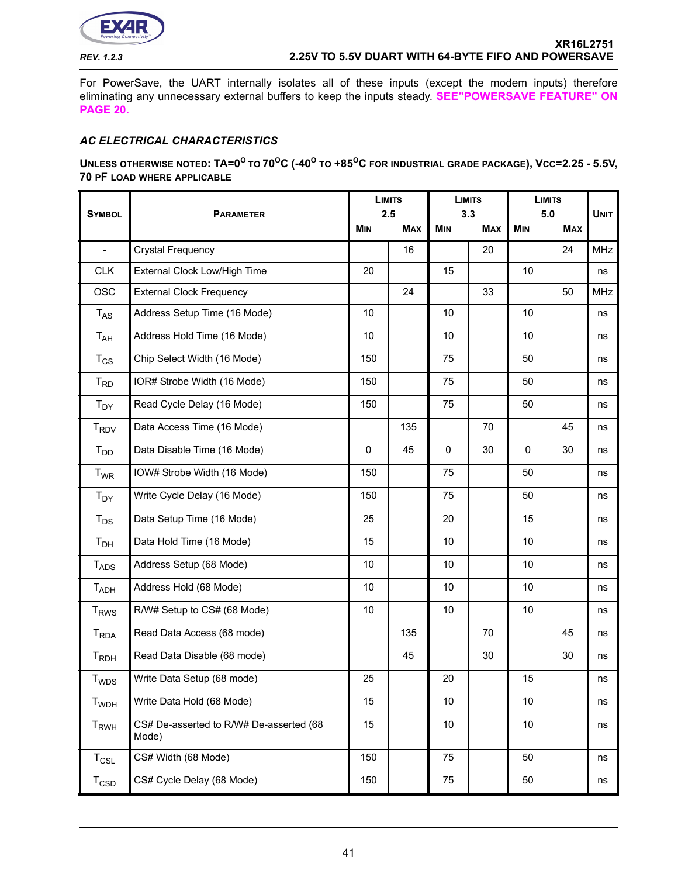For PowerSave, the UART internally isolates all of these inputs (except the modem inputs) therefore eliminating any unnecessary external buffers to keep the inputs steady. **SEE"POWERSAVE FEATURE" ON PAGE 20.**

### *AC ELECTRICAL CHARACTERISTICS*

**UNLESS OTHERWISE NOTED: TA=0$^{O}$ TO 70$^{O}$C (-40$^{O}$ TO +85$^{O}$C FOR INDUSTRIAL GRADE PACKAGE), VCC=2.25 - 5.5V, 70 PF LOAD WHERE APPLICABLE**

| SYMBOL | PARAMETER | LIMITS 2.5 | | LIMITS 3.3 | | LIMITS 5.0 | | UNIT |
|---|---|---|---|---|---|---|---|---|
| | | MIN | MAX | MIN | MAX | MIN | MAX | |
| - | Crystal Frequency | | 16 | | 20 | | 24 | MHz |
| CLK | External Clock Low/High Time | 20 | | 15 | | 10 | | ns |
| OSC | External Clock Frequency | | 24 | | 33 | | 50 | MHz |
| $T_{AS}$ | Address Setup Time (16 Mode) | 10 | | 10 | | 10 | | ns |
| $T_{AH}$ | Address Hold Time (16 Mode) | 10 | | 10 | | 10 | | ns |
| $T_{CS}$ | Chip Select Width (16 Mode) | 150 | | 75 | | 50 | | ns |
| $T_{RD}$ | IOR# Strobe Width (16 Mode) | 150 | | 75 | | 50 | | ns |
| $T_{DY}$ | Read Cycle Delay (16 Mode) | 150 | | 75 | | 50 | | ns |
| $T_{RDV}$ | Data Access Time (16 Mode) | | 135 | | 70 | | 45 | ns |
| $T_{DD}$ | Data Disable Time (16 Mode) | 0 | 45 | 0 | 30 | 0 | 30 | ns |
| $T_{WR}$ | IOW# Strobe Width (16 Mode) | 150 | | 75 | | 50 | | ns |
| $T_{DY}$ | Write Cycle Delay (16 Mode) | 150 | | 75 | | 50 | | ns |
| $T_{DS}$ | Data Setup Time (16 Mode) | 25 | | 20 | | 15 | | ns |
| $T_{DH}$ | Data Hold Time (16 Mode) | 15 | | 10 | | 10 | | ns |
| $T_{ADS}$ | Address Setup (68 Mode) | 10 | | 10 | | 10 | | ns |
| $T_{ADH}$ | Address Hold (68 Mode) | 10 | | 10 | | 10 | | ns |
| $T_{RWS}$ | R/W# Setup to CS# (68 Mode) | 10 | | 10 | | 10 | | ns |
| $T_{RDA}$ | Read Data Access (68 mode) | | 135 | | 70 | | 45 | ns |
| $T_{RDH}$ | Read Data Disable (68 mode) | | 45 | | 30 | | 30 | ns |
| $T_{WDS}$ | Write Data Setup (68 mode) | 25 | | 20 | | 15 | | ns |
| $T_{WDH}$ | Write Data Hold (68 Mode) | 15 | | 10 | | 10 | | ns |
| $T_{RWH}$ | CS# De-asserted to R/W# De-asserted (68 Mode) | 15 | | 10 | | 10 | | ns |
| $T_{CSL}$ | CS# Width (68 Mode) | 150 | | 75 | | 50 | | ns |
| $T_{CSD}$ | CS# Cycle Delay (68 Mode) | 150 | | 75 | | 50 | | ns |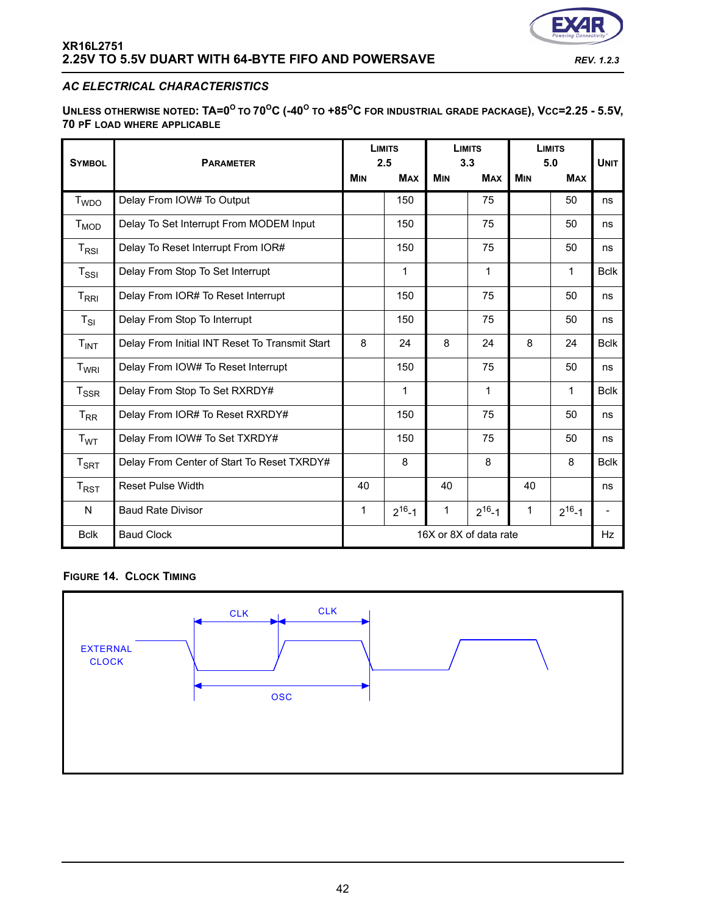## AC ELECTRICAL CHARACTERISTICS

**UNLESS OTHERWISE NOTED: TA=0°C TO 70°C (-40° TO +85°C FOR INDUSTRIAL GRADE PACKAGE), VCC=2.25 - 5.5V, 70 PF LOAD WHERE APPLICABLE**

| SYMBOL | PARAMETER | LIMITS 2.5 MIN | LIMITS 2.5 MAX | LIMITS 3.3 MIN | LIMITS 3.3 MAX | LIMITS 5.0 MIN | LIMITS 5.0 MAX | UNIT |
|---|---|---|---|---|---|---|---|---|
| $T_{WDO}$ | Delay From IOW# To Output | | 150 | | 75 | | 50 | ns |
| $T_{MOD}$ | Delay To Set Interrupt From MODEM Input | | 150 | | 75 | | 50 | ns |
| $T_{RSI}$ | Delay To Reset Interrupt From IOR# | | 150 | | 75 | | 50 | ns |
| $T_{SSI}$ | Delay From Stop To Set Interrupt | | 1 | | 1 | | 1 | Bclk |
| $T_{RRI}$ | Delay From IOR# To Reset Interrupt | | 150 | | 75 | | 50 | ns |
| $T_{SI}$ | Delay From Stop To Interrupt | | 150 | | 75 | | 50 | ns |
| $T_{INT}$ | Delay From Initial INT Reset To Transmit Start | 8 | 24 | 8 | 24 | 8 | 24 | Bclk |
| $T_{WRI}$ | Delay From IOW# To Reset Interrupt | | 150 | | 75 | | 50 | ns |
| $T_{SSR}$ | Delay From Stop To Set RXRDY# | | 1 | | 1 | | 1 | Bclk |
| $T_{RR}$ | Delay From IOR# To Reset RXRDY# | | 150 | | 75 | | 50 | ns |
| $T_{WT}$ | Delay From IOW# To Set TXRDY# | | 150 | | 75 | | 50 | ns |
| $T_{SRT}$ | Delay From Center of Start To Reset TXRDY# | | 8 | | 8 | | 8 | Bclk |
| $T_{RST}$ | Reset Pulse Width | 40 | | 40 | | 40 | | ns |
| N | Baud Rate Divisor | 1 | $2^{16}$-1 | 1 | $2^{16}$-1 | 1 | $2^{16}$-1 | - |
| Bclk | Baud Clock | 16X or 8X of data rate | | | | | | Hz |

**FIGURE 14. CLOCK TIMING**

EXTERNAL CLOCK

CLK

CLK

OSC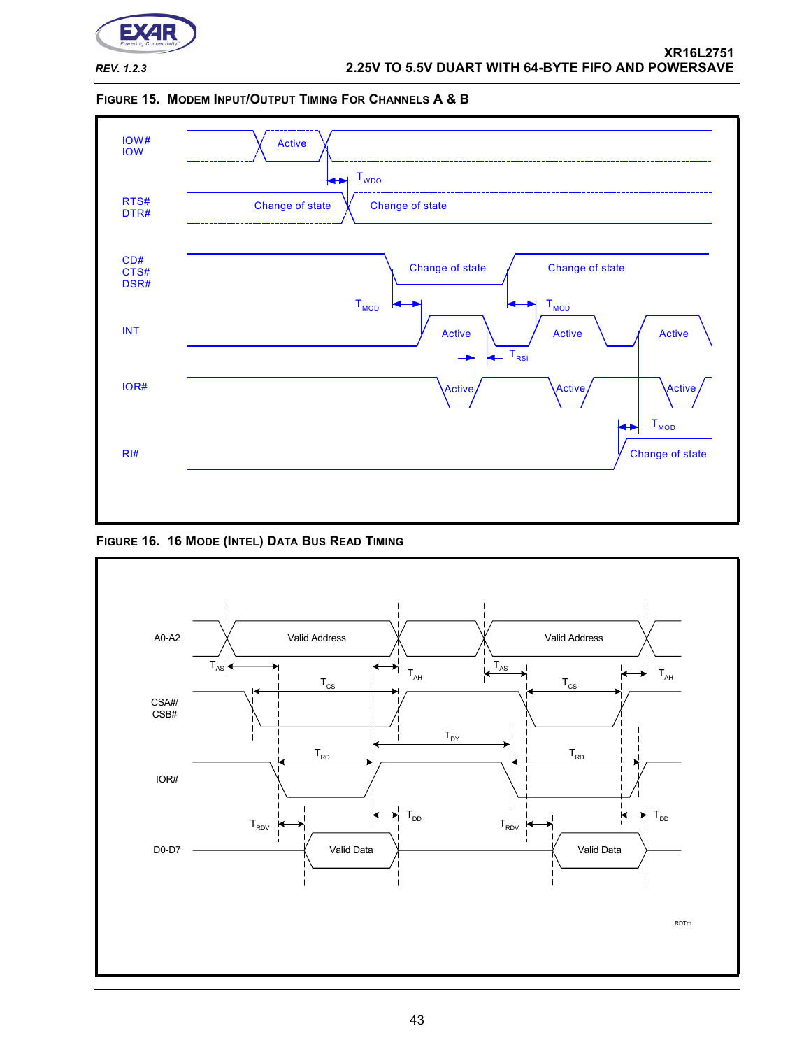**FIGURE 15. MODEM INPUT/OUTPUT TIMING FOR CHANNELS A & B**

IOW#
IOW
Active
$T_{WDO}$
RTS#
DTR#
Change of state
Change of state
CD#
CTS#
DSR#
Change of state
Change of state
$T_{MOD}$
$T_{MOD}$
INT
Active
Active
Active
$T_{RSI}$
IOR#
Active
Active
Active
$T_{MOD}$
RI#
Change of state

**FIGURE 16. 16 MODE (INTEL) DATA BUS READ TIMING**

A0-A2
Valid Address
Valid Address
$T_{AS}$
$T_{AH}$
$T_{AS}$
$T_{AH}$
$T_{CS}$
$T_{CS}$
CSA#/
CSB#
$T_{DY}$
$T_{RD}$
$T_{RD}$
IOR#
$T_{DD}$
$T_{DD}$
$T_{RDV}$
$T_{RDV}$
D0-D7
Valid Data
Valid Data

RDTm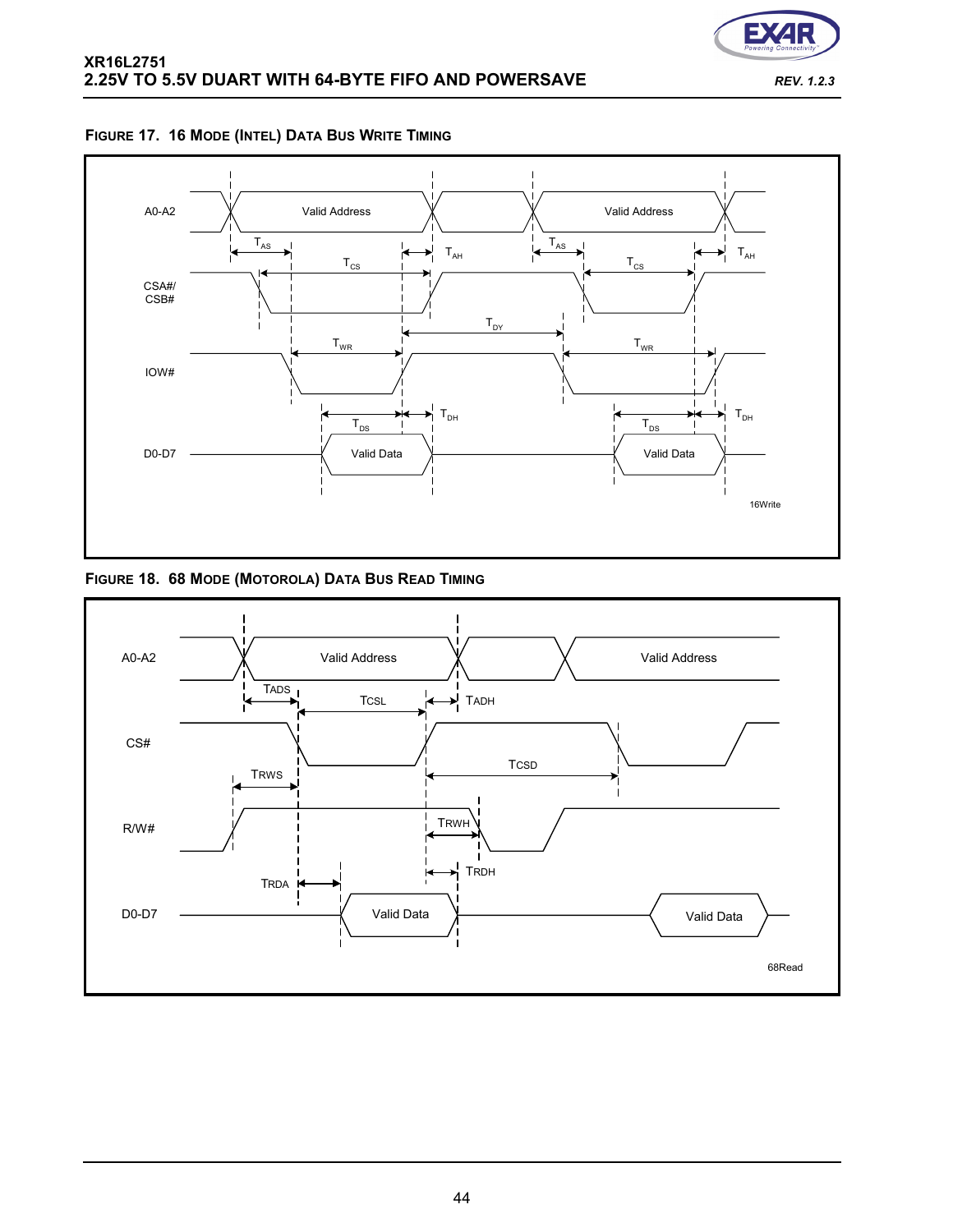FIGURE 17. 16 MODE (INTEL) DATA BUS WRITE TIMING

FIGURE 18. 68 MODE (MOTOROLA) DATA BUS READ TIMING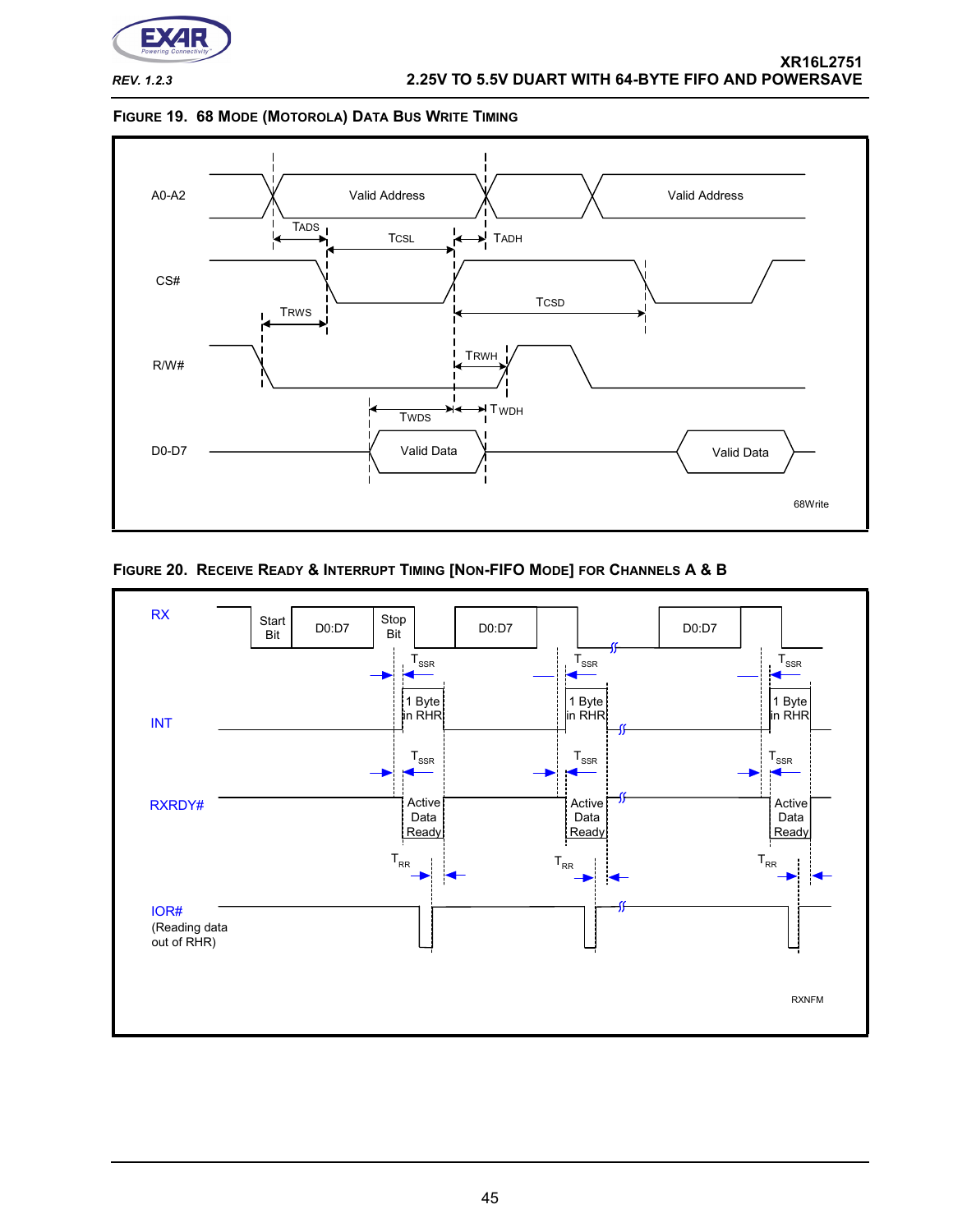**Figure 19. 68 Mode (Motorola) Data Bus Write Timing**

A0-A2 | Valid Address | Valid Address

TADS | TCSL | TADH

CS#

TRWS | TCSD

R/W#

TRWH

TWDS | TWDH

D0-D7 | Valid Data | Valid Data

68Write

**Figure 20. Receive Ready & Interrupt Timing [Non-FIFO Mode] for Channels A & B**

RX | Start Bit | D0:D7 | Stop Bit | D0:D7 | D0:D7

$T_{SSR}$ | $T_{SSR}$ | $T_{SSR}$

INT | 1 Byte in RHR | 1 Byte in RHR | 1 Byte in RHR

$T_{SSR}$ | $T_{SSR}$ | $T_{SSR}$

RXRDY# | Active Data Ready | Active Data Ready | Active Data Ready

$T_{RR}$ | $T_{RR}$ | $T_{RR}$

IOR# (Reading data out of RHR)

RXNFM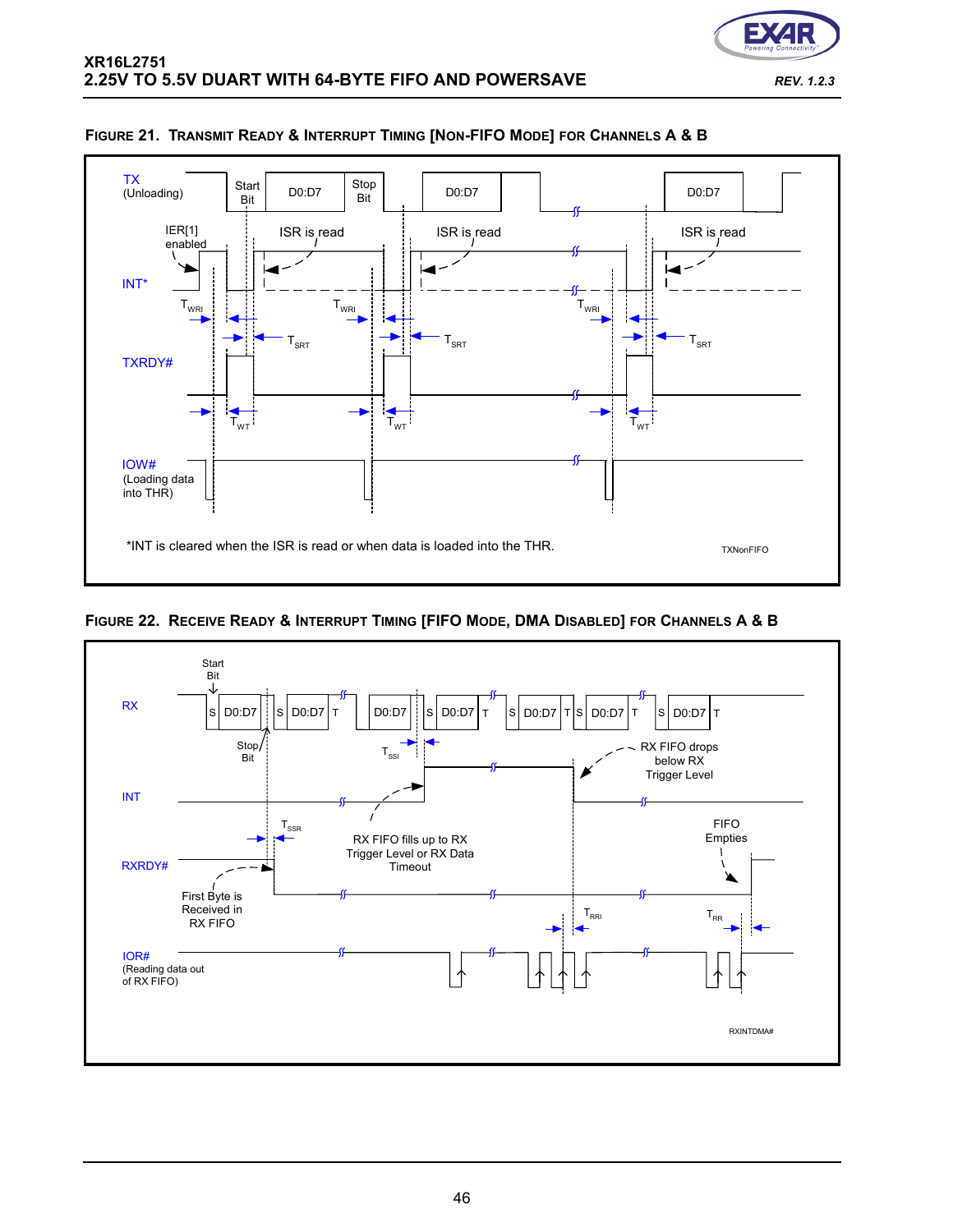### FIGURE 21. TRANSMIT READY & INTERRUPT TIMING [NON-FIFO MODE] FOR CHANNELS A & B

TX (Unloading)

Start Bit | D0:D7 | Stop Bit | D0:D7 | D0:D7

IER[1] enabled

ISR is read

ISR is read

ISR is read

INT*

$T_{WRI}$

$T_{SRT}$

TXRDY#

$T_{WT}$

IOW# (Loading data into THR)

*INT is cleared when the ISR is read or when data is loaded into the THR.

TXNonFIFO

### FIGURE 22. RECEIVE READY & INTERRUPT TIMING [FIFO MODE, DMA DISABLED] FOR CHANNELS A & B

Start Bit

RX

S D0:D7 | S D0:D7 T | D0:D7 | S D0:D7 T | S D0:D7 T | S D0:D7 T | S D0:D7 T

Stop Bit

$T_{SSI}$

RX FIFO drops below RX Trigger Level

INT

$T_{SSR}$

RX FIFO fills up to RX Trigger Level or RX Data Timeout

FIFO Empties

RXRDY#

First Byte is Received in RX FIFO

$T_{RRI}$

$T_{RR}$

IOR# (Reading data out of RX FIFO)

RXINTDMA#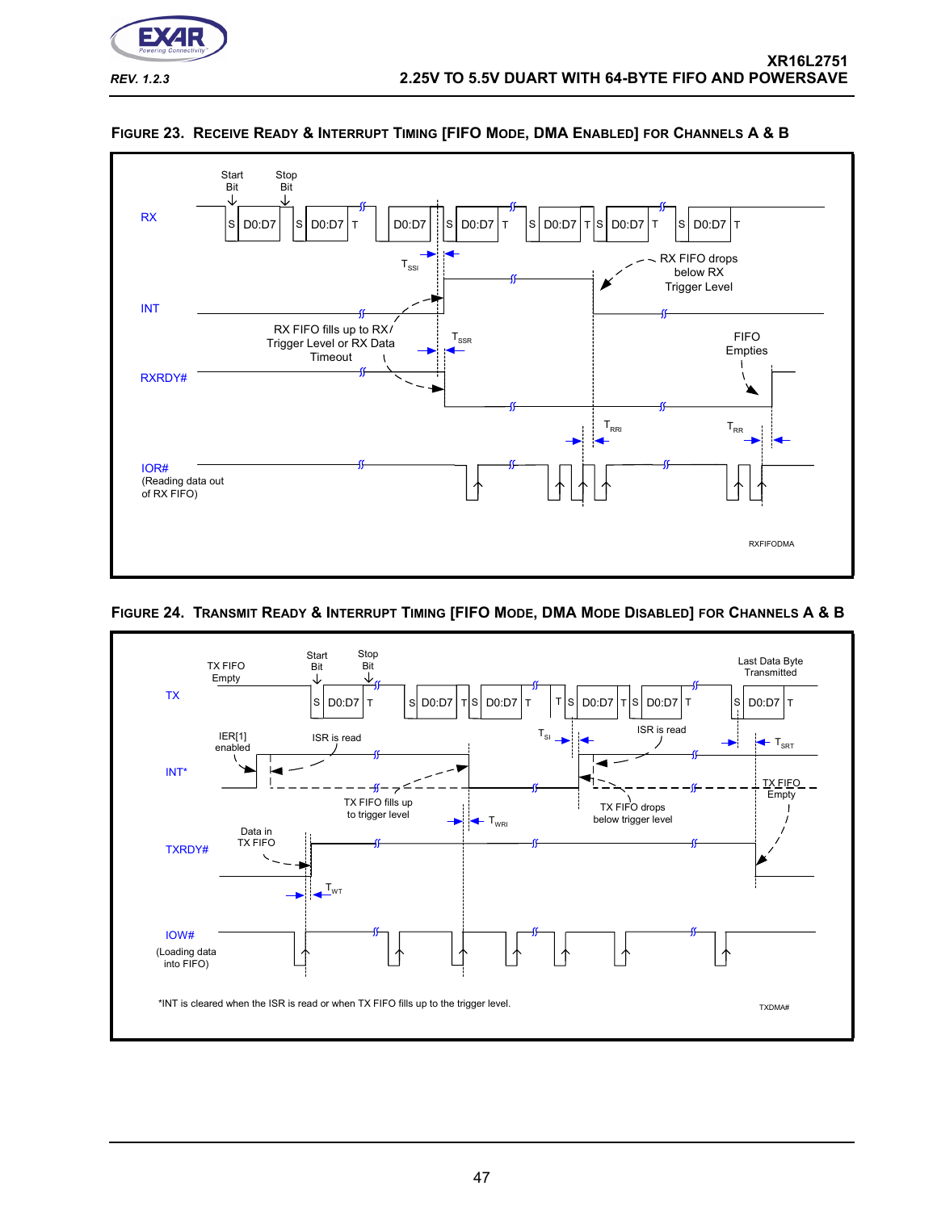### FIGURE 23. RECEIVE READY & INTERRUPT TIMING [FIFO MODE, DMA ENABLED] FOR CHANNELS A & B

RX

Start Bit | Stop Bit

S D0:D7 | S D0:D7 T | D0:D7 | S D0:D7 T | S D0:D7 T | S D0:D7 T | S D0:D7 T

$T_{SSI}$

RX FIFO drops below RX Trigger Level

INT

RX FIFO fills up to RX Trigger Level or RX Data Timeout

$T_{SSR}$

FIFO Empties

RXRDY#

$T_{RRI}$

$T_{RR}$

IOR# (Reading data out of RX FIFO)

RXFIFODMA

### FIGURE 24. TRANSMIT READY & INTERRUPT TIMING [FIFO MODE, DMA MODE DISABLED] FOR CHANNELS A & B

TX

TX FIFO Empty

Start Bit | Stop Bit

S D0:D7 T | S D0:D7 T | S D0:D7 T | T | S D0:D7 T | S D0:D7 T | S D0:D7 T

Last Data Byte Transmitted

$T_{SI}$

$T_{SRT}$

INT*

IER[1] enabled

ISR is read

ISR is read

TX FIFO fills up to trigger level

TX FIFO drops below trigger level

TX FIFO Empty

$T_{WRI}$

TXRDY#

Data in TX FIFO

$T_{WT}$

IOW# (Loading data into FIFO)

*INT is cleared when the ISR is read or when TX FIFO fills up to the trigger level.

TXDMA#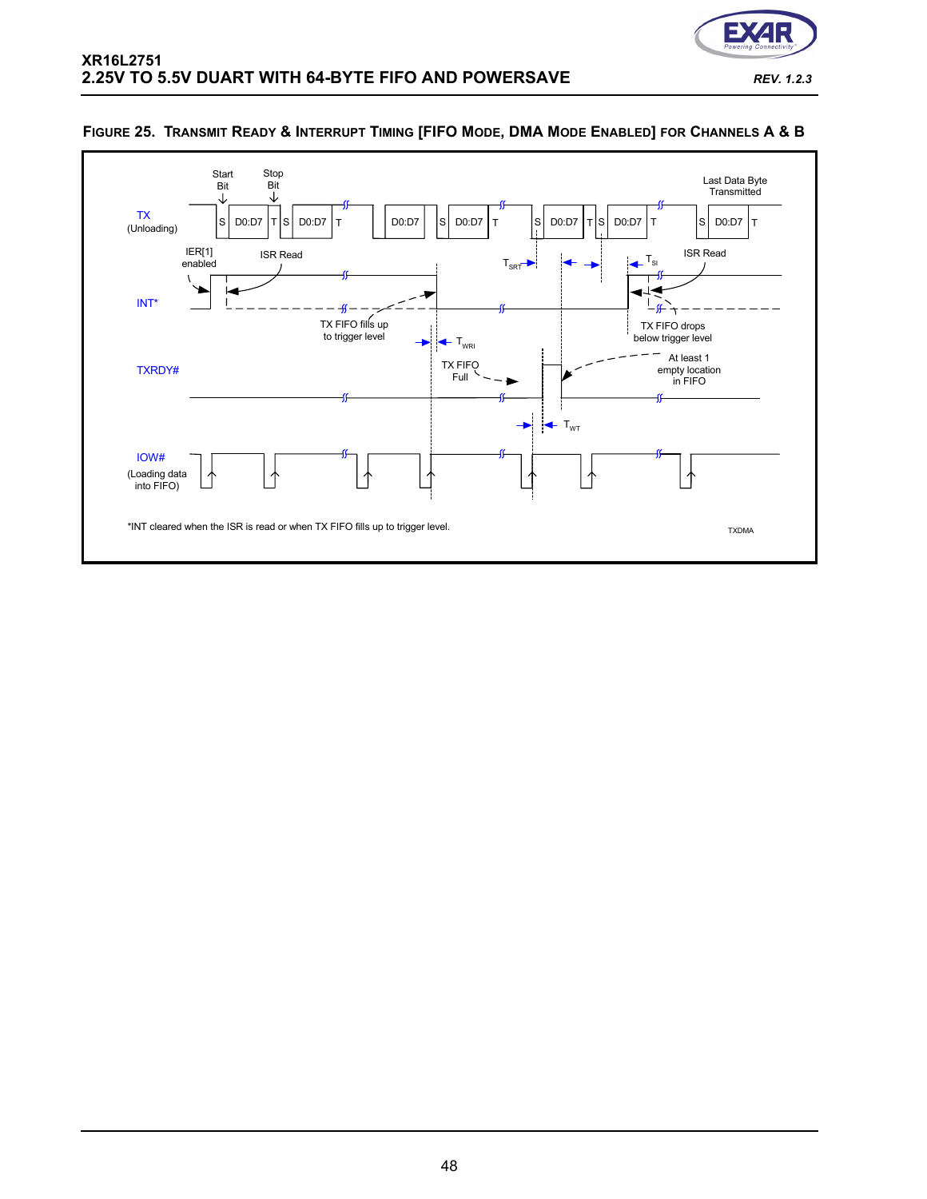**FIGURE 25. TRANSMIT READY & INTERRUPT TIMING [FIFO MODE, DMA MODE ENABLED] FOR CHANNELS A & B**

TX (Unloading)

Start Bit

Stop Bit

S D0:D7 T S D0:D7 T D0:D7 S D0:D7 T S D0:D7 T S D0:D7 T S D0:D7 T

Last Data Byte Transmitted

IER[1] enabled

ISR Read

$T_{SRT}$

$T_{SI}$

ISR Read

INT*

TX FIFO fills up to trigger level

$T_{WRI}$

TX FIFO drops below trigger level

TXRDY#

TX FIFO Full

At least 1 empty location in FIFO

$T_{WT}$

IOW# (Loading data into FIFO)

*INT cleared when the ISR is read or when TX FIFO fills up to trigger level.

TXDMA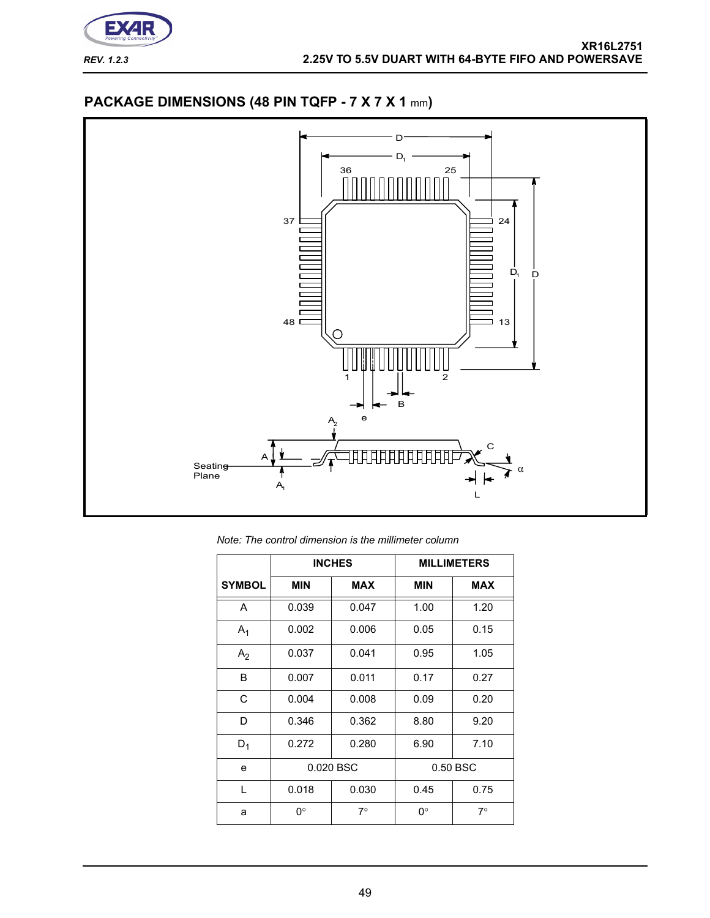## PACKAGE DIMENSIONS (48 PIN TQFP - 7 X 7 X 1 mm)

*Note: The control dimension is the millimeter column*

| SYMBOL | INCHES | | MILLIMETERS | |
|---|---|---|---|---|
| | MIN | MAX | MIN | MAX |
| A | 0.039 | 0.047 | 1.00 | 1.20 |
| $A_1$ | 0.002 | 0.006 | 0.05 | 0.15 |
| $A_2$ | 0.037 | 0.041 | 0.95 | 1.05 |
| B | 0.007 | 0.011 | 0.17 | 0.27 |
| C | 0.004 | 0.008 | 0.09 | 0.20 |
| D | 0.346 | 0.362 | 8.80 | 9.20 |
| $D_1$ | 0.272 | 0.280 | 6.90 | 7.10 |
| e | 0.020 BSC | | 0.50 BSC | |
| L | 0.018 | 0.030 | 0.45 | 0.75 |
| a | 0° | 7° | 0° | 7° |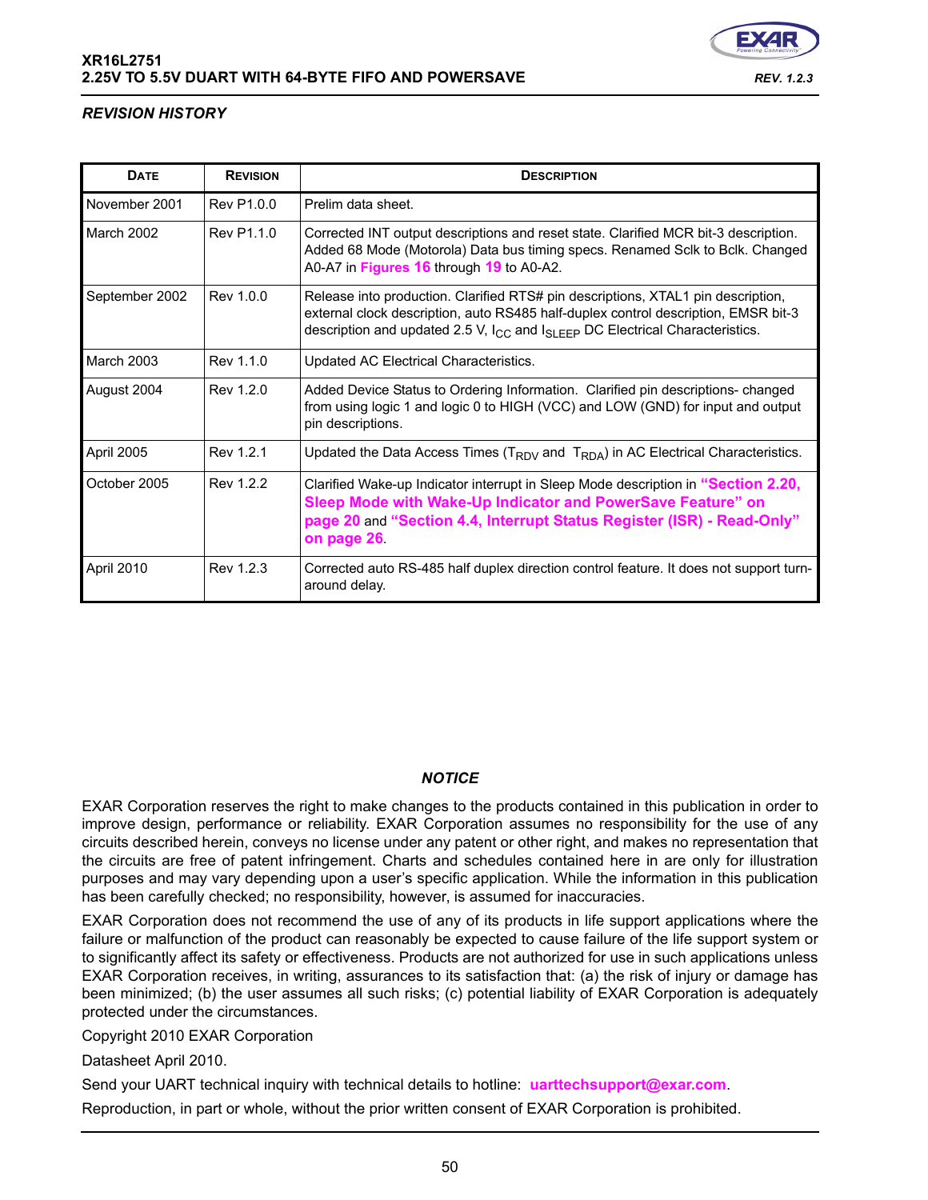## REVISION HISTORY

| DATE | REVISION | DESCRIPTION |
|---|---|---|
| November 2001 | Rev P1.0.0 | Prelim data sheet. |
| March 2002 | Rev P1.1.0 | Corrected INT output descriptions and reset state. Clarified MCR bit-3 description. Added 68 Mode (Motorola) Data bus timing specs. Renamed Sclk to Bclk. Changed A0-A7 in **Figures 16** through **19** to A0-A2. |
| September 2002 | Rev 1.0.0 | Release into production. Clarified RTS# pin descriptions, XTAL1 pin description, external clock description, auto RS485 half-duplex control description, EMSR bit-3 description and updated 2.5 V, $I_{CC}$ and $I_{SLEEP}$ DC Electrical Characteristics. |
| March 2003 | Rev 1.1.0 | Updated AC Electrical Characteristics. |
| August 2004 | Rev 1.2.0 | Added Device Status to Ordering Information. Clarified pin descriptions- changed from using logic 1 and logic 0 to HIGH (VCC) and LOW (GND) for input and output pin descriptions. |
| April 2005 | Rev 1.2.1 | Updated the Data Access Times ($T_{RDV}$ and $T_{RDA}$) in AC Electrical Characteristics. |
| October 2005 | Rev 1.2.2 | Clarified Wake-up Indicator interrupt in Sleep Mode description in **"Section 2.20, Sleep Mode with Wake-Up Indicator and PowerSave Feature" on page 20** and **"Section 4.4, Interrupt Status Register (ISR) - Read-Only" on page 26**. |
| April 2010 | Rev 1.2.3 | Corrected auto RS-485 half duplex direction control feature. It does not support turn-around delay. |

### *NOTICE*

EXAR Corporation reserves the right to make changes to the products contained in this publication in order to improve design, performance or reliability. EXAR Corporation assumes no responsibility for the use of any circuits described herein, conveys no license under any patent or other right, and makes no representation that the circuits are free of patent infringement. Charts and schedules contained here in are only for illustration purposes and may vary depending upon a user's specific application. While the information in this publication has been carefully checked; no responsibility, however, is assumed for inaccuracies.

EXAR Corporation does not recommend the use of any of its products in life support applications where the failure or malfunction of the product can reasonably be expected to cause failure of the life support system or to significantly affect its safety or effectiveness. Products are not authorized for use in such applications unless EXAR Corporation receives, in writing, assurances to its satisfaction that: (a) the risk of injury or damage has been minimized; (b) the user assumes all such risks; (c) potential liability of EXAR Corporation is adequately protected under the circumstances.

Copyright 2010 EXAR Corporation

Datasheet April 2010.

Send your UART technical inquiry with technical details to hotline: **uarttechsupport@exar.com**.

Reproduction, in part or whole, without the prior written consent of EXAR Corporation is prohibited.